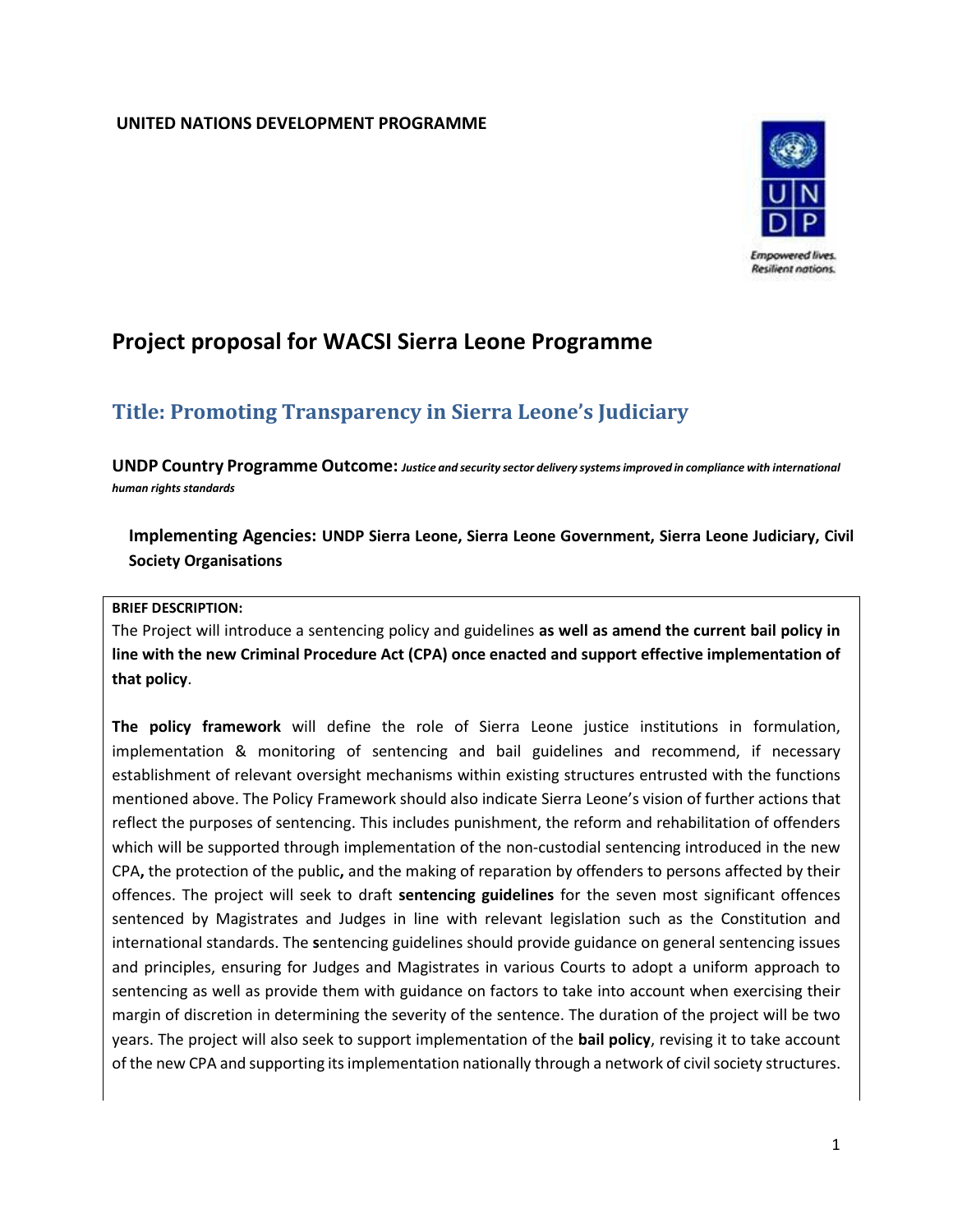**UNITED NATIONS DEVELOPMENT PROGRAMME**

Empowered lives.
Resilient nations.

# Project proposal for WACSI Sierra Leone Programme

## Title: Promoting Transparency in Sierra Leone's Judiciary

**UNDP Country Programme Outcome:** ***Justice and security sector delivery systems improved in compliance with international human rights standards***

**Implementing Agencies: UNDP Sierra Leone, Sierra Leone Government, Sierra Leone Judiciary, Civil Society Organisations**

**BRIEF DESCRIPTION:**

The Project will introduce a sentencing policy and guidelines **as well as amend the current bail policy in line with the new Criminal Procedure Act (CPA) once enacted and support effective implementation of that policy**.

**The policy framework** will define the role of Sierra Leone justice institutions in formulation, implementation & monitoring of sentencing and bail guidelines and recommend, if necessary establishment of relevant oversight mechanisms within existing structures entrusted with the functions mentioned above. The Policy Framework should also indicate Sierra Leone's vision of further actions that reflect the purposes of sentencing. This includes punishment, the reform and rehabilitation of offenders which will be supported through implementation of the non-custodial sentencing introduced in the new CPA**,** the protection of the public**,** and the making of reparation by offenders to persons affected by their offences. The project will seek to draft **sentencing guidelines** for the seven most significant offences sentenced by Magistrates and Judges in line with relevant legislation such as the Constitution and international standards. The **s**entencing guidelines should provide guidance on general sentencing issues and principles, ensuring for Judges and Magistrates in various Courts to adopt a uniform approach to sentencing as well as provide them with guidance on factors to take into account when exercising their margin of discretion in determining the severity of the sentence. The duration of the project will be two years. The project will also seek to support implementation of the **bail policy**, revising it to take account of the new CPA and supporting its implementation nationally through a network of civil society structures.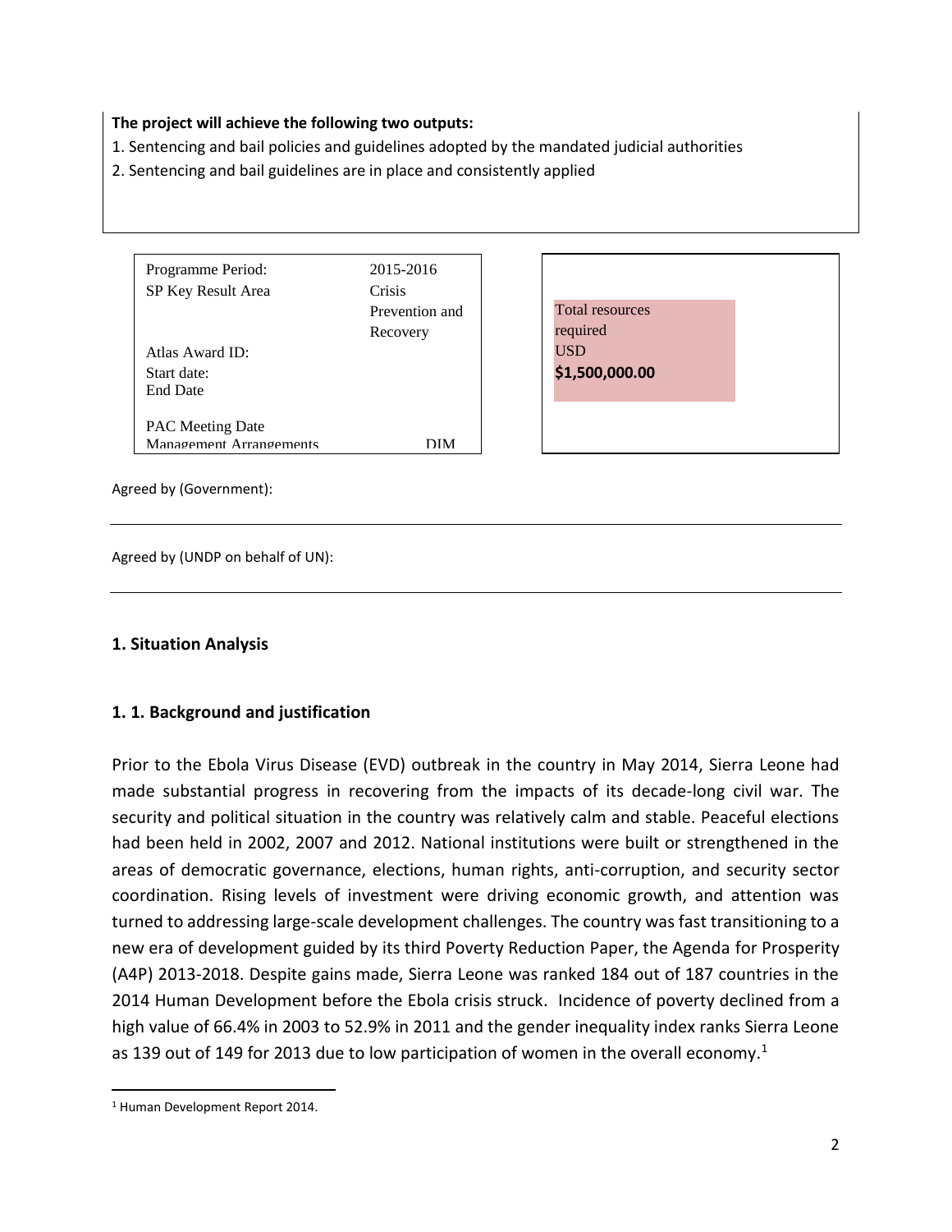**The project will achieve the following two outputs:**

1. Sentencing and bail policies and guidelines adopted by the mandated judicial authorities
2. Sentencing and bail guidelines are in place and consistently applied

| | |
|---|---|
| Programme Period: | 2015-2016 |
| SP Key Result Area | Crisis Prevention and Recovery |
| Atlas Award ID: | |
| Start date: | |
| End Date | |
| PAC Meeting Date | |
| Management Arrangements | DIM |

Total resources required USD **$1,500,000.00**

Agreed by (Government):

Agreed by (UNDP on behalf of UN):

## 1. Situation Analysis

### 1. 1. Background and justification

Prior to the Ebola Virus Disease (EVD) outbreak in the country in May 2014, Sierra Leone had made substantial progress in recovering from the impacts of its decade-long civil war. The security and political situation in the country was relatively calm and stable. Peaceful elections had been held in 2002, 2007 and 2012. National institutions were built or strengthened in the areas of democratic governance, elections, human rights, anti-corruption, and security sector coordination. Rising levels of investment were driving economic growth, and attention was turned to addressing large-scale development challenges. The country was fast transitioning to a new era of development guided by its third Poverty Reduction Paper, the Agenda for Prosperity (A4P) 2013-2018. Despite gains made, Sierra Leone was ranked 184 out of 187 countries in the 2014 Human Development before the Ebola crisis struck. Incidence of poverty declined from a high value of 66.4% in 2003 to 52.9% in 2011 and the gender inequality index ranks Sierra Leone as 139 out of 149 for 2013 due to low participation of women in the overall economy.[1]

[1] Human Development Report 2014.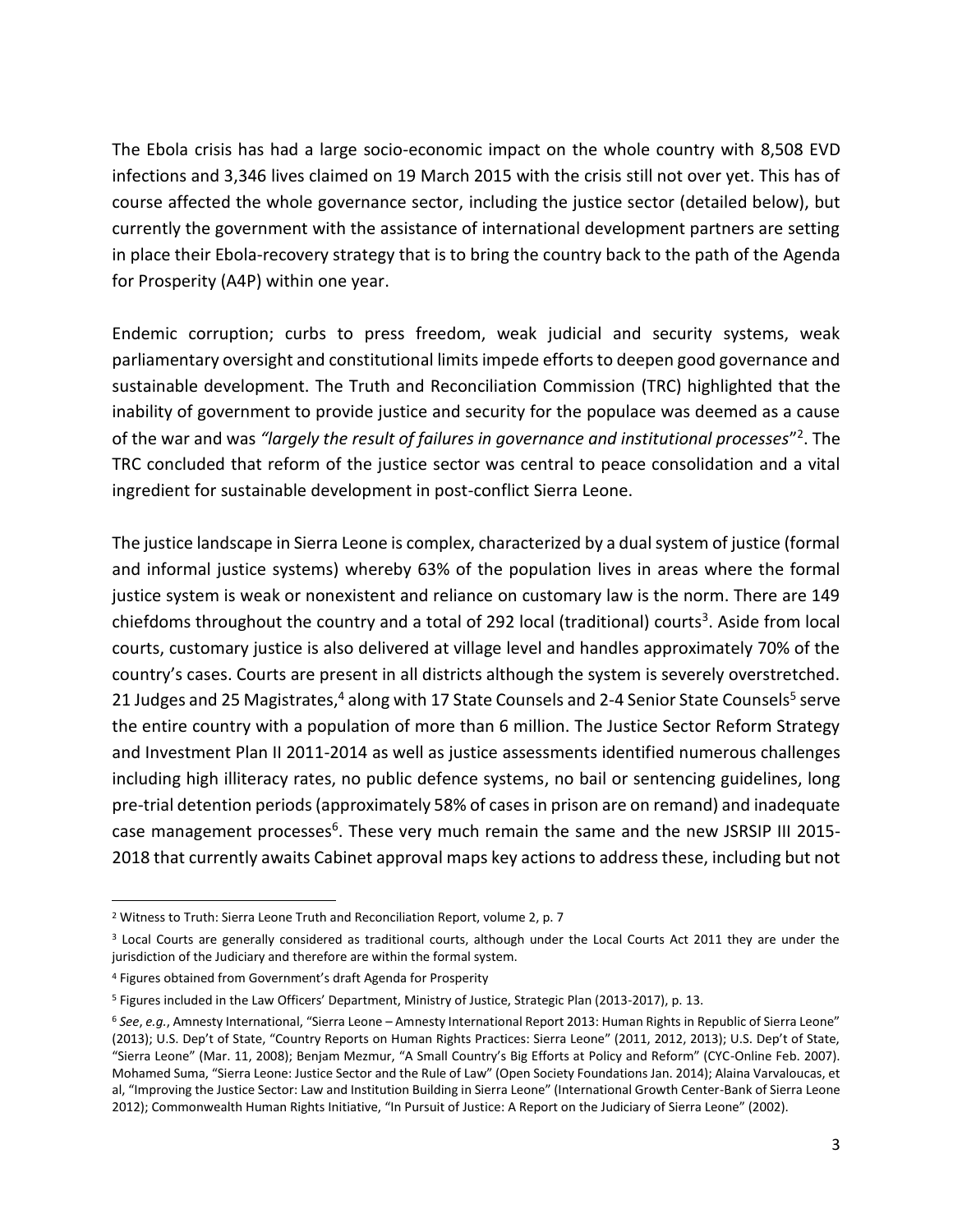The Ebola crisis has had a large socio-economic impact on the whole country with 8,508 EVD infections and 3,346 lives claimed on 19 March 2015 with the crisis still not over yet. This has of course affected the whole governance sector, including the justice sector (detailed below), but currently the government with the assistance of international development partners are setting in place their Ebola-recovery strategy that is to bring the country back to the path of the Agenda for Prosperity (A4P) within one year.

Endemic corruption; curbs to press freedom, weak judicial and security systems, weak parliamentary oversight and constitutional limits impede efforts to deepen good governance and sustainable development. The Truth and Reconciliation Commission (TRC) highlighted that the inability of government to provide justice and security for the populace was deemed as a cause of the war and was *"largely the result of failures in governance and institutional processes*"[2]. The TRC concluded that reform of the justice sector was central to peace consolidation and a vital ingredient for sustainable development in post-conflict Sierra Leone.

The justice landscape in Sierra Leone is complex, characterized by a dual system of justice (formal and informal justice systems) whereby 63% of the population lives in areas where the formal justice system is weak or nonexistent and reliance on customary law is the norm. There are 149 chiefdoms throughout the country and a total of 292 local (traditional) courts[3]. Aside from local courts, customary justice is also delivered at village level and handles approximately 70% of the country's cases. Courts are present in all districts although the system is severely overstretched. 21 Judges and 25 Magistrates,[4] along with 17 State Counsels and 2-4 Senior State Counsels[5] serve the entire country with a population of more than 6 million. The Justice Sector Reform Strategy and Investment Plan II 2011-2014 as well as justice assessments identified numerous challenges including high illiteracy rates, no public defence systems, no bail or sentencing guidelines, long pre-trial detention periods (approximately 58% of cases in prison are on remand) and inadequate case management processes[6]. These very much remain the same and the new JSRSIP III 2015-2018 that currently awaits Cabinet approval maps key actions to address these, including but not

---

[2] Witness to Truth: Sierra Leone Truth and Reconciliation Report, volume 2, p. 7

[3] Local Courts are generally considered as traditional courts, although under the Local Courts Act 2011 they are under the jurisdiction of the Judiciary and therefore are within the formal system.

[4] Figures obtained from Government's draft Agenda for Prosperity

[5] Figures included in the Law Officers' Department, Ministry of Justice, Strategic Plan (2013-2017), p. 13.

[6] *See*, *e.g.*, Amnesty International, "Sierra Leone – Amnesty International Report 2013: Human Rights in Republic of Sierra Leone" (2013); U.S. Dep't of State, "Country Reports on Human Rights Practices: Sierra Leone" (2011, 2012, 2013); U.S. Dep't of State, "Sierra Leone" (Mar. 11, 2008); Benjam Mezmur, "A Small Country's Big Efforts at Policy and Reform" (CYC-Online Feb. 2007). Mohamed Suma, "Sierra Leone: Justice Sector and the Rule of Law" (Open Society Foundations Jan. 2014); Alaina Varvaloucas, et al, "Improving the Justice Sector: Law and Institution Building in Sierra Leone" (International Growth Center-Bank of Sierra Leone 2012); Commonwealth Human Rights Initiative, "In Pursuit of Justice: A Report on the Judiciary of Sierra Leone" (2002).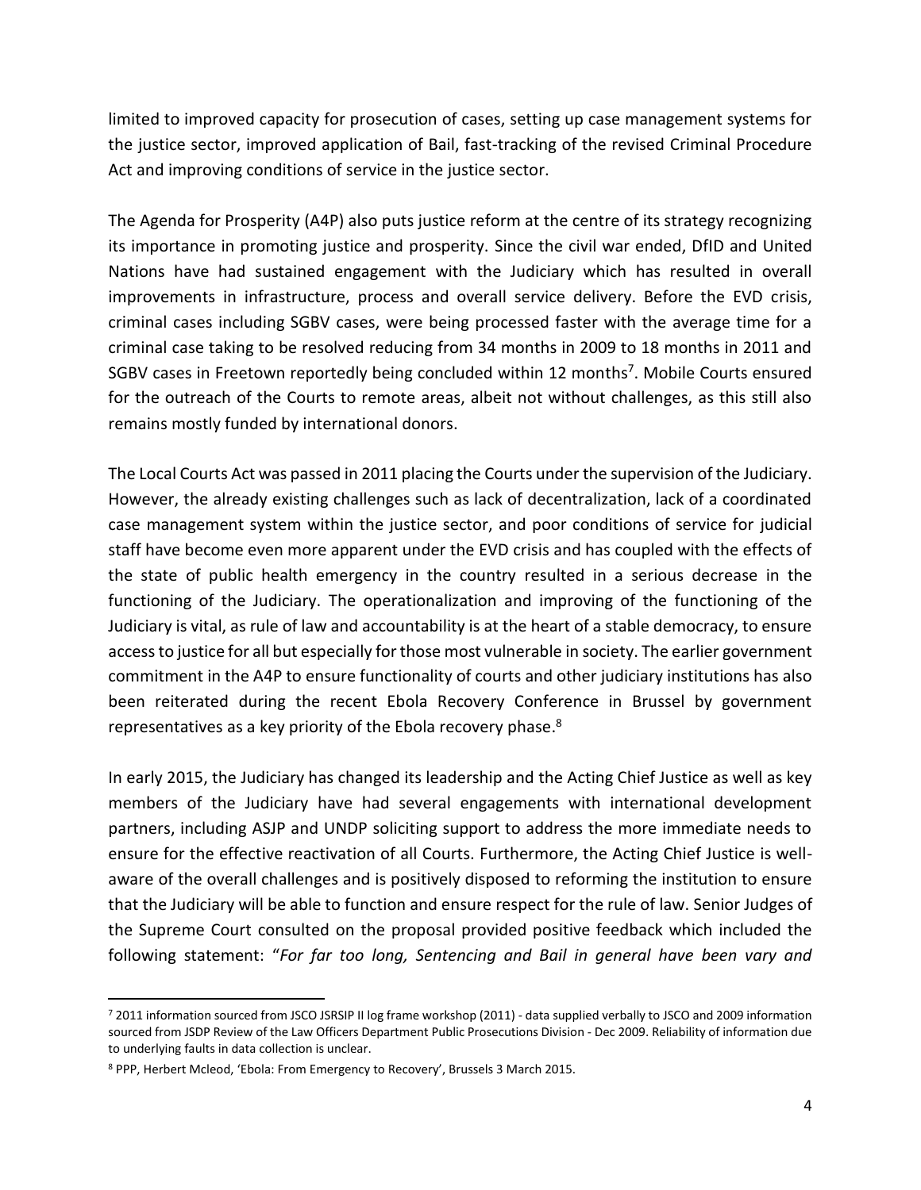limited to improved capacity for prosecution of cases, setting up case management systems for the justice sector, improved application of Bail, fast-tracking of the revised Criminal Procedure Act and improving conditions of service in the justice sector.

The Agenda for Prosperity (A4P) also puts justice reform at the centre of its strategy recognizing its importance in promoting justice and prosperity. Since the civil war ended, DfID and United Nations have had sustained engagement with the Judiciary which has resulted in overall improvements in infrastructure, process and overall service delivery. Before the EVD crisis, criminal cases including SGBV cases, were being processed faster with the average time for a criminal case taking to be resolved reducing from 34 months in 2009 to 18 months in 2011 and SGBV cases in Freetown reportedly being concluded within 12 months[7]. Mobile Courts ensured for the outreach of the Courts to remote areas, albeit not without challenges, as this still also remains mostly funded by international donors.

The Local Courts Act was passed in 2011 placing the Courts under the supervision of the Judiciary. However, the already existing challenges such as lack of decentralization, lack of a coordinated case management system within the justice sector, and poor conditions of service for judicial staff have become even more apparent under the EVD crisis and has coupled with the effects of the state of public health emergency in the country resulted in a serious decrease in the functioning of the Judiciary. The operationalization and improving of the functioning of the Judiciary is vital, as rule of law and accountability is at the heart of a stable democracy, to ensure access to justice for all but especially for those most vulnerable in society. The earlier government commitment in the A4P to ensure functionality of courts and other judiciary institutions has also been reiterated during the recent Ebola Recovery Conference in Brussel by government representatives as a key priority of the Ebola recovery phase.[8]

In early 2015, the Judiciary has changed its leadership and the Acting Chief Justice as well as key members of the Judiciary have had several engagements with international development partners, including ASJP and UNDP soliciting support to address the more immediate needs to ensure for the effective reactivation of all Courts. Furthermore, the Acting Chief Justice is well-aware of the overall challenges and is positively disposed to reforming the institution to ensure that the Judiciary will be able to function and ensure respect for the rule of law. Senior Judges of the Supreme Court consulted on the proposal provided positive feedback which included the following statement: "*For far too long, Sentencing and Bail in general have been vary and*

---

[7] 2011 information sourced from JSCO JSRSIP II log frame workshop (2011) - data supplied verbally to JSCO and 2009 information sourced from JSDP Review of the Law Officers Department Public Prosecutions Division - Dec 2009. Reliability of information due to underlying faults in data collection is unclear.

[8] PPP, Herbert Mcleod, 'Ebola: From Emergency to Recovery', Brussels 3 March 2015.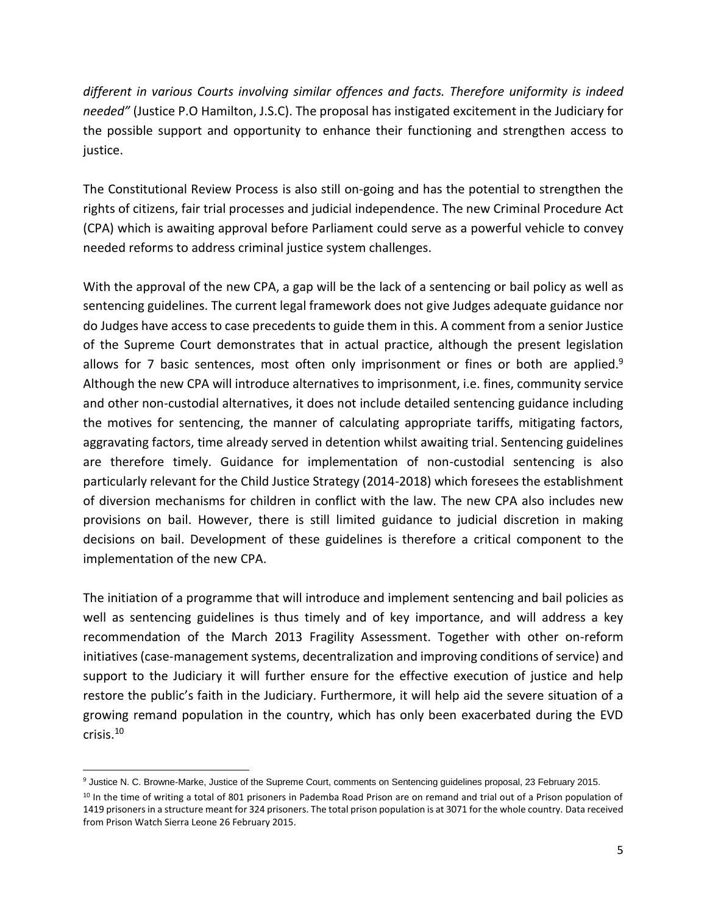*different in various Courts involving similar offences and facts. Therefore uniformity is indeed needed"* (Justice P.O Hamilton, J.S.C). The proposal has instigated excitement in the Judiciary for the possible support and opportunity to enhance their functioning and strengthen access to justice.

The Constitutional Review Process is also still on-going and has the potential to strengthen the rights of citizens, fair trial processes and judicial independence. The new Criminal Procedure Act (CPA) which is awaiting approval before Parliament could serve as a powerful vehicle to convey needed reforms to address criminal justice system challenges.

With the approval of the new CPA, a gap will be the lack of a sentencing or bail policy as well as sentencing guidelines. The current legal framework does not give Judges adequate guidance nor do Judges have access to case precedents to guide them in this. A comment from a senior Justice of the Supreme Court demonstrates that in actual practice, although the present legislation allows for 7 basic sentences, most often only imprisonment or fines or both are applied.[9] Although the new CPA will introduce alternatives to imprisonment, i.e. fines, community service and other non-custodial alternatives, it does not include detailed sentencing guidance including the motives for sentencing, the manner of calculating appropriate tariffs, mitigating factors, aggravating factors, time already served in detention whilst awaiting trial. Sentencing guidelines are therefore timely. Guidance for implementation of non-custodial sentencing is also particularly relevant for the Child Justice Strategy (2014-2018) which foresees the establishment of diversion mechanisms for children in conflict with the law. The new CPA also includes new provisions on bail. However, there is still limited guidance to judicial discretion in making decisions on bail. Development of these guidelines is therefore a critical component to the implementation of the new CPA.

The initiation of a programme that will introduce and implement sentencing and bail policies as well as sentencing guidelines is thus timely and of key importance, and will address a key recommendation of the March 2013 Fragility Assessment. Together with other on-reform initiatives (case-management systems, decentralization and improving conditions of service) and support to the Judiciary it will further ensure for the effective execution of justice and help restore the public's faith in the Judiciary. Furthermore, it will help aid the severe situation of a growing remand population in the country, which has only been exacerbated during the EVD crisis.[10]

---

[9] Justice N. C. Browne-Marke, Justice of the Supreme Court, comments on Sentencing guidelines proposal, 23 February 2015.

[10] In the time of writing a total of 801 prisoners in Pademba Road Prison are on remand and trial out of a Prison population of 1419 prisoners in a structure meant for 324 prisoners. The total prison population is at 3071 for the whole country. Data received from Prison Watch Sierra Leone 26 February 2015.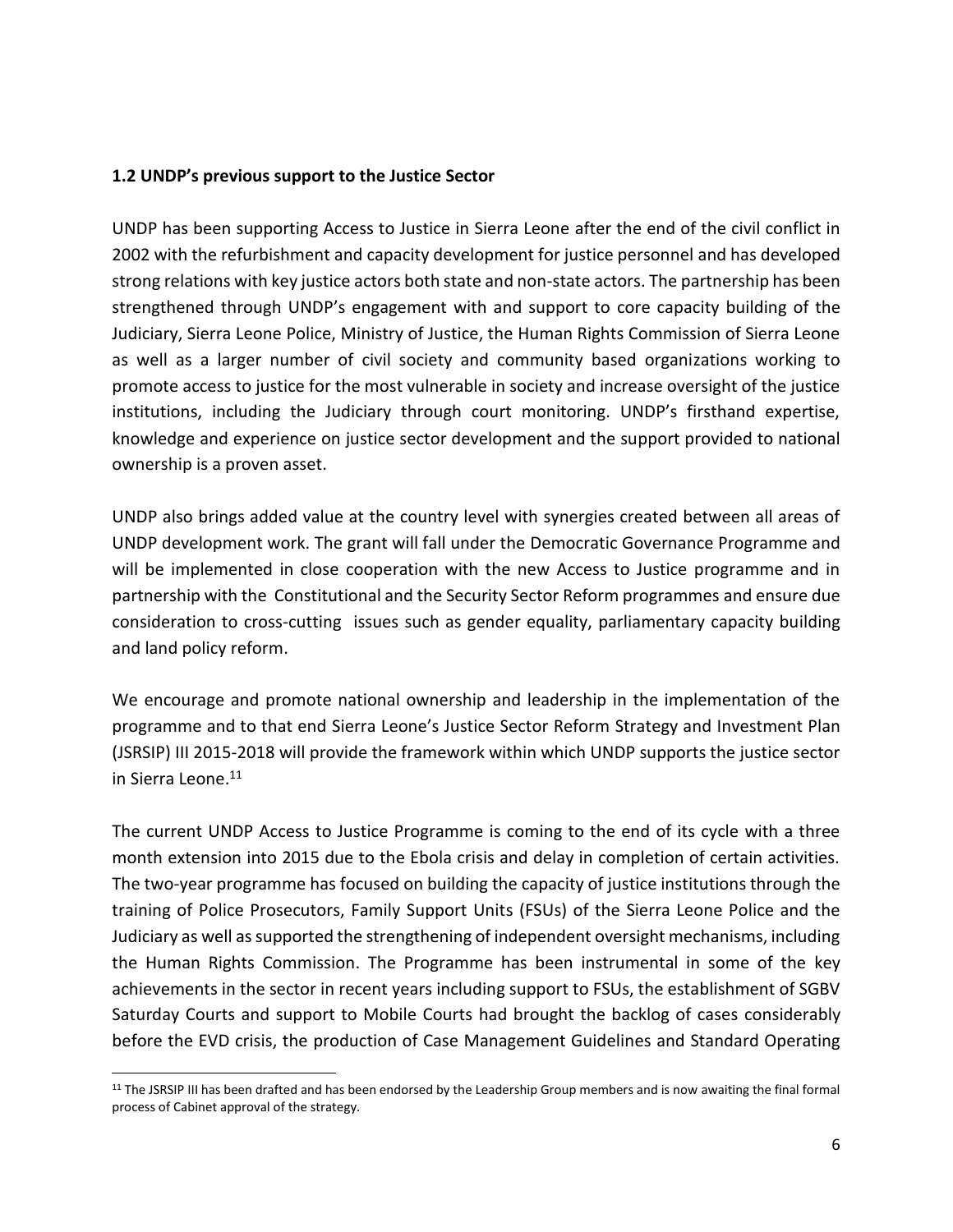### 1.2 UNDP's previous support to the Justice Sector

UNDP has been supporting Access to Justice in Sierra Leone after the end of the civil conflict in 2002 with the refurbishment and capacity development for justice personnel and has developed strong relations with key justice actors both state and non-state actors. The partnership has been strengthened through UNDP's engagement with and support to core capacity building of the Judiciary, Sierra Leone Police, Ministry of Justice, the Human Rights Commission of Sierra Leone as well as a larger number of civil society and community based organizations working to promote access to justice for the most vulnerable in society and increase oversight of the justice institutions, including the Judiciary through court monitoring. UNDP's firsthand expertise, knowledge and experience on justice sector development and the support provided to national ownership is a proven asset.

UNDP also brings added value at the country level with synergies created between all areas of UNDP development work. The grant will fall under the Democratic Governance Programme and will be implemented in close cooperation with the new Access to Justice programme and in partnership with the Constitutional and the Security Sector Reform programmes and ensure due consideration to cross-cutting issues such as gender equality, parliamentary capacity building and land policy reform.

We encourage and promote national ownership and leadership in the implementation of the programme and to that end Sierra Leone's Justice Sector Reform Strategy and Investment Plan (JSRSIP) III 2015-2018 will provide the framework within which UNDP supports the justice sector in Sierra Leone.[11]

The current UNDP Access to Justice Programme is coming to the end of its cycle with a three month extension into 2015 due to the Ebola crisis and delay in completion of certain activities. The two-year programme has focused on building the capacity of justice institutions through the training of Police Prosecutors, Family Support Units (FSUs) of the Sierra Leone Police and the Judiciary as well as supported the strengthening of independent oversight mechanisms, including the Human Rights Commission. The Programme has been instrumental in some of the key achievements in the sector in recent years including support to FSUs, the establishment of SGBV Saturday Courts and support to Mobile Courts had brought the backlog of cases considerably before the EVD crisis, the production of Case Management Guidelines and Standard Operating

[11] The JSRSIP III has been drafted and has been endorsed by the Leadership Group members and is now awaiting the final formal process of Cabinet approval of the strategy.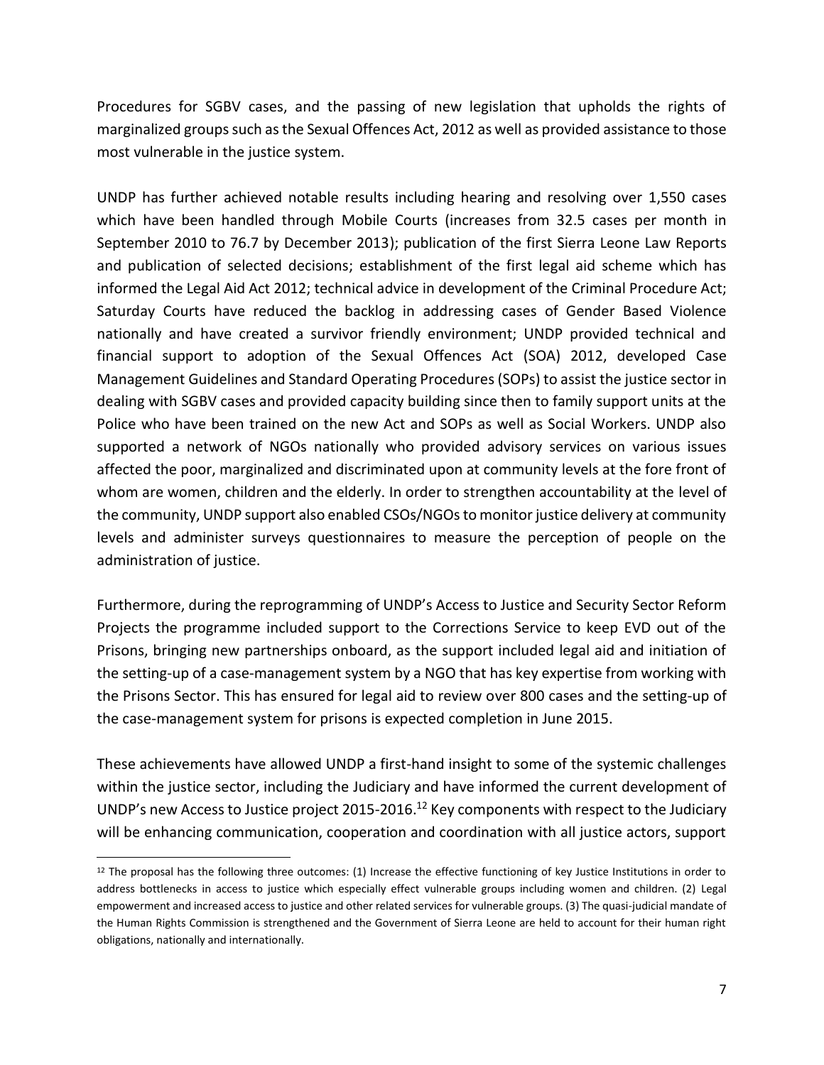Procedures for SGBV cases, and the passing of new legislation that upholds the rights of marginalized groups such as the Sexual Offences Act, 2012 as well as provided assistance to those most vulnerable in the justice system.

UNDP has further achieved notable results including hearing and resolving over 1,550 cases which have been handled through Mobile Courts (increases from 32.5 cases per month in September 2010 to 76.7 by December 2013); publication of the first Sierra Leone Law Reports and publication of selected decisions; establishment of the first legal aid scheme which has informed the Legal Aid Act 2012; technical advice in development of the Criminal Procedure Act; Saturday Courts have reduced the backlog in addressing cases of Gender Based Violence nationally and have created a survivor friendly environment; UNDP provided technical and financial support to adoption of the Sexual Offences Act (SOA) 2012, developed Case Management Guidelines and Standard Operating Procedures (SOPs) to assist the justice sector in dealing with SGBV cases and provided capacity building since then to family support units at the Police who have been trained on the new Act and SOPs as well as Social Workers. UNDP also supported a network of NGOs nationally who provided advisory services on various issues affected the poor, marginalized and discriminated upon at community levels at the fore front of whom are women, children and the elderly. In order to strengthen accountability at the level of the community, UNDP support also enabled CSOs/NGOs to monitor justice delivery at community levels and administer surveys questionnaires to measure the perception of people on the administration of justice.

Furthermore, during the reprogramming of UNDP's Access to Justice and Security Sector Reform Projects the programme included support to the Corrections Service to keep EVD out of the Prisons, bringing new partnerships onboard, as the support included legal aid and initiation of the setting-up of a case-management system by a NGO that has key expertise from working with the Prisons Sector. This has ensured for legal aid to review over 800 cases and the setting-up of the case-management system for prisons is expected completion in June 2015.

These achievements have allowed UNDP a first-hand insight to some of the systemic challenges within the justice sector, including the Judiciary and have informed the current development of UNDP's new Access to Justice project 2015-2016.[12] Key components with respect to the Judiciary will be enhancing communication, cooperation and coordination with all justice actors, support

[12] The proposal has the following three outcomes: (1) Increase the effective functioning of key Justice Institutions in order to address bottlenecks in access to justice which especially effect vulnerable groups including women and children. (2) Legal empowerment and increased access to justice and other related services for vulnerable groups. (3) The quasi-judicial mandate of the Human Rights Commission is strengthened and the Government of Sierra Leone are held to account for their human right obligations, nationally and internationally.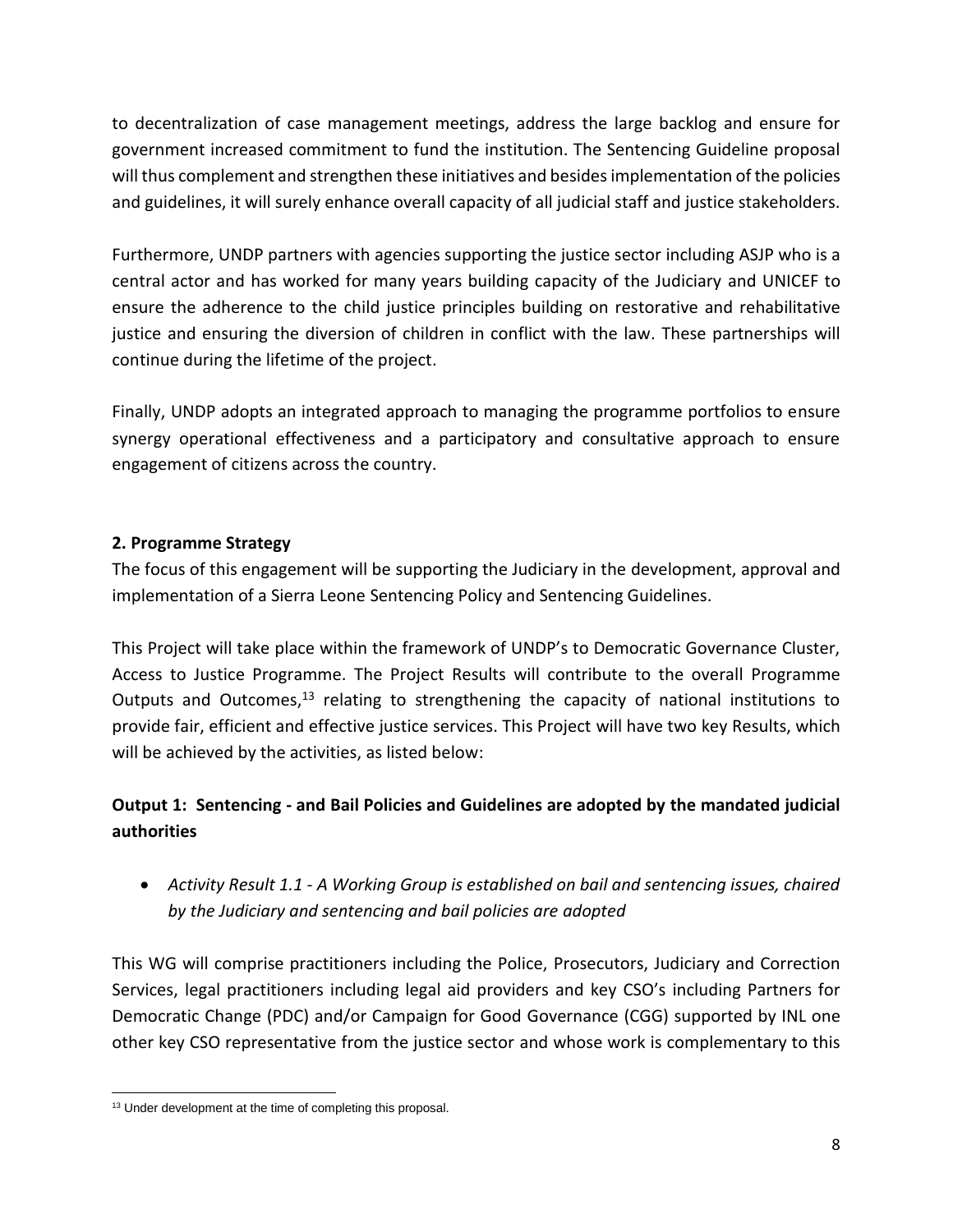to decentralization of case management meetings, address the large backlog and ensure for government increased commitment to fund the institution. The Sentencing Guideline proposal will thus complement and strengthen these initiatives and besides implementation of the policies and guidelines, it will surely enhance overall capacity of all judicial staff and justice stakeholders.

Furthermore, UNDP partners with agencies supporting the justice sector including ASJP who is a central actor and has worked for many years building capacity of the Judiciary and UNICEF to ensure the adherence to the child justice principles building on restorative and rehabilitative justice and ensuring the diversion of children in conflict with the law. These partnerships will continue during the lifetime of the project.

Finally, UNDP adopts an integrated approach to managing the programme portfolios to ensure synergy operational effectiveness and a participatory and consultative approach to ensure engagement of citizens across the country.

## 2. Programme Strategy

The focus of this engagement will be supporting the Judiciary in the development, approval and implementation of a Sierra Leone Sentencing Policy and Sentencing Guidelines.

This Project will take place within the framework of UNDP's to Democratic Governance Cluster, Access to Justice Programme. The Project Results will contribute to the overall Programme Outputs and Outcomes,[13] relating to strengthening the capacity of national institutions to provide fair, efficient and effective justice services. This Project will have two key Results, which will be achieved by the activities, as listed below:

### Output 1: Sentencing - and Bail Policies and Guidelines are adopted by the mandated judicial authorities

- *Activity Result 1.1 - A Working Group is established on bail and sentencing issues, chaired by the Judiciary and sentencing and bail policies are adopted*

This WG will comprise practitioners including the Police, Prosecutors, Judiciary and Correction Services, legal practitioners including legal aid providers and key CSO's including Partners for Democratic Change (PDC) and/or Campaign for Good Governance (CGG) supported by INL one other key CSO representative from the justice sector and whose work is complementary to this

[13] Under development at the time of completing this proposal.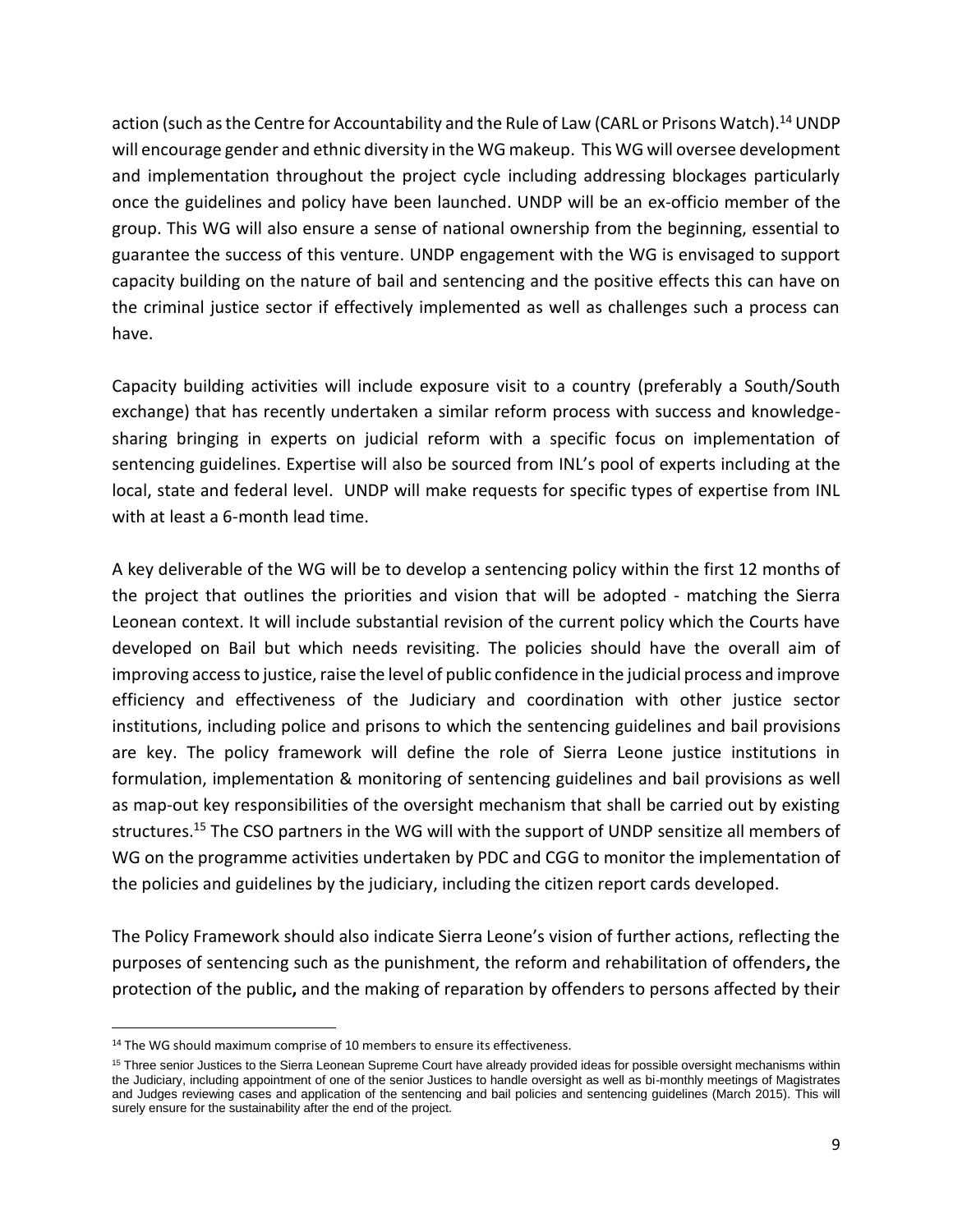action (such as the Centre for Accountability and the Rule of Law (CARL or Prisons Watch).[14] UNDP will encourage gender and ethnic diversity in the WG makeup. This WG will oversee development and implementation throughout the project cycle including addressing blockages particularly once the guidelines and policy have been launched. UNDP will be an ex-officio member of the group. This WG will also ensure a sense of national ownership from the beginning, essential to guarantee the success of this venture. UNDP engagement with the WG is envisaged to support capacity building on the nature of bail and sentencing and the positive effects this can have on the criminal justice sector if effectively implemented as well as challenges such a process can have.

Capacity building activities will include exposure visit to a country (preferably a South/South exchange) that has recently undertaken a similar reform process with success and knowledge-sharing bringing in experts on judicial reform with a specific focus on implementation of sentencing guidelines. Expertise will also be sourced from INL's pool of experts including at the local, state and federal level. UNDP will make requests for specific types of expertise from INL with at least a 6-month lead time.

A key deliverable of the WG will be to develop a sentencing policy within the first 12 months of the project that outlines the priorities and vision that will be adopted - matching the Sierra Leonean context. It will include substantial revision of the current policy which the Courts have developed on Bail but which needs revisiting. The policies should have the overall aim of improving access to justice, raise the level of public confidence in the judicial process and improve efficiency and effectiveness of the Judiciary and coordination with other justice sector institutions, including police and prisons to which the sentencing guidelines and bail provisions are key. The policy framework will define the role of Sierra Leone justice institutions in formulation, implementation & monitoring of sentencing guidelines and bail provisions as well as map-out key responsibilities of the oversight mechanism that shall be carried out by existing structures.[15] The CSO partners in the WG will with the support of UNDP sensitize all members of WG on the programme activities undertaken by PDC and CGG to monitor the implementation of the policies and guidelines by the judiciary, including the citizen report cards developed.

The Policy Framework should also indicate Sierra Leone's vision of further actions, reflecting the purposes of sentencing such as the punishment, the reform and rehabilitation of offenders**,** the protection of the public**,** and the making of reparation by offenders to persons affected by their

---

[14] The WG should maximum comprise of 10 members to ensure its effectiveness.

[15] Three senior Justices to the Sierra Leonean Supreme Court have already provided ideas for possible oversight mechanisms within the Judiciary, including appointment of one of the senior Justices to handle oversight as well as bi-monthly meetings of Magistrates and Judges reviewing cases and application of the sentencing and bail policies and sentencing guidelines (March 2015). This will surely ensure for the sustainability after the end of the project.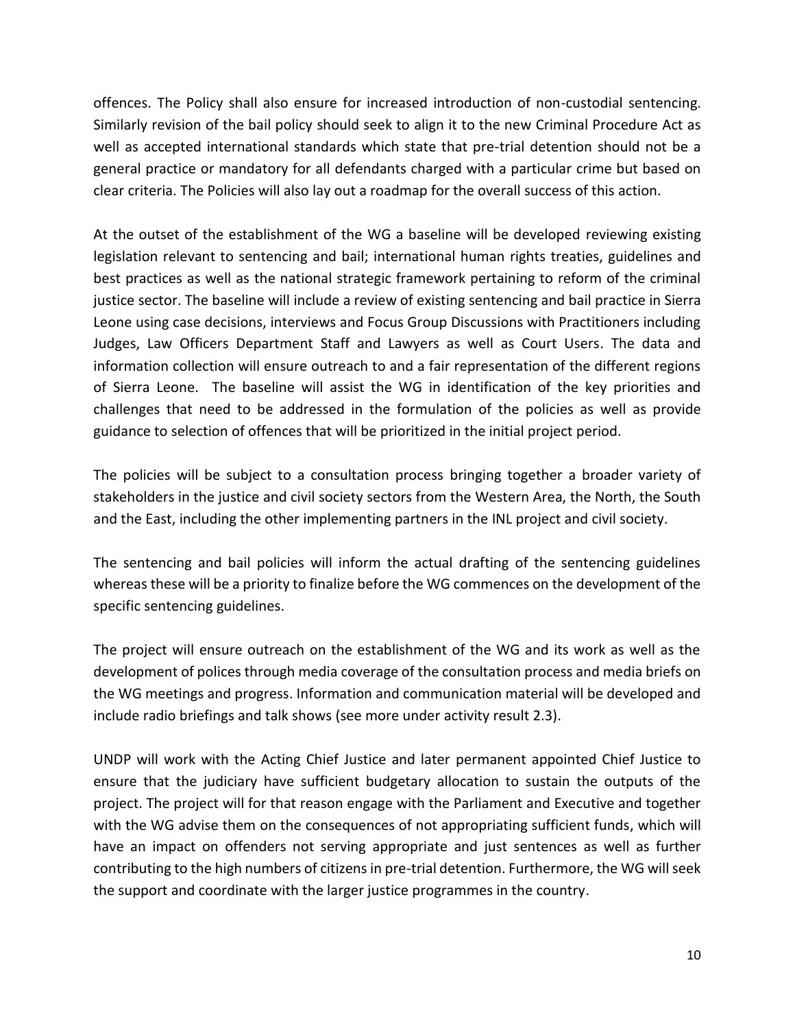offences. The Policy shall also ensure for increased introduction of non-custodial sentencing. Similarly revision of the bail policy should seek to align it to the new Criminal Procedure Act as well as accepted international standards which state that pre-trial detention should not be a general practice or mandatory for all defendants charged with a particular crime but based on clear criteria. The Policies will also lay out a roadmap for the overall success of this action.

At the outset of the establishment of the WG a baseline will be developed reviewing existing legislation relevant to sentencing and bail; international human rights treaties, guidelines and best practices as well as the national strategic framework pertaining to reform of the criminal justice sector. The baseline will include a review of existing sentencing and bail practice in Sierra Leone using case decisions, interviews and Focus Group Discussions with Practitioners including Judges, Law Officers Department Staff and Lawyers as well as Court Users. The data and information collection will ensure outreach to and a fair representation of the different regions of Sierra Leone. The baseline will assist the WG in identification of the key priorities and challenges that need to be addressed in the formulation of the policies as well as provide guidance to selection of offences that will be prioritized in the initial project period.

The policies will be subject to a consultation process bringing together a broader variety of stakeholders in the justice and civil society sectors from the Western Area, the North, the South and the East, including the other implementing partners in the INL project and civil society.

The sentencing and bail policies will inform the actual drafting of the sentencing guidelines whereas these will be a priority to finalize before the WG commences on the development of the specific sentencing guidelines.

The project will ensure outreach on the establishment of the WG and its work as well as the development of polices through media coverage of the consultation process and media briefs on the WG meetings and progress. Information and communication material will be developed and include radio briefings and talk shows (see more under activity result 2.3).

UNDP will work with the Acting Chief Justice and later permanent appointed Chief Justice to ensure that the judiciary have sufficient budgetary allocation to sustain the outputs of the project. The project will for that reason engage with the Parliament and Executive and together with the WG advise them on the consequences of not appropriating sufficient funds, which will have an impact on offenders not serving appropriate and just sentences as well as further contributing to the high numbers of citizens in pre-trial detention. Furthermore, the WG will seek the support and coordinate with the larger justice programmes in the country.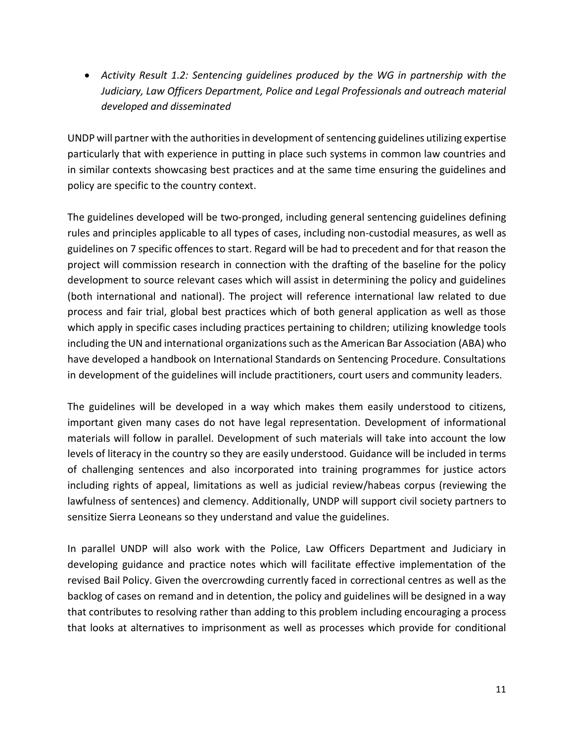- *Activity Result 1.2: Sentencing guidelines produced by the WG in partnership with the Judiciary, Law Officers Department, Police and Legal Professionals and outreach material developed and disseminated*

UNDP will partner with the authorities in development of sentencing guidelines utilizing expertise particularly that with experience in putting in place such systems in common law countries and in similar contexts showcasing best practices and at the same time ensuring the guidelines and policy are specific to the country context.

The guidelines developed will be two-pronged, including general sentencing guidelines defining rules and principles applicable to all types of cases, including non-custodial measures, as well as guidelines on 7 specific offences to start. Regard will be had to precedent and for that reason the project will commission research in connection with the drafting of the baseline for the policy development to source relevant cases which will assist in determining the policy and guidelines (both international and national). The project will reference international law related to due process and fair trial, global best practices which of both general application as well as those which apply in specific cases including practices pertaining to children; utilizing knowledge tools including the UN and international organizations such as the American Bar Association (ABA) who have developed a handbook on International Standards on Sentencing Procedure. Consultations in development of the guidelines will include practitioners, court users and community leaders.

The guidelines will be developed in a way which makes them easily understood to citizens, important given many cases do not have legal representation. Development of informational materials will follow in parallel. Development of such materials will take into account the low levels of literacy in the country so they are easily understood. Guidance will be included in terms of challenging sentences and also incorporated into training programmes for justice actors including rights of appeal, limitations as well as judicial review/habeas corpus (reviewing the lawfulness of sentences) and clemency. Additionally, UNDP will support civil society partners to sensitize Sierra Leoneans so they understand and value the guidelines.

In parallel UNDP will also work with the Police, Law Officers Department and Judiciary in developing guidance and practice notes which will facilitate effective implementation of the revised Bail Policy. Given the overcrowding currently faced in correctional centres as well as the backlog of cases on remand and in detention, the policy and guidelines will be designed in a way that contributes to resolving rather than adding to this problem including encouraging a process that looks at alternatives to imprisonment as well as processes which provide for conditional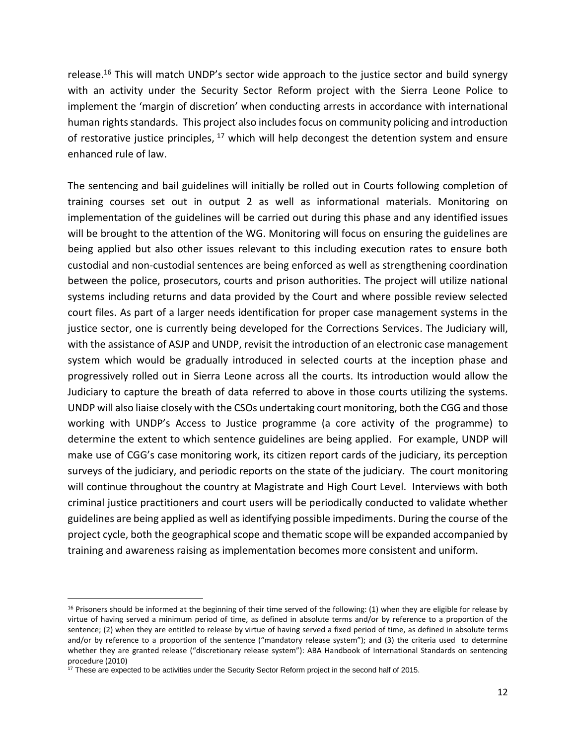release.[16] This will match UNDP's sector wide approach to the justice sector and build synergy with an activity under the Security Sector Reform project with the Sierra Leone Police to implement the 'margin of discretion' when conducting arrests in accordance with international human rights standards. This project also includes focus on community policing and introduction of restorative justice principles, [17] which will help decongest the detention system and ensure enhanced rule of law.

The sentencing and bail guidelines will initially be rolled out in Courts following completion of training courses set out in output 2 as well as informational materials. Monitoring on implementation of the guidelines will be carried out during this phase and any identified issues will be brought to the attention of the WG. Monitoring will focus on ensuring the guidelines are being applied but also other issues relevant to this including execution rates to ensure both custodial and non-custodial sentences are being enforced as well as strengthening coordination between the police, prosecutors, courts and prison authorities. The project will utilize national systems including returns and data provided by the Court and where possible review selected court files. As part of a larger needs identification for proper case management systems in the justice sector, one is currently being developed for the Corrections Services. The Judiciary will, with the assistance of ASJP and UNDP, revisit the introduction of an electronic case management system which would be gradually introduced in selected courts at the inception phase and progressively rolled out in Sierra Leone across all the courts. Its introduction would allow the Judiciary to capture the breath of data referred to above in those courts utilizing the systems. UNDP will also liaise closely with the CSOs undertaking court monitoring, both the CGG and those working with UNDP's Access to Justice programme (a core activity of the programme) to determine the extent to which sentence guidelines are being applied. For example, UNDP will make use of CGG's case monitoring work, its citizen report cards of the judiciary, its perception surveys of the judiciary, and periodic reports on the state of the judiciary. The court monitoring will continue throughout the country at Magistrate and High Court Level. Interviews with both criminal justice practitioners and court users will be periodically conducted to validate whether guidelines are being applied as well as identifying possible impediments. During the course of the project cycle, both the geographical scope and thematic scope will be expanded accompanied by training and awareness raising as implementation becomes more consistent and uniform.

---

[16] Prisoners should be informed at the beginning of their time served of the following: (1) when they are eligible for release by virtue of having served a minimum period of time, as defined in absolute terms and/or by reference to a proportion of the sentence; (2) when they are entitled to release by virtue of having served a fixed period of time, as defined in absolute terms and/or by reference to a proportion of the sentence ("mandatory release system"); and (3) the criteria used to determine whether they are granted release ("discretionary release system"): ABA Handbook of International Standards on sentencing procedure (2010)

[17] These are expected to be activities under the Security Sector Reform project in the second half of 2015.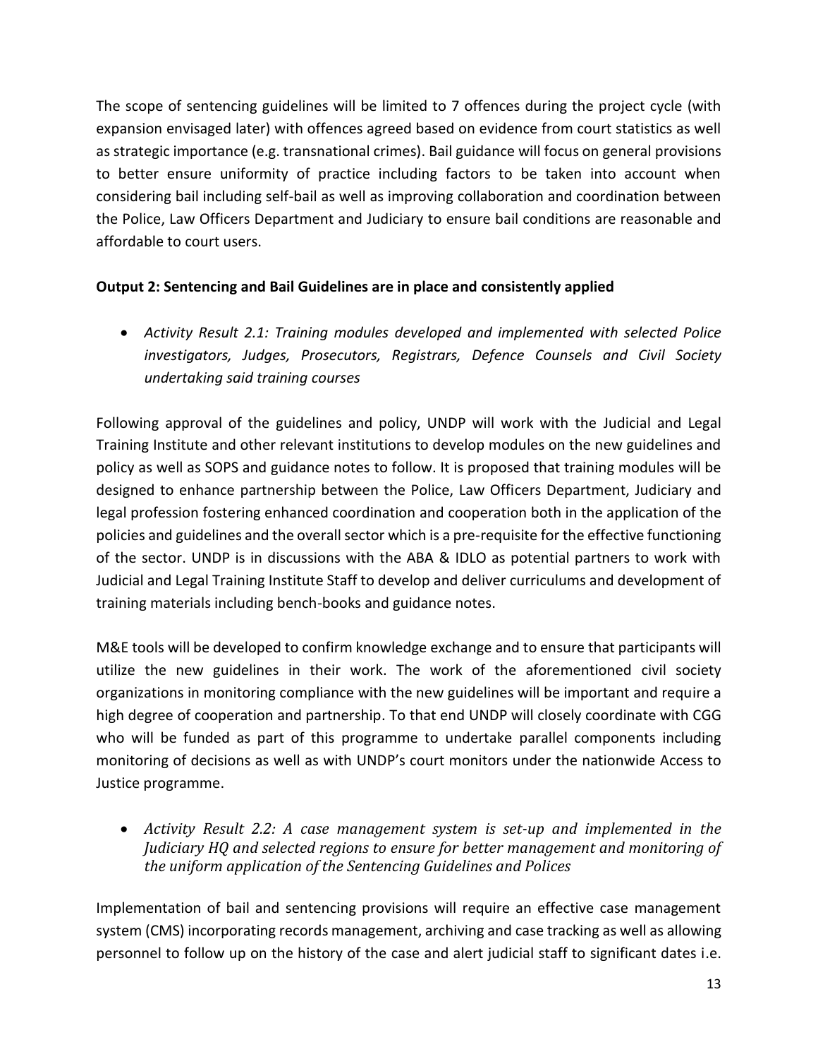The scope of sentencing guidelines will be limited to 7 offences during the project cycle (with expansion envisaged later) with offences agreed based on evidence from court statistics as well as strategic importance (e.g. transnational crimes). Bail guidance will focus on general provisions to better ensure uniformity of practice including factors to be taken into account when considering bail including self-bail as well as improving collaboration and coordination between the Police, Law Officers Department and Judiciary to ensure bail conditions are reasonable and affordable to court users.

**Output 2: Sentencing and Bail Guidelines are in place and consistently applied**

- *Activity Result 2.1: Training modules developed and implemented with selected Police investigators, Judges, Prosecutors, Registrars, Defence Counsels and Civil Society undertaking said training courses*

Following approval of the guidelines and policy, UNDP will work with the Judicial and Legal Training Institute and other relevant institutions to develop modules on the new guidelines and policy as well as SOPS and guidance notes to follow. It is proposed that training modules will be designed to enhance partnership between the Police, Law Officers Department, Judiciary and legal profession fostering enhanced coordination and cooperation both in the application of the policies and guidelines and the overall sector which is a pre-requisite for the effective functioning of the sector. UNDP is in discussions with the ABA & IDLO as potential partners to work with Judicial and Legal Training Institute Staff to develop and deliver curriculums and development of training materials including bench-books and guidance notes.

M&E tools will be developed to confirm knowledge exchange and to ensure that participants will utilize the new guidelines in their work. The work of the aforementioned civil society organizations in monitoring compliance with the new guidelines will be important and require a high degree of cooperation and partnership. To that end UNDP will closely coordinate with CGG who will be funded as part of this programme to undertake parallel components including monitoring of decisions as well as with UNDP's court monitors under the nationwide Access to Justice programme.

- *Activity Result 2.2: A case management system is set-up and implemented in the Judiciary HQ and selected regions to ensure for better management and monitoring of the uniform application of the Sentencing Guidelines and Polices*

Implementation of bail and sentencing provisions will require an effective case management system (CMS) incorporating records management, archiving and case tracking as well as allowing personnel to follow up on the history of the case and alert judicial staff to significant dates i.e.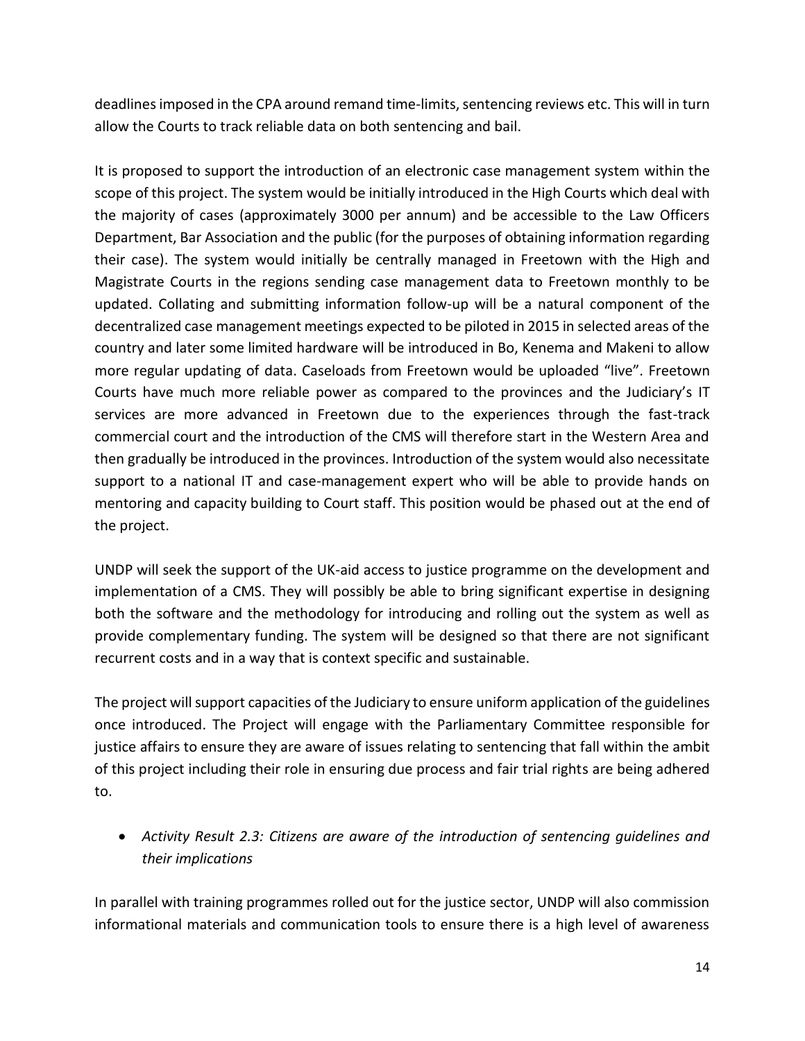deadlines imposed in the CPA around remand time-limits, sentencing reviews etc. This will in turn allow the Courts to track reliable data on both sentencing and bail.

It is proposed to support the introduction of an electronic case management system within the scope of this project. The system would be initially introduced in the High Courts which deal with the majority of cases (approximately 3000 per annum) and be accessible to the Law Officers Department, Bar Association and the public (for the purposes of obtaining information regarding their case). The system would initially be centrally managed in Freetown with the High and Magistrate Courts in the regions sending case management data to Freetown monthly to be updated. Collating and submitting information follow-up will be a natural component of the decentralized case management meetings expected to be piloted in 2015 in selected areas of the country and later some limited hardware will be introduced in Bo, Kenema and Makeni to allow more regular updating of data. Caseloads from Freetown would be uploaded "live". Freetown Courts have much more reliable power as compared to the provinces and the Judiciary's IT services are more advanced in Freetown due to the experiences through the fast-track commercial court and the introduction of the CMS will therefore start in the Western Area and then gradually be introduced in the provinces. Introduction of the system would also necessitate support to a national IT and case-management expert who will be able to provide hands on mentoring and capacity building to Court staff. This position would be phased out at the end of the project.

UNDP will seek the support of the UK-aid access to justice programme on the development and implementation of a CMS. They will possibly be able to bring significant expertise in designing both the software and the methodology for introducing and rolling out the system as well as provide complementary funding. The system will be designed so that there are not significant recurrent costs and in a way that is context specific and sustainable.

The project will support capacities of the Judiciary to ensure uniform application of the guidelines once introduced. The Project will engage with the Parliamentary Committee responsible for justice affairs to ensure they are aware of issues relating to sentencing that fall within the ambit of this project including their role in ensuring due process and fair trial rights are being adhered to.

- *Activity Result 2.3: Citizens are aware of the introduction of sentencing guidelines and their implications*

In parallel with training programmes rolled out for the justice sector, UNDP will also commission informational materials and communication tools to ensure there is a high level of awareness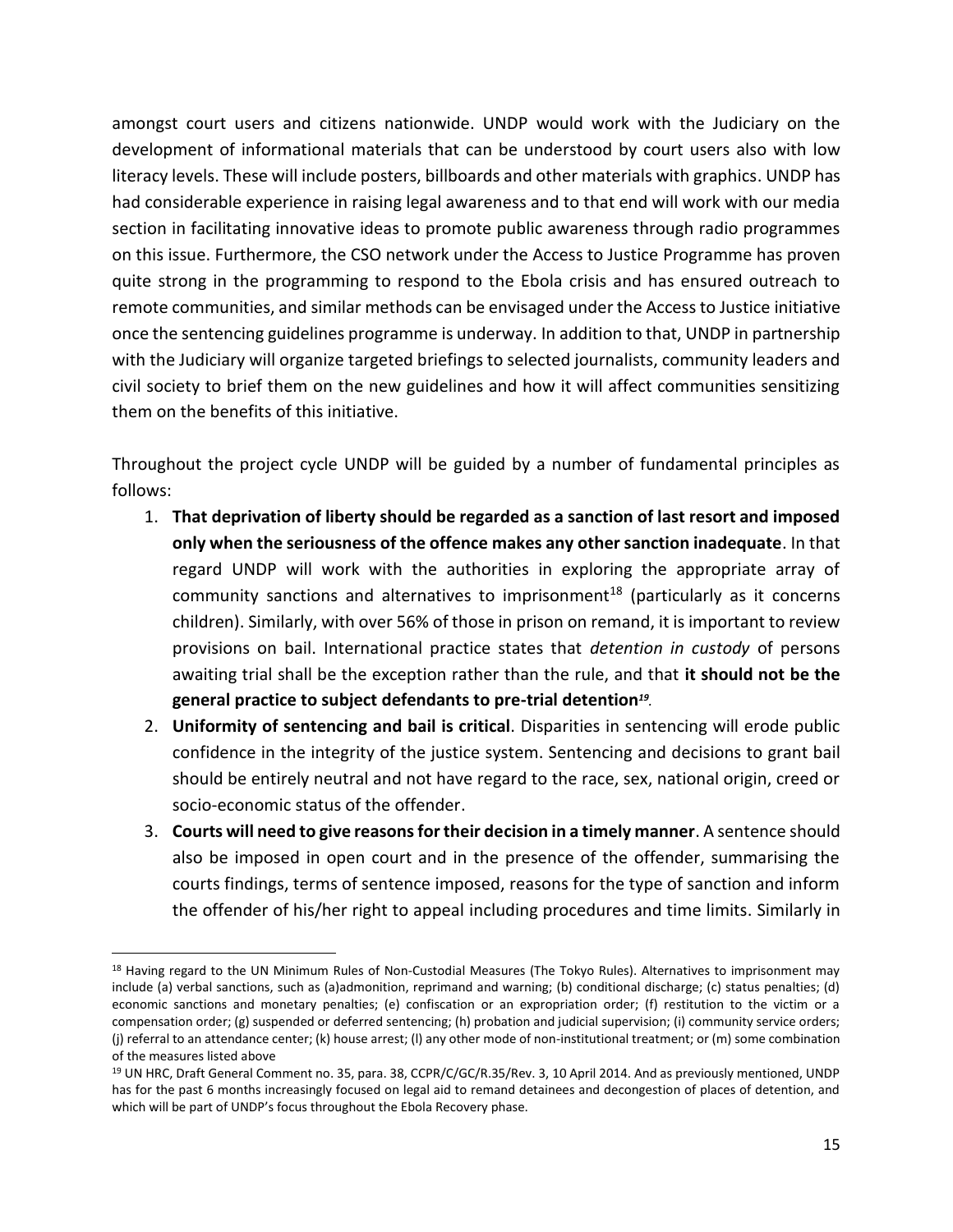amongst court users and citizens nationwide. UNDP would work with the Judiciary on the development of informational materials that can be understood by court users also with low literacy levels. These will include posters, billboards and other materials with graphics. UNDP has had considerable experience in raising legal awareness and to that end will work with our media section in facilitating innovative ideas to promote public awareness through radio programmes on this issue. Furthermore, the CSO network under the Access to Justice Programme has proven quite strong in the programming to respond to the Ebola crisis and has ensured outreach to remote communities, and similar methods can be envisaged under the Access to Justice initiative once the sentencing guidelines programme is underway. In addition to that, UNDP in partnership with the Judiciary will organize targeted briefings to selected journalists, community leaders and civil society to brief them on the new guidelines and how it will affect communities sensitizing them on the benefits of this initiative.

Throughout the project cycle UNDP will be guided by a number of fundamental principles as follows:

1. **That deprivation of liberty should be regarded as a sanction of last resort and imposed only when the seriousness of the offence makes any other sanction inadequate**. In that regard UNDP will work with the authorities in exploring the appropriate array of community sanctions and alternatives to imprisonment[18] (particularly as it concerns children). Similarly, with over 56% of those in prison on remand, it is important to review provisions on bail. International practice states that *detention in custody* of persons awaiting trial shall be the exception rather than the rule, and that **it should not be the general practice to subject defendants to pre-trial detention**[19].
2. **Uniformity of sentencing and bail is critical**. Disparities in sentencing will erode public confidence in the integrity of the justice system. Sentencing and decisions to grant bail should be entirely neutral and not have regard to the race, sex, national origin, creed or socio-economic status of the offender.
3. **Courts will need to give reasons for their decision in a timely manner**. A sentence should also be imposed in open court and in the presence of the offender, summarising the courts findings, terms of sentence imposed, reasons for the type of sanction and inform the offender of his/her right to appeal including procedures and time limits. Similarly in

---

[18] Having regard to the UN Minimum Rules of Non-Custodial Measures (The Tokyo Rules). Alternatives to imprisonment may include (a) verbal sanctions, such as (a)admonition, reprimand and warning; (b) conditional discharge; (c) status penalties; (d) economic sanctions and monetary penalties; (e) confiscation or an expropriation order; (f) restitution to the victim or a compensation order; (g) suspended or deferred sentencing; (h) probation and judicial supervision; (i) community service orders; (j) referral to an attendance center; (k) house arrest; (l) any other mode of non-institutional treatment; or (m) some combination of the measures listed above

[19] UN HRC, Draft General Comment no. 35, para. 38, CCPR/C/GC/R.35/Rev. 3, 10 April 2014. And as previously mentioned, UNDP has for the past 6 months increasingly focused on legal aid to remand detainees and decongestion of places of detention, and which will be part of UNDP's focus throughout the Ebola Recovery phase.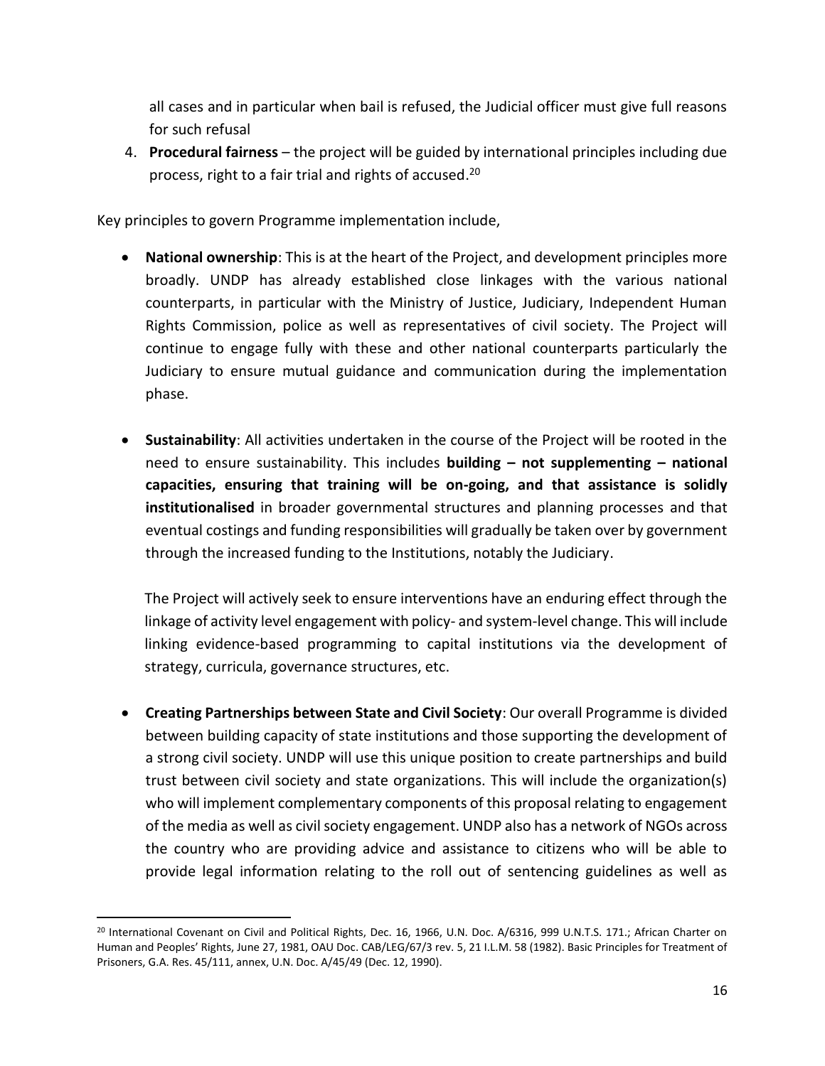all cases and in particular when bail is refused, the Judicial officer must give full reasons for such refusal

4. **Procedural fairness** – the project will be guided by international principles including due process, right to a fair trial and rights of accused.[20]

Key principles to govern Programme implementation include,

- **National ownership**: This is at the heart of the Project, and development principles more broadly. UNDP has already established close linkages with the various national counterparts, in particular with the Ministry of Justice, Judiciary, Independent Human Rights Commission, police as well as representatives of civil society. The Project will continue to engage fully with these and other national counterparts particularly the Judiciary to ensure mutual guidance and communication during the implementation phase.

- **Sustainability**: All activities undertaken in the course of the Project will be rooted in the need to ensure sustainability. This includes **building – not supplementing – national capacities, ensuring that training will be on-going, and that assistance is solidly institutionalised** in broader governmental structures and planning processes and that eventual costings and funding responsibilities will gradually be taken over by government through the increased funding to the Institutions, notably the Judiciary.

  The Project will actively seek to ensure interventions have an enduring effect through the linkage of activity level engagement with policy- and system-level change. This will include linking evidence-based programming to capital institutions via the development of strategy, curricula, governance structures, etc.

- **Creating Partnerships between State and Civil Society**: Our overall Programme is divided between building capacity of state institutions and those supporting the development of a strong civil society. UNDP will use this unique position to create partnerships and build trust between civil society and state organizations. This will include the organization(s) who will implement complementary components of this proposal relating to engagement of the media as well as civil society engagement. UNDP also has a network of NGOs across the country who are providing advice and assistance to citizens who will be able to provide legal information relating to the roll out of sentencing guidelines as well as

---

[20] International Covenant on Civil and Political Rights, Dec. 16, 1966, U.N. Doc. A/6316, 999 U.N.T.S. 171.; African Charter on Human and Peoples' Rights, June 27, 1981, OAU Doc. CAB/LEG/67/3 rev. 5, 21 I.L.M. 58 (1982). Basic Principles for Treatment of Prisoners, G.A. Res. 45/111, annex, U.N. Doc. A/45/49 (Dec. 12, 1990).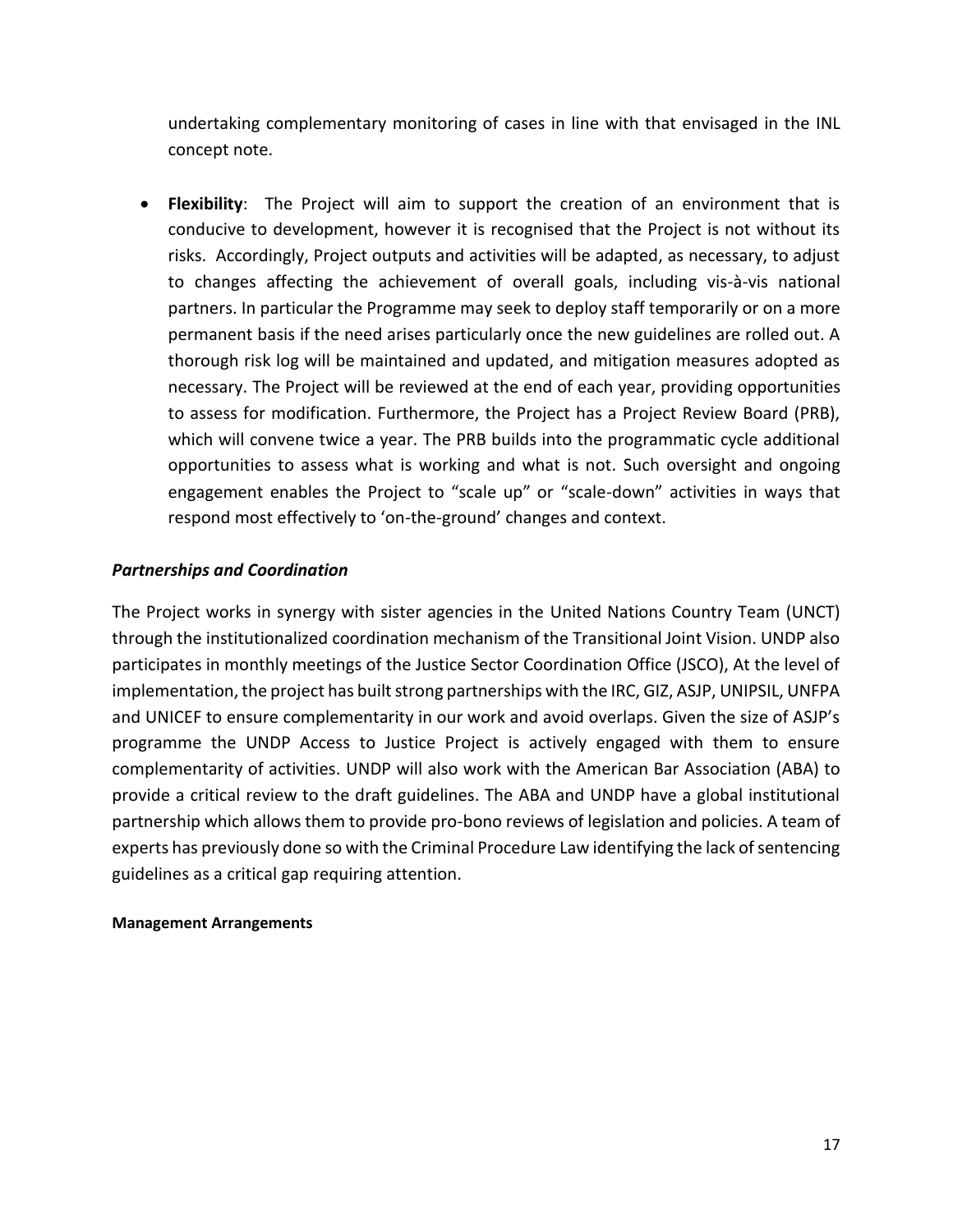undertaking complementary monitoring of cases in line with that envisaged in the INL concept note.

- **Flexibility**: The Project will aim to support the creation of an environment that is conducive to development, however it is recognised that the Project is not without its risks. Accordingly, Project outputs and activities will be adapted, as necessary, to adjust to changes affecting the achievement of overall goals, including vis-à-vis national partners. In particular the Programme may seek to deploy staff temporarily or on a more permanent basis if the need arises particularly once the new guidelines are rolled out. A thorough risk log will be maintained and updated, and mitigation measures adopted as necessary. The Project will be reviewed at the end of each year, providing opportunities to assess for modification. Furthermore, the Project has a Project Review Board (PRB), which will convene twice a year. The PRB builds into the programmatic cycle additional opportunities to assess what is working and what is not. Such oversight and ongoing engagement enables the Project to "scale up" or "scale-down" activities in ways that respond most effectively to 'on-the-ground' changes and context.

### *Partnerships and Coordination*

The Project works in synergy with sister agencies in the United Nations Country Team (UNCT) through the institutionalized coordination mechanism of the Transitional Joint Vision. UNDP also participates in monthly meetings of the Justice Sector Coordination Office (JSCO), At the level of implementation, the project has built strong partnerships with the IRC, GIZ, ASJP, UNIPSIL, UNFPA and UNICEF to ensure complementarity in our work and avoid overlaps. Given the size of ASJP's programme the UNDP Access to Justice Project is actively engaged with them to ensure complementarity of activities. UNDP will also work with the American Bar Association (ABA) to provide a critical review to the draft guidelines. The ABA and UNDP have a global institutional partnership which allows them to provide pro-bono reviews of legislation and policies. A team of experts has previously done so with the Criminal Procedure Law identifying the lack of sentencing guidelines as a critical gap requiring attention.

#### **Management Arrangements**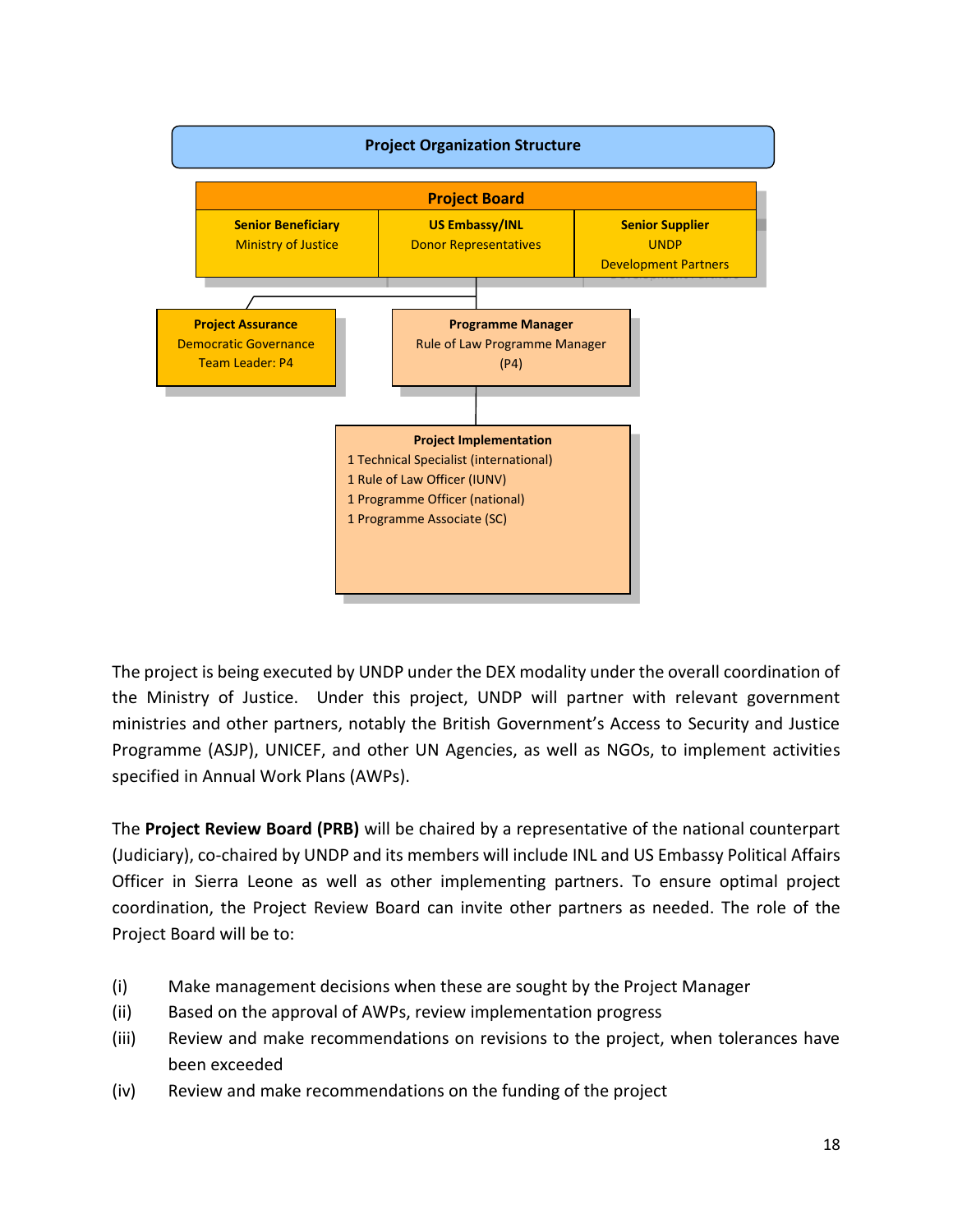**Project Organization Structure**

**Project Board**

| Senior Beneficiary | US Embassy/INL | Senior Supplier |
|---|---|---|
| Ministry of Justice | Donor Representatives | UNDP<br>Development Partners |

**Project Assurance**
Democratic Governance
Team Leader: P4

**Programme Manager**
Rule of Law Programme Manager
(P4)

**Project Implementation**
1 Technical Specialist (international)
1 Rule of Law Officer (IUNV)
1 Programme Officer (national)
1 Programme Associate (SC)

The project is being executed by UNDP under the DEX modality under the overall coordination of the Ministry of Justice. Under this project, UNDP will partner with relevant government ministries and other partners, notably the British Government's Access to Security and Justice Programme (ASJP), UNICEF, and other UN Agencies, as well as NGOs, to implement activities specified in Annual Work Plans (AWPs).

The **Project Review Board (PRB)** will be chaired by a representative of the national counterpart (Judiciary), co-chaired by UNDP and its members will include INL and US Embassy Political Affairs Officer in Sierra Leone as well as other implementing partners. To ensure optimal project coordination, the Project Review Board can invite other partners as needed. The role of the Project Board will be to:

(i) Make management decisions when these are sought by the Project Manager
(ii) Based on the approval of AWPs, review implementation progress
(iii) Review and make recommendations on revisions to the project, when tolerances have been exceeded
(iv) Review and make recommendations on the funding of the project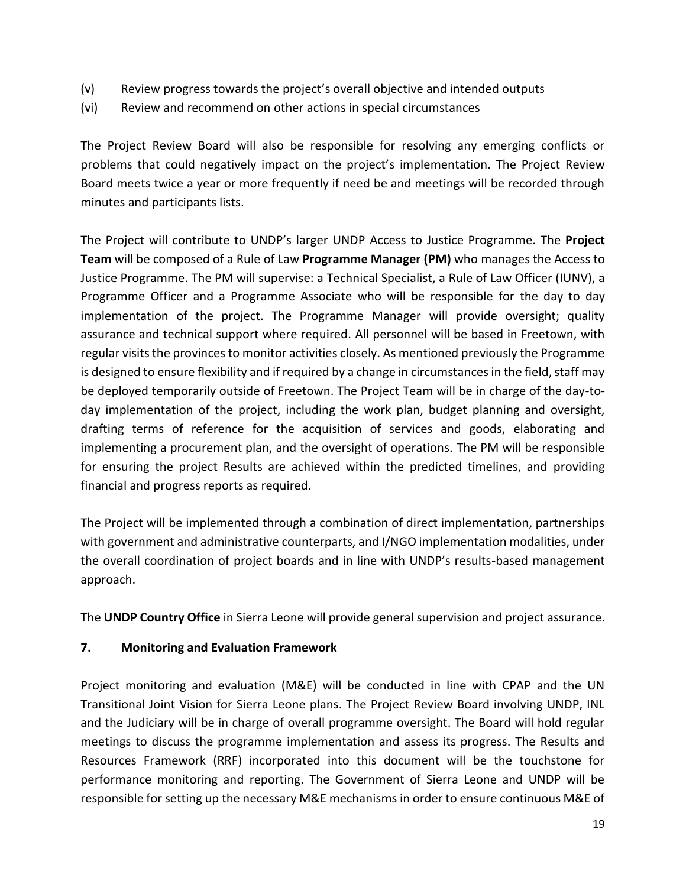(v) Review progress towards the project's overall objective and intended outputs

(vi) Review and recommend on other actions in special circumstances

The Project Review Board will also be responsible for resolving any emerging conflicts or problems that could negatively impact on the project's implementation. The Project Review Board meets twice a year or more frequently if need be and meetings will be recorded through minutes and participants lists.

The Project will contribute to UNDP's larger UNDP Access to Justice Programme. The **Project Team** will be composed of a Rule of Law **Programme Manager (PM)** who manages the Access to Justice Programme. The PM will supervise: a Technical Specialist, a Rule of Law Officer (IUNV), a Programme Officer and a Programme Associate who will be responsible for the day to day implementation of the project. The Programme Manager will provide oversight; quality assurance and technical support where required. All personnel will be based in Freetown, with regular visits the provinces to monitor activities closely. As mentioned previously the Programme is designed to ensure flexibility and if required by a change in circumstances in the field, staff may be deployed temporarily outside of Freetown. The Project Team will be in charge of the day-to-day implementation of the project, including the work plan, budget planning and oversight, drafting terms of reference for the acquisition of services and goods, elaborating and implementing a procurement plan, and the oversight of operations. The PM will be responsible for ensuring the project Results are achieved within the predicted timelines, and providing financial and progress reports as required.

The Project will be implemented through a combination of direct implementation, partnerships with government and administrative counterparts, and I/NGO implementation modalities, under the overall coordination of project boards and in line with UNDP's results-based management approach.

The **UNDP Country Office** in Sierra Leone will provide general supervision and project assurance.

## 7. Monitoring and Evaluation Framework

Project monitoring and evaluation (M&E) will be conducted in line with CPAP and the UN Transitional Joint Vision for Sierra Leone plans. The Project Review Board involving UNDP, INL and the Judiciary will be in charge of overall programme oversight. The Board will hold regular meetings to discuss the programme implementation and assess its progress. The Results and Resources Framework (RRF) incorporated into this document will be the touchstone for performance monitoring and reporting. The Government of Sierra Leone and UNDP will be responsible for setting up the necessary M&E mechanisms in order to ensure continuous M&E of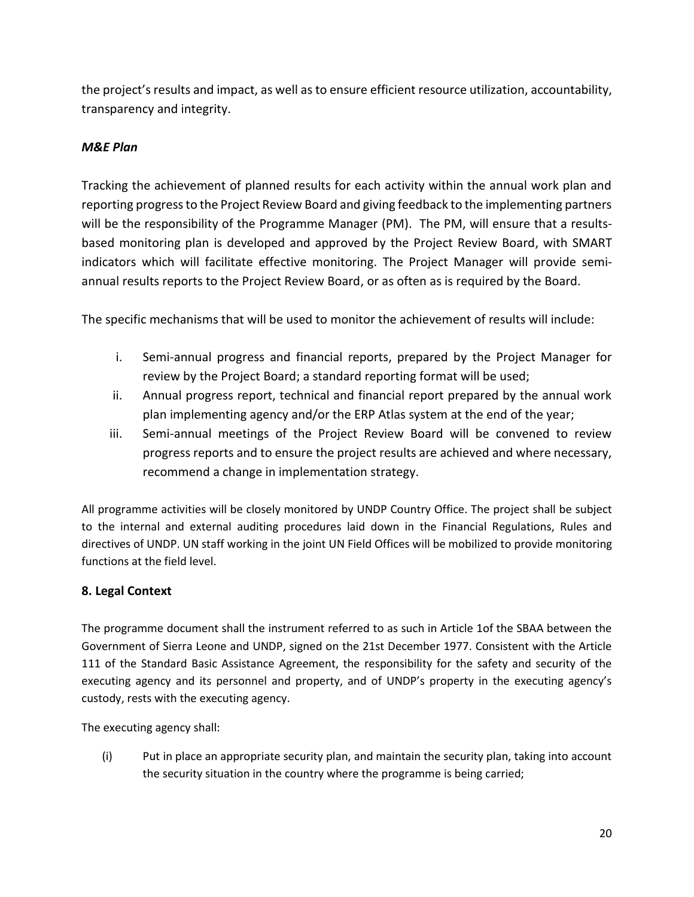the project's results and impact, as well as to ensure efficient resource utilization, accountability, transparency and integrity.

***M&E Plan***

Tracking the achievement of planned results for each activity within the annual work plan and reporting progress to the Project Review Board and giving feedback to the implementing partners will be the responsibility of the Programme Manager (PM). The PM, will ensure that a results-based monitoring plan is developed and approved by the Project Review Board, with SMART indicators which will facilitate effective monitoring. The Project Manager will provide semi-annual results reports to the Project Review Board, or as often as is required by the Board.

The specific mechanisms that will be used to monitor the achievement of results will include:

i. Semi-annual progress and financial reports, prepared by the Project Manager for review by the Project Board; a standard reporting format will be used;
ii. Annual progress report, technical and financial report prepared by the annual work plan implementing agency and/or the ERP Atlas system at the end of the year;
iii. Semi-annual meetings of the Project Review Board will be convened to review progress reports and to ensure the project results are achieved and where necessary, recommend a change in implementation strategy.

All programme activities will be closely monitored by UNDP Country Office. The project shall be subject to the internal and external auditing procedures laid down in the Financial Regulations, Rules and directives of UNDP. UN staff working in the joint UN Field Offices will be mobilized to provide monitoring functions at the field level.

## 8. Legal Context

The programme document shall the instrument referred to as such in Article 1of the SBAA between the Government of Sierra Leone and UNDP, signed on the 21st December 1977. Consistent with the Article 111 of the Standard Basic Assistance Agreement, the responsibility for the safety and security of the executing agency and its personnel and property, and of UNDP's property in the executing agency's custody, rests with the executing agency.

The executing agency shall:

(i) Put in place an appropriate security plan, and maintain the security plan, taking into account the security situation in the country where the programme is being carried;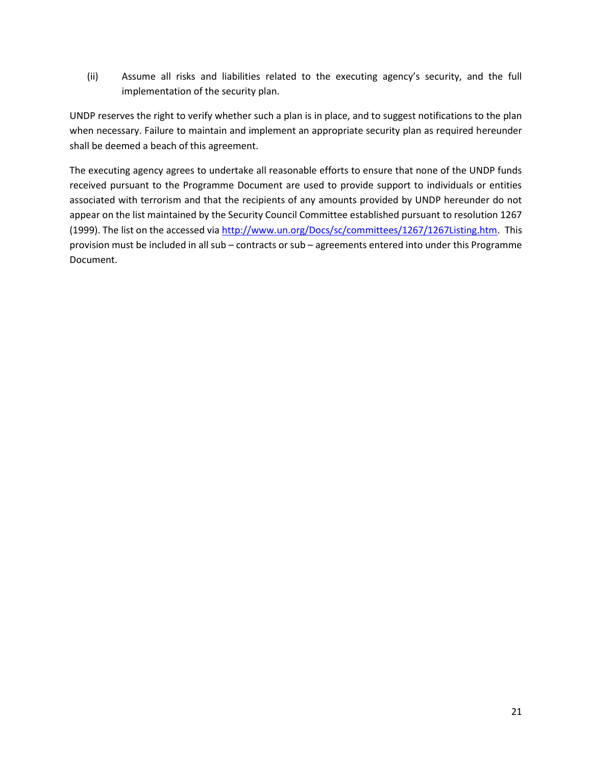(ii) Assume all risks and liabilities related to the executing agency's security, and the full implementation of the security plan.

UNDP reserves the right to verify whether such a plan is in place, and to suggest notifications to the plan when necessary. Failure to maintain and implement an appropriate security plan as required hereunder shall be deemed a beach of this agreement.

The executing agency agrees to undertake all reasonable efforts to ensure that none of the UNDP funds received pursuant to the Programme Document are used to provide support to individuals or entities associated with terrorism and that the recipients of any amounts provided by UNDP hereunder do not appear on the list maintained by the Security Council Committee established pursuant to resolution 1267 (1999). The list on the accessed via [http://www.un.org/Docs/sc/committees/1267/1267Listing.htm](http://www.un.org/Docs/sc/committees/1267/1267Listing.htm). This provision must be included in all sub – contracts or sub – agreements entered into under this Programme Document.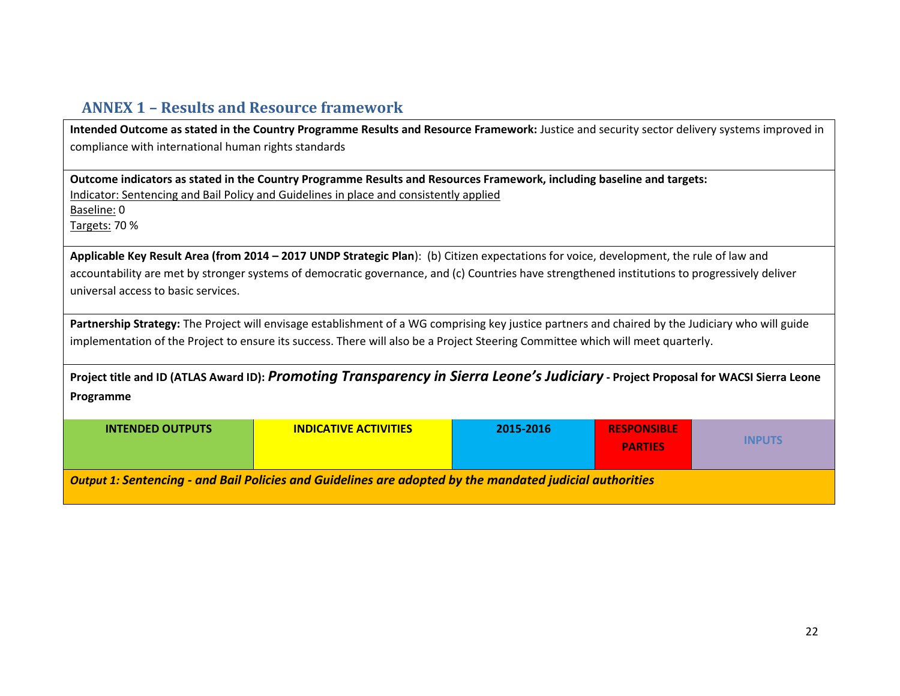## ANNEX 1 – Results and Resource framework

**Intended Outcome as stated in the Country Programme Results and Resource Framework:** Justice and security sector delivery systems improved in compliance with international human rights standards

**Outcome indicators as stated in the Country Programme Results and Resources Framework, including baseline and targets:**
Indicator: Sentencing and Bail Policy and Guidelines in place and consistently applied
Baseline: 0
Targets: 70 %

**Applicable Key Result Area (from 2014 – 2017 UNDP Strategic Plan)**: (b) Citizen expectations for voice, development, the rule of law and accountability are met by stronger systems of democratic governance, and (c) Countries have strengthened institutions to progressively deliver universal access to basic services.

**Partnership Strategy:** The Project will envisage establishment of a WG comprising key justice partners and chaired by the Judiciary who will guide implementation of the Project to ensure its success. There will also be a Project Steering Committee which will meet quarterly.

**Project title and ID (ATLAS Award ID):** ***Promoting Transparency in Sierra Leone's Judiciary*** **- Project Proposal for WACSI Sierra Leone Programme**

| INTENDED OUTPUTS | INDICATIVE ACTIVITIES | 2015-2016 | RESPONSIBLE PARTIES | INPUTS |
|---|---|---|---|---|
| ***Output 1: Sentencing - and Bail Policies and Guidelines are adopted by the mandated judicial authorities*** | | | | |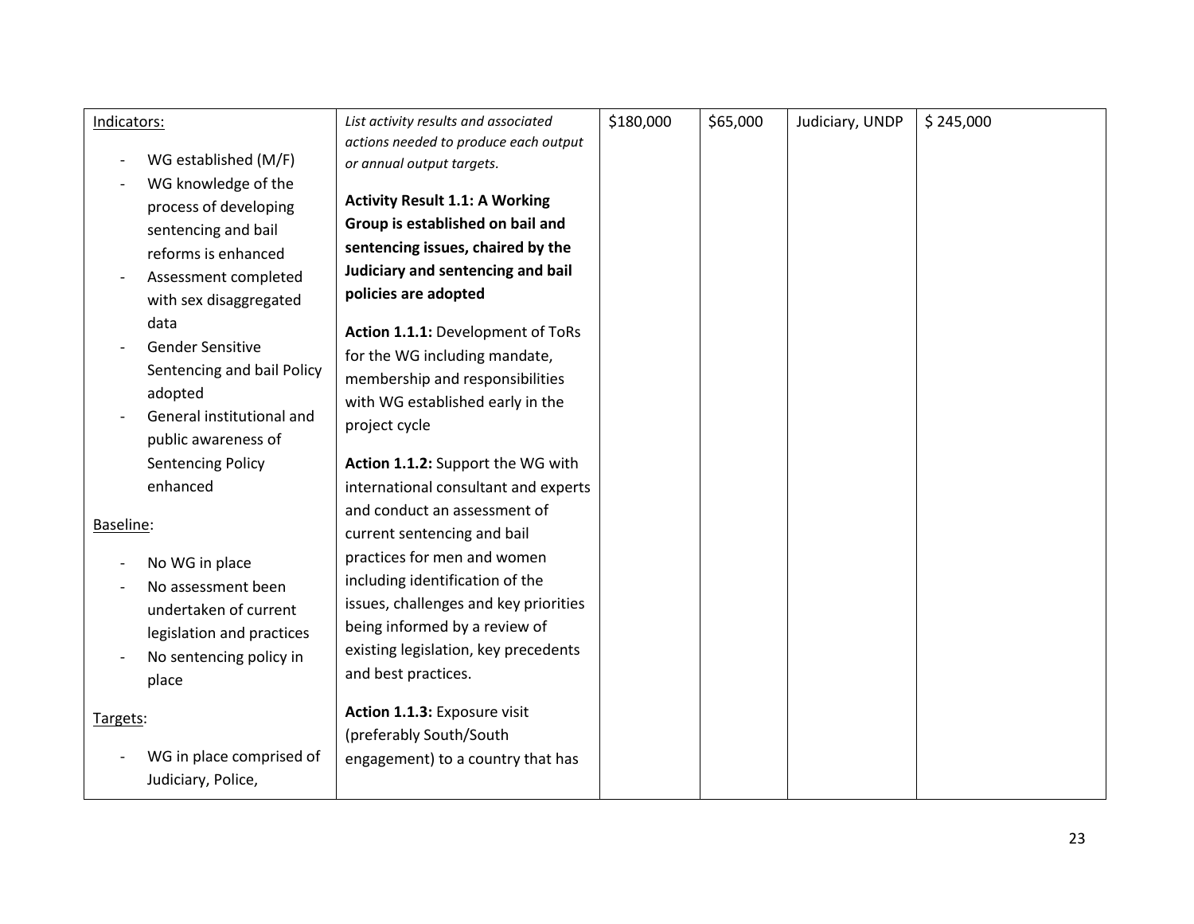| | | | | | |
|---|---|---|---|---|---|
| <u>Indicators:</u><br><br>- WG established (M/F)<br>- WG knowledge of the process of developing sentencing and bail reforms is enhanced<br>- Assessment completed with sex disaggregated data<br>- Gender Sensitive Sentencing and bail Policy adopted<br>- General institutional and public awareness of Sentencing Policy enhanced<br><br><u>Baseline</u>:<br><br>- No WG in place<br>- No assessment been undertaken of current legislation and practices<br>- No sentencing policy in place<br><br><u>Targets</u>:<br><br>- WG in place comprised of Judiciary, Police, | *List activity results and associated actions needed to produce each output or annual output targets.*<br><br>**Activity Result 1.1: A Working Group is established on bail and sentencing issues, chaired by the Judiciary and sentencing and bail policies are adopted**<br><br>**Action 1.1.1:** Development of ToRs for the WG including mandate, membership and responsibilities with WG established early in the project cycle<br><br>**Action 1.1.2:** Support the WG with international consultant and experts and conduct an assessment of current sentencing and bail practices for men and women including identification of the issues, challenges and key priorities being informed by a review of existing legislation, key precedents and best practices.<br><br>**Action 1.1.3:** Exposure visit (preferably South/South engagement) to a country that has | \$180,000 | \$65,000 | Judiciary, UNDP | \$ 245,000 |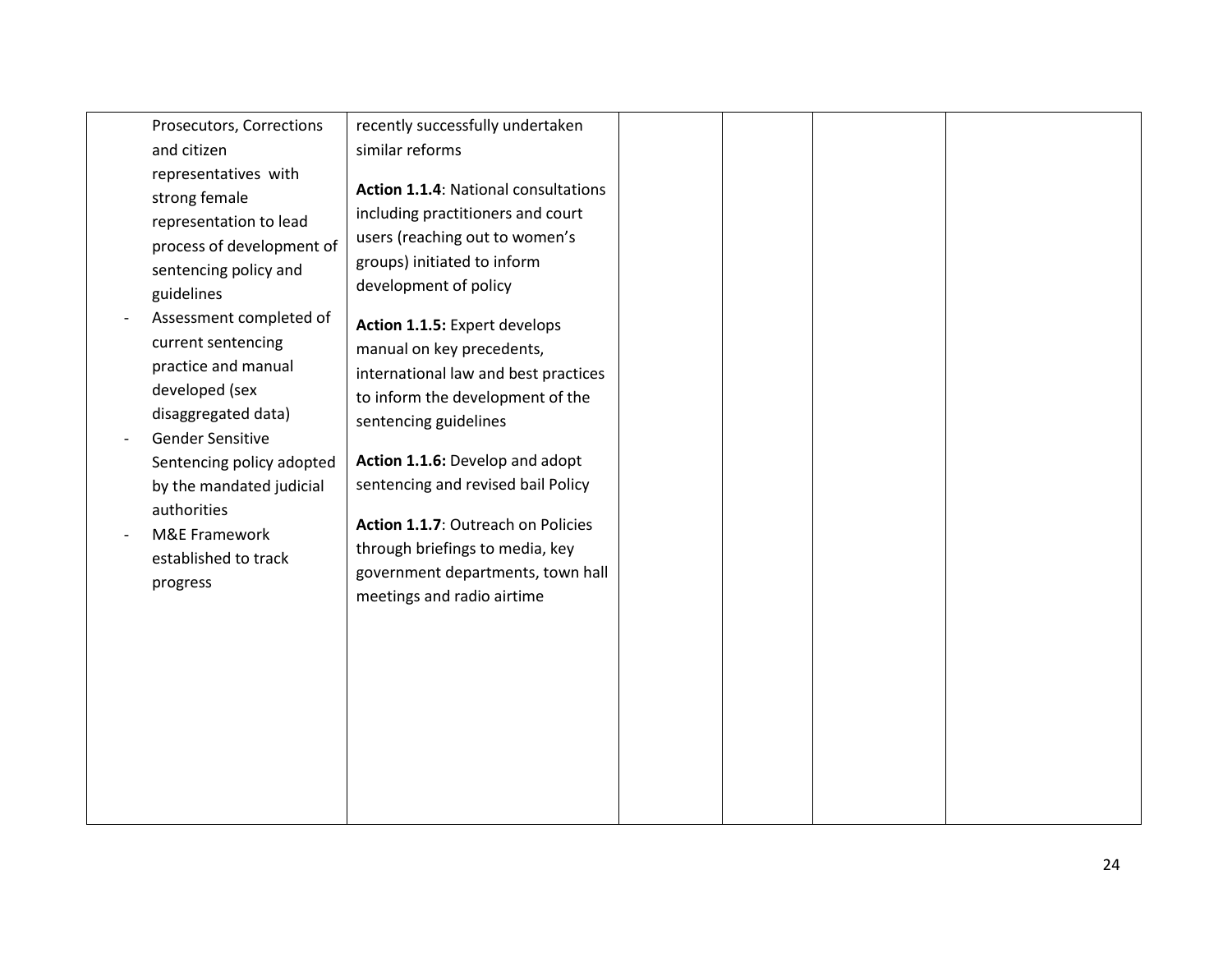| | | | | | |
|---|---|---|---|---|---|
| Prosecutors, Corrections and citizen representatives with strong female representation to lead process of development of sentencing policy and guidelines<br>- Assessment completed of current sentencing practice and manual developed (sex disaggregated data)<br>- Gender Sensitive Sentencing policy adopted by the mandated judicial authorities<br>- M&E Framework established to track progress | recently successfully undertaken similar reforms<br><br>**Action 1.1.4**: National consultations including practitioners and court users (reaching out to women's groups) initiated to inform development of policy<br><br>**Action 1.1.5:** Expert develops manual on key precedents, international law and best practices to inform the development of the sentencing guidelines<br><br>**Action 1.1.6:** Develop and adopt sentencing and revised bail Policy<br><br>**Action 1.1.7**: Outreach on Policies through briefings to media, key government departments, town hall meetings and radio airtime | | | | |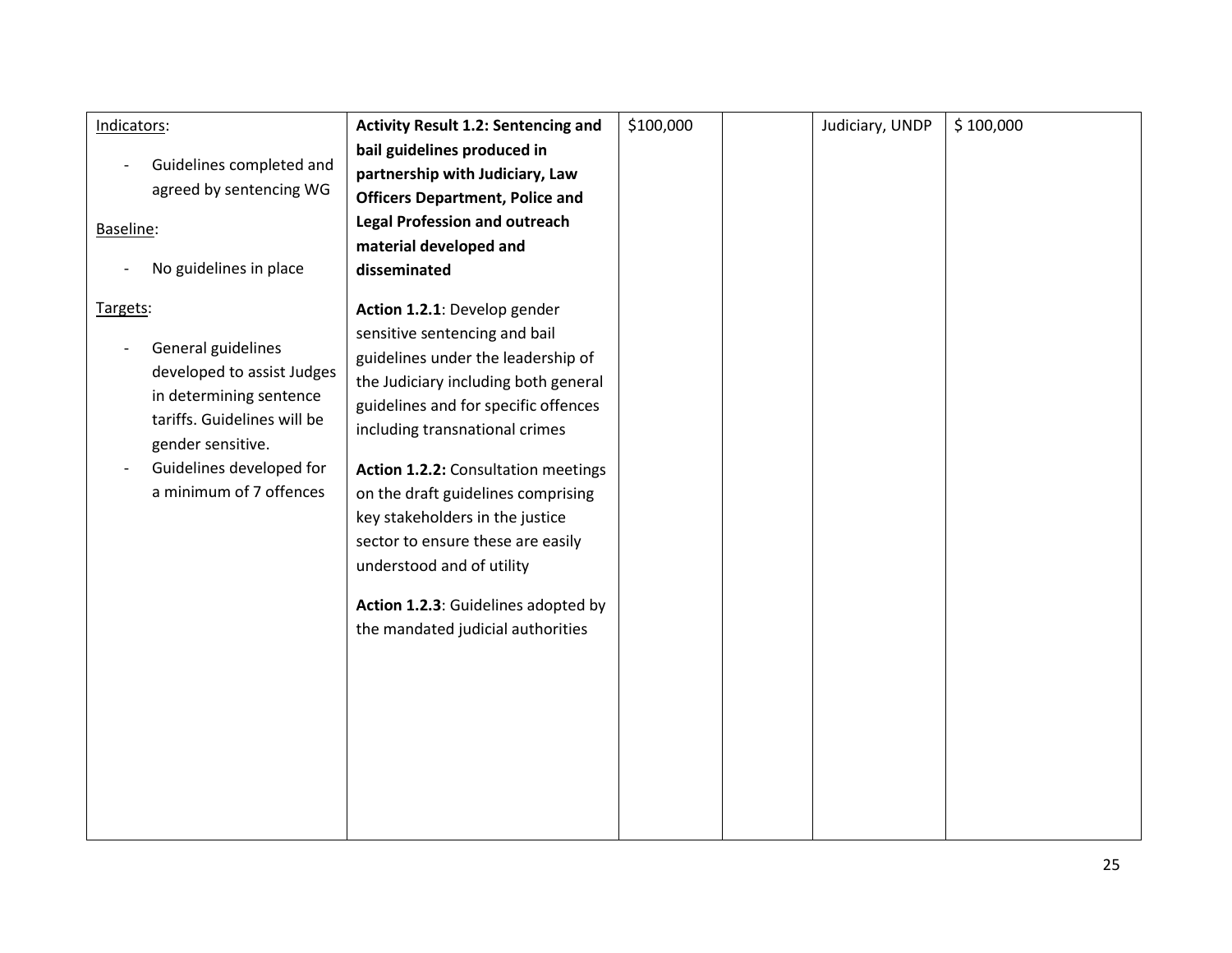| | | | | | |
|---|---|---|---|---|---|
| Indicators:<br><br>- Guidelines completed and agreed by sentencing WG<br><br>Baseline:<br><br>- No guidelines in place<br><br>Targets:<br><br>- General guidelines developed to assist Judges in determining sentence tariffs. Guidelines will be gender sensitive.<br>- Guidelines developed for a minimum of 7 offences | **Activity Result 1.2: Sentencing and bail guidelines produced in partnership with Judiciary, Law Officers Department, Police and Legal Profession and outreach material developed and disseminated**<br><br>**Action 1.2.1**: Develop gender sensitive sentencing and bail guidelines under the leadership of the Judiciary including both general guidelines and for specific offences including transnational crimes<br><br>**Action 1.2.2:** Consultation meetings on the draft guidelines comprising key stakeholders in the justice sector to ensure these are easily understood and of utility<br><br>**Action 1.2.3**: Guidelines adopted by the mandated judicial authorities | $100,000 | | Judiciary, UNDP | $ 100,000 |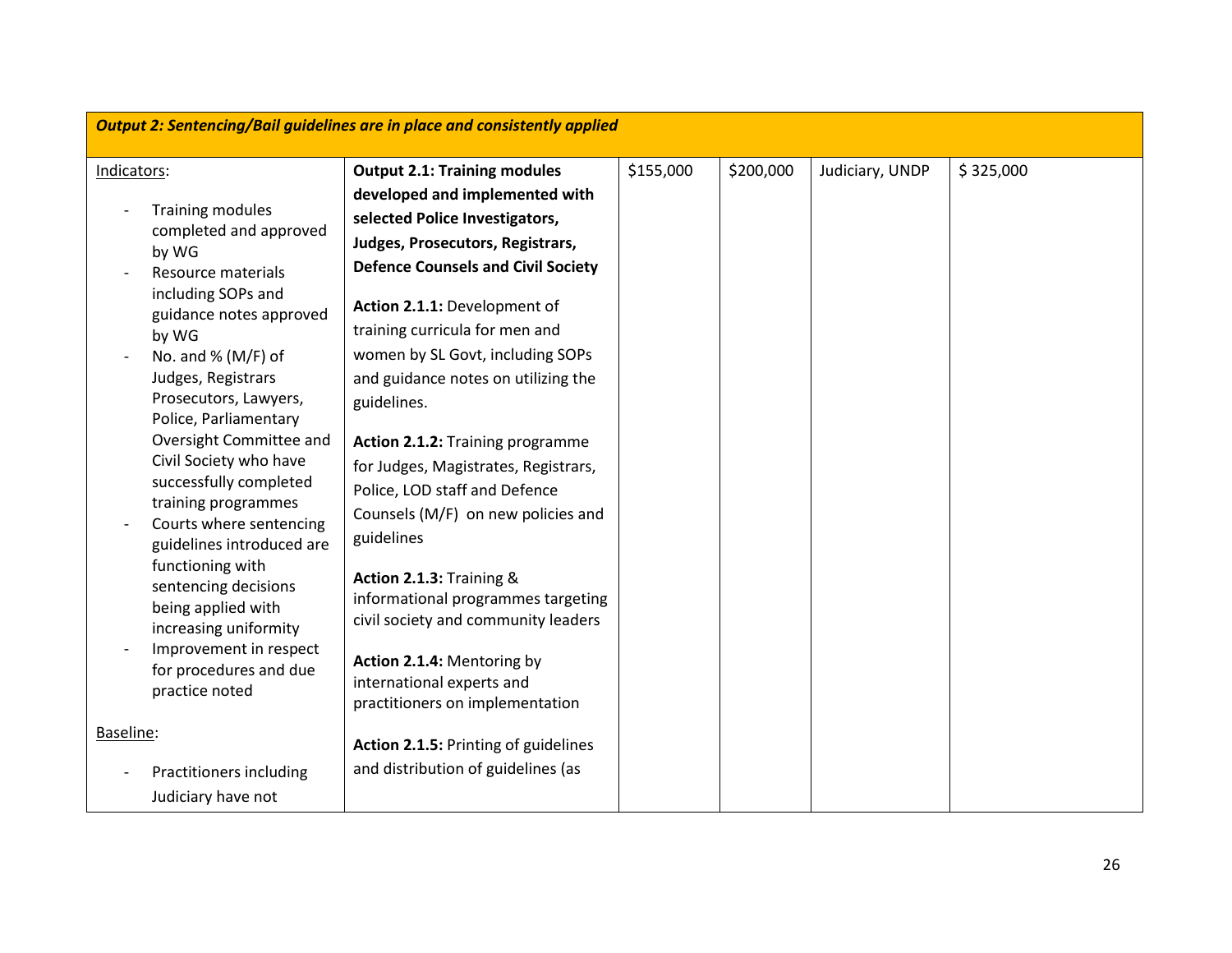| *Output 2: Sentencing/Bail guidelines are in place and consistently applied* | | | | | |
|---|---|---|---|---|---|
| Indicators:<br><br>- Training modules completed and approved by WG<br>- Resource materials including SOPs and guidance notes approved by WG<br>- No. and % (M/F) of Judges, Registrars Prosecutors, Lawyers, Police, Parliamentary Oversight Committee and Civil Society who have successfully completed training programmes<br>- Courts where sentencing guidelines introduced are functioning with sentencing decisions being applied with increasing uniformity<br>- Improvement in respect for procedures and due practice noted<br><br>Baseline:<br><br>- Practitioners including Judiciary have not | **Output 2.1: Training modules developed and implemented with selected Police Investigators, Judges, Prosecutors, Registrars, Defence Counsels and Civil Society**<br><br>**Action 2.1.1:** Development of training curricula for men and women by SL Govt, including SOPs and guidance notes on utilizing the guidelines.<br><br>**Action 2.1.2:** Training programme for Judges, Magistrates, Registrars, Police, LOD staff and Defence Counsels (M/F) on new policies and guidelines<br><br>**Action 2.1.3:** Training & informational programmes targeting civil society and community leaders<br><br>**Action 2.1.4:** Mentoring by international experts and practitioners on implementation<br><br>**Action 2.1.5:** Printing of guidelines and distribution of guidelines (as | $155,000 | $200,000 | Judiciary, UNDP | $ 325,000 |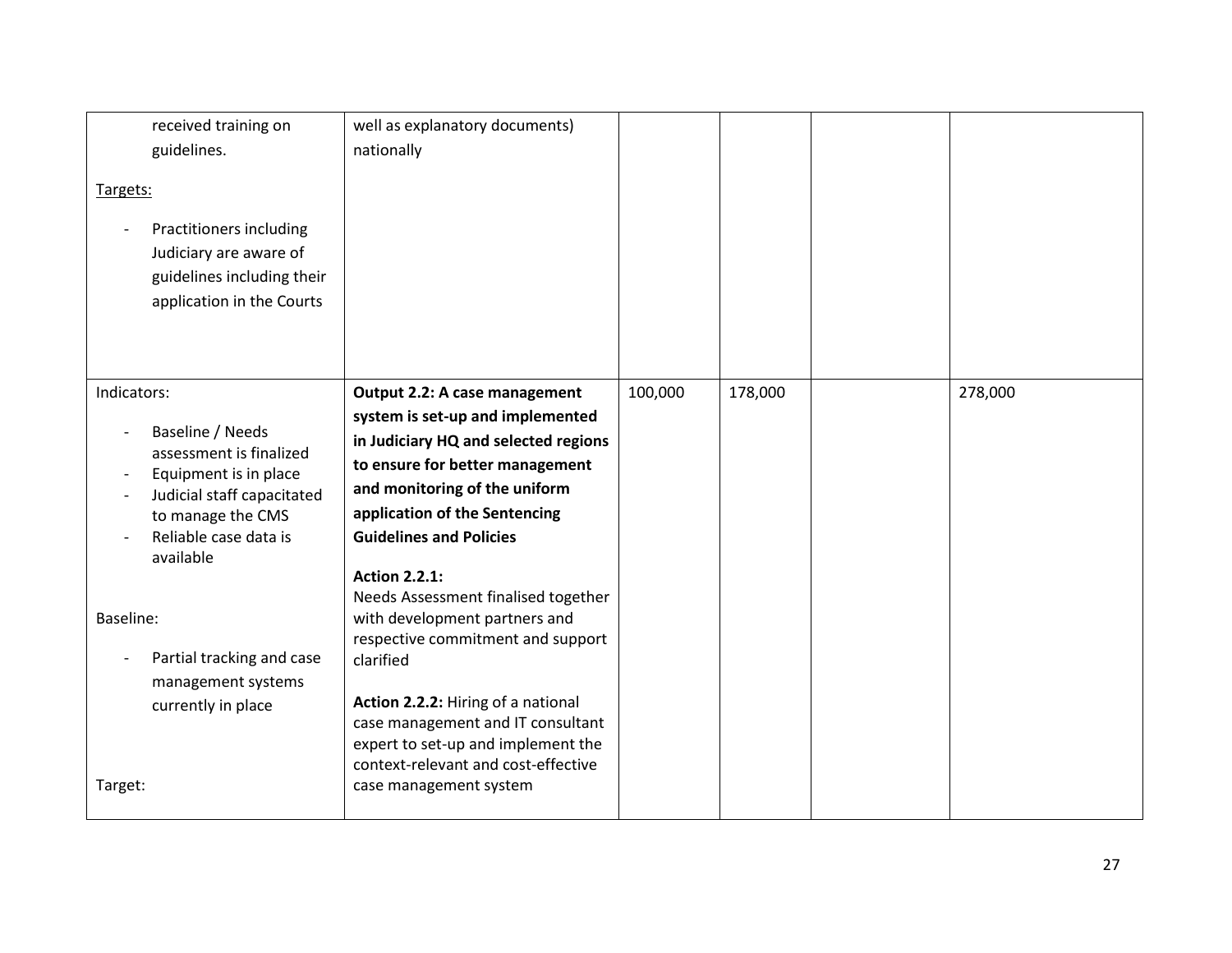| | | | | | |
|---|---|---|---|---|---|
| - received training on guidelines.<br><br>Targets:<br><br>- Practitioners including Judiciary are aware of guidelines including their application in the Courts | well as explanatory documents) nationally | | | | |
| Indicators:<br><br>- Baseline / Needs assessment is finalized<br>- Equipment is in place<br>- Judicial staff capacitated to manage the CMS<br>- Reliable case data is available<br><br>Baseline:<br><br>- Partial tracking and case management systems currently in place<br><br>Target: | **Output 2.2: A case management system is set-up and implemented in Judiciary HQ and selected regions to ensure for better management and monitoring of the uniform application of the Sentencing Guidelines and Policies**<br><br>**Action 2.2.1:**<br>Needs Assessment finalised together with development partners and respective commitment and support clarified<br><br>**Action 2.2.2:** Hiring of a national case management and IT consultant expert to set-up and implement the context-relevant and cost-effective case management system | 100,000 | 178,000 | | 278,000 |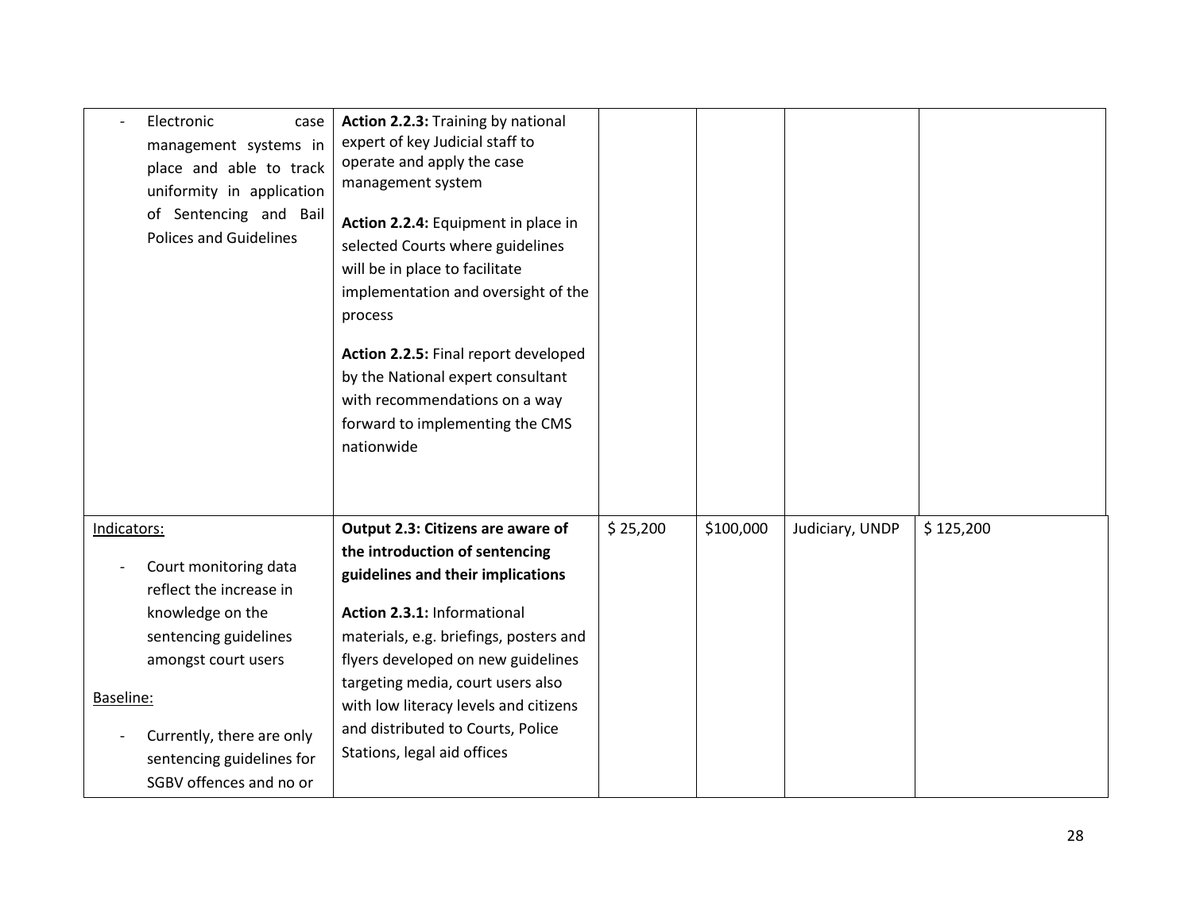| | | | | | |
|---|---|---|---|---|---|
| - Electronic case management systems in place and able to track uniformity in application of Sentencing and Bail Polices and Guidelines | **Action 2.2.3:** Training by national expert of key Judicial staff to operate and apply the case management system<br><br>**Action 2.2.4:** Equipment in place in selected Courts where guidelines will be in place to facilitate implementation and oversight of the process<br><br>**Action 2.2.5:** Final report developed by the National expert consultant with recommendations on a way forward to implementing the CMS nationwide | | | | |
| Indicators:<br><br>- Court monitoring data reflect the increase in knowledge on the sentencing guidelines amongst court users<br><br>Baseline:<br><br>- Currently, there are only sentencing guidelines for SGBV offences and no or | **Output 2.3: Citizens are aware of the introduction of sentencing guidelines and their implications**<br><br>**Action 2.3.1:** Informational materials, e.g. briefings, posters and flyers developed on new guidelines targeting media, court users also with low literacy levels and citizens and distributed to Courts, Police Stations, legal aid offices | $ 25,200 | $100,000 | Judiciary, UNDP | $ 125,200 |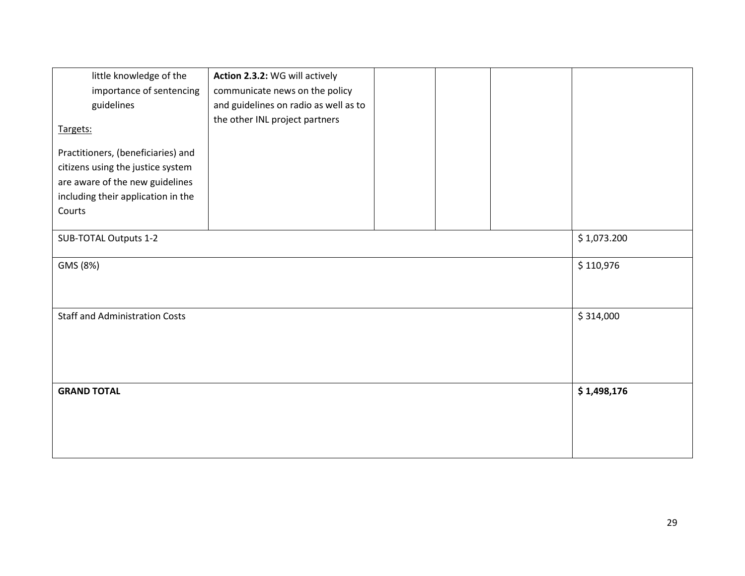| | | | | | |
|---|---|---|---|---|---|
| little knowledge of the importance of sentencing guidelines<br><br>Targets:<br><br>Practitioners, (beneficiaries) and citizens using the justice system are aware of the new guidelines including their application in the Courts | **Action 2.3.2:** WG will actively communicate news on the policy and guidelines on radio as well as to the other INL project partners | | | | |
| SUB-TOTAL Outputs 1-2 | | | | | $ 1,073.200 |
| GMS (8%) | | | | | $ 110,976 |
| Staff and Administration Costs | | | | | $ 314,000 |
| **GRAND TOTAL** | | | | | **$ 1,498,176** |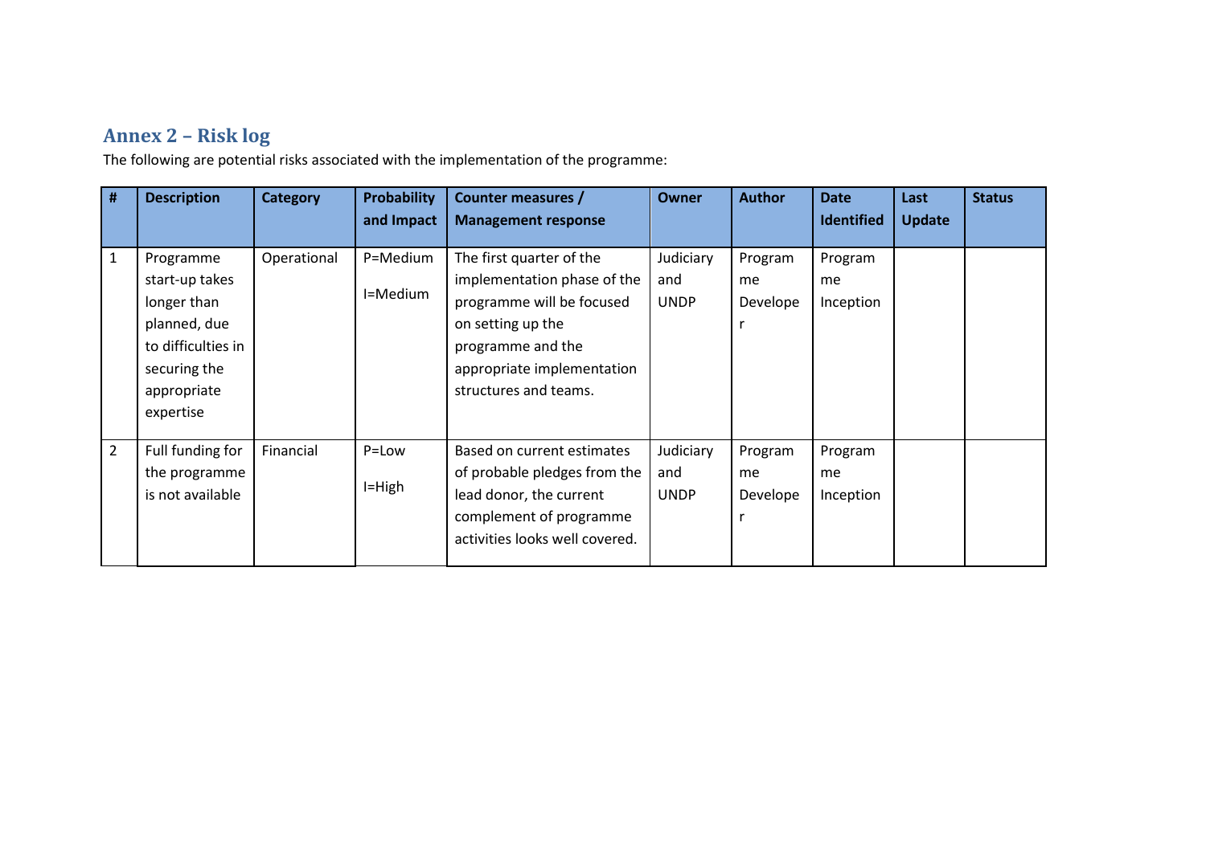## Annex 2 – Risk log

The following are potential risks associated with the implementation of the programme:

| # | Description | Category | Probability and Impact | Counter measures / Management response | Owner | Author | Date Identified | Last Update | Status |
|---|---|---|---|---|---|---|---|---|---|
| 1 | Programme start-up takes longer than planned, due to difficulties in securing the appropriate expertise | Operational | P=Medium<br>I=Medium | The first quarter of the implementation phase of the programme will be focused on setting up the programme and the appropriate implementation structures and teams. | Judiciary and UNDP | Programme Developer | Programme Inception | | |
| 2 | Full funding for the programme is not available | Financial | P=Low<br>I=High | Based on current estimates of probable pledges from the lead donor, the current complement of programme activities looks well covered. | Judiciary and UNDP | Programme Developer | Programme Inception | | |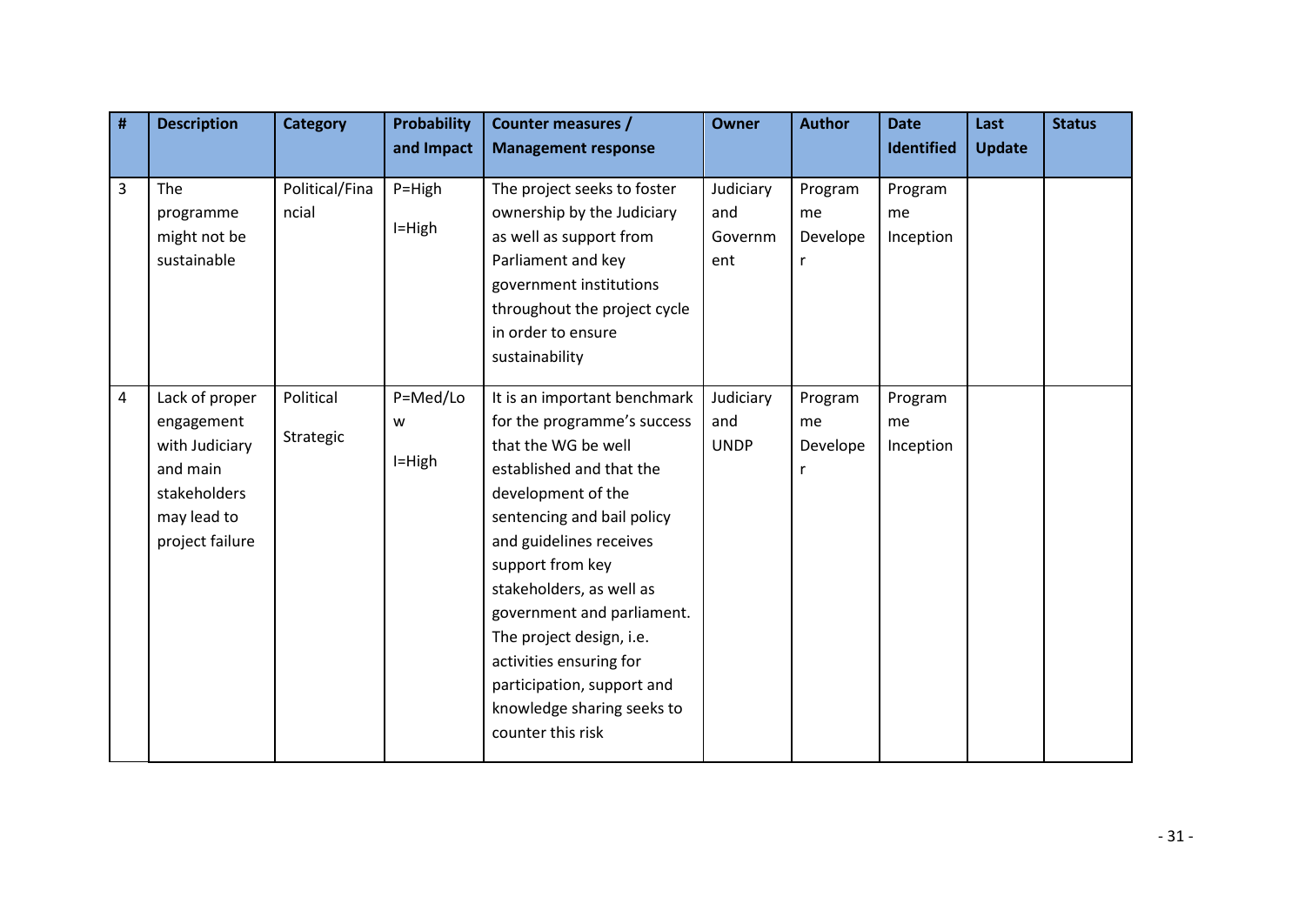| # | Description | Category | Probability and Impact | Counter measures / Management response | Owner | Author | Date Identified | Last Update | Status |
|---|---|---|---|---|---|---|---|---|---|
| 3 | The programme might not be sustainable | Political/Financial | P=High I=High | The project seeks to foster ownership by the Judiciary as well as support from Parliament and key government institutions throughout the project cycle in order to ensure sustainability | Judiciary and Government | Programme Developer | Programme Inception | | |
| 4 | Lack of proper engagement with Judiciary and main stakeholders may lead to project failure | Political Strategic | P=Med/Low I=High | It is an important benchmark for the programme's success that the WG be well established and that the development of the sentencing and bail policy and guidelines receives support from key stakeholders, as well as government and parliament. The project design, i.e. activities ensuring for participation, support and knowledge sharing seeks to counter this risk | Judiciary and UNDP | Programme Developer | Programme Inception | | |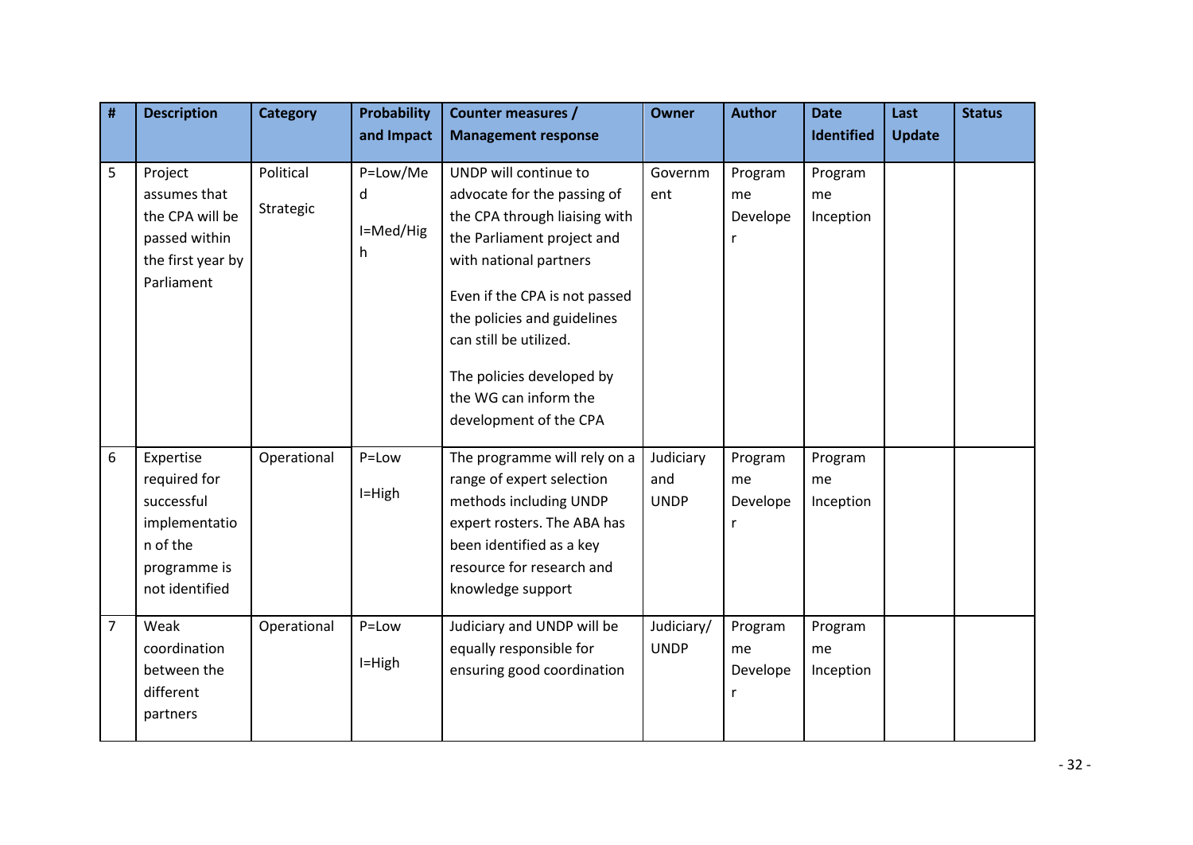| # | Description | Category | Probability and Impact | Counter measures / Management response | Owner | Author | Date Identified | Last Update | Status |
|---|---|---|---|---|---|---|---|---|---|
| 5 | Project assumes that the CPA will be passed within the first year by Parliament | Political<br><br>Strategic | P=Low/Med<br><br>I=Med/High | UNDP will continue to advocate for the passing of the CPA through liaising with the Parliament project and with national partners<br><br>Even if the CPA is not passed the policies and guidelines can still be utilized.<br><br>The policies developed by the WG can inform the development of the CPA | Government | Programme Developer | Programme Inception | | |
| 6 | Expertise required for successful implementation of the programme is not identified | Operational | P=Low<br><br>I=High | The programme will rely on a range of expert selection methods including UNDP expert rosters. The ABA has been identified as a key resource for research and knowledge support | Judiciary and UNDP | Programme Developer | Programme Inception | | |
| 7 | Weak coordination between the different partners | Operational | P=Low<br><br>I=High | Judiciary and UNDP will be equally responsible for ensuring good coordination | Judiciary/ UNDP | Programme Developer | Programme Inception | | |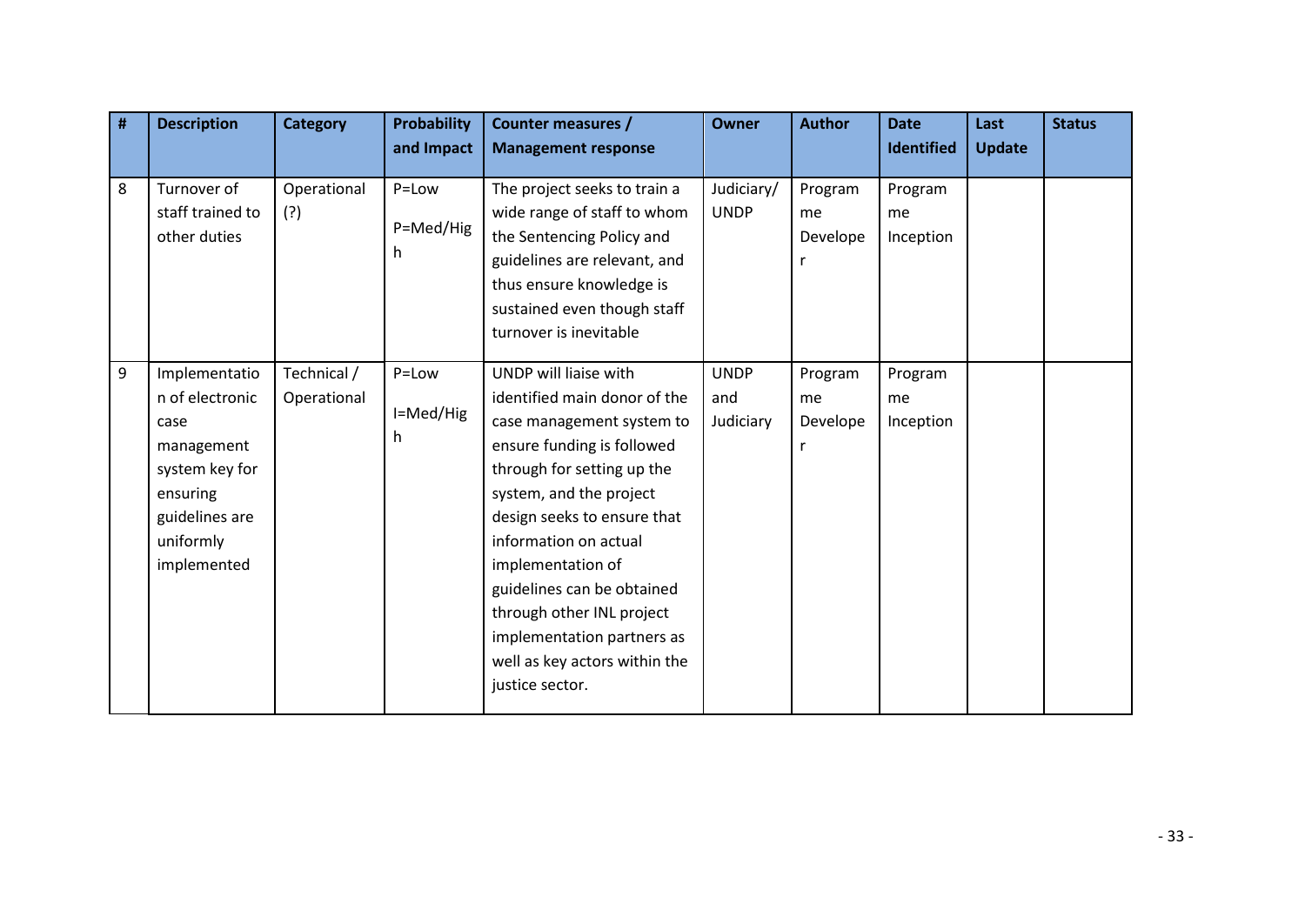| # | Description | Category | Probability and Impact | Counter measures / Management response | Owner | Author | Date Identified | Last Update | Status |
|---|---|---|---|---|---|---|---|---|---|
| 8 | Turnover of staff trained to other duties | Operational (?) | P=Low<br>P=Med/High | The project seeks to train a wide range of staff to whom the Sentencing Policy and guidelines are relevant, and thus ensure knowledge is sustained even though staff turnover is inevitable | Judiciary/ UNDP | Programme Developer | Programme Inception | | |
| 9 | Implementation of electronic case management system key for ensuring guidelines are uniformly implemented | Technical / Operational | P=Low<br>I=Med/High | UNDP will liaise with identified main donor of the case management system to ensure funding is followed through for setting up the system, and the project design seeks to ensure that information on actual implementation of guidelines can be obtained through other INL project implementation partners as well as key actors within the justice sector. | UNDP and Judiciary | Programme Developer | Programme Inception | | |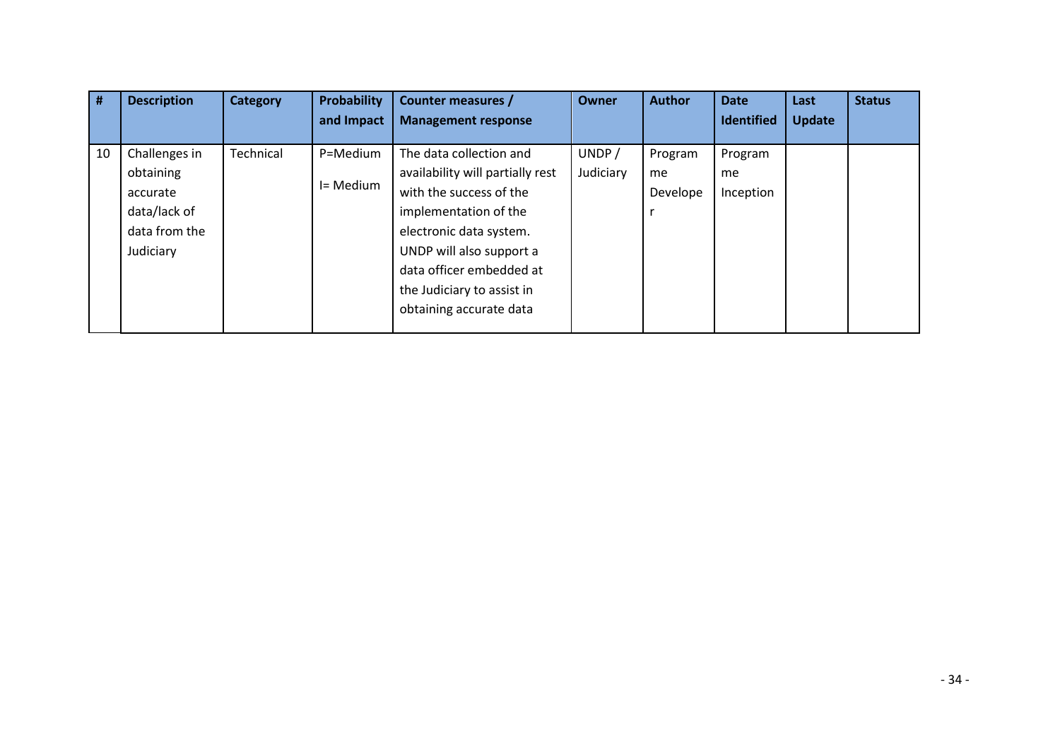| # | Description | Category | Probability and Impact | Counter measures / Management response | Owner | Author | Date Identified | Last Update | Status |
|---|---|---|---|---|---|---|---|---|---|
| 10 | Challenges in obtaining accurate data/lack of data from the Judiciary | Technical | P=Medium<br>I= Medium | The data collection and availability will partially rest with the success of the implementation of the electronic data system. UNDP will also support a data officer embedded at the Judiciary to assist in obtaining accurate data | UNDP / Judiciary | Programme Developer | Programme Inception | | |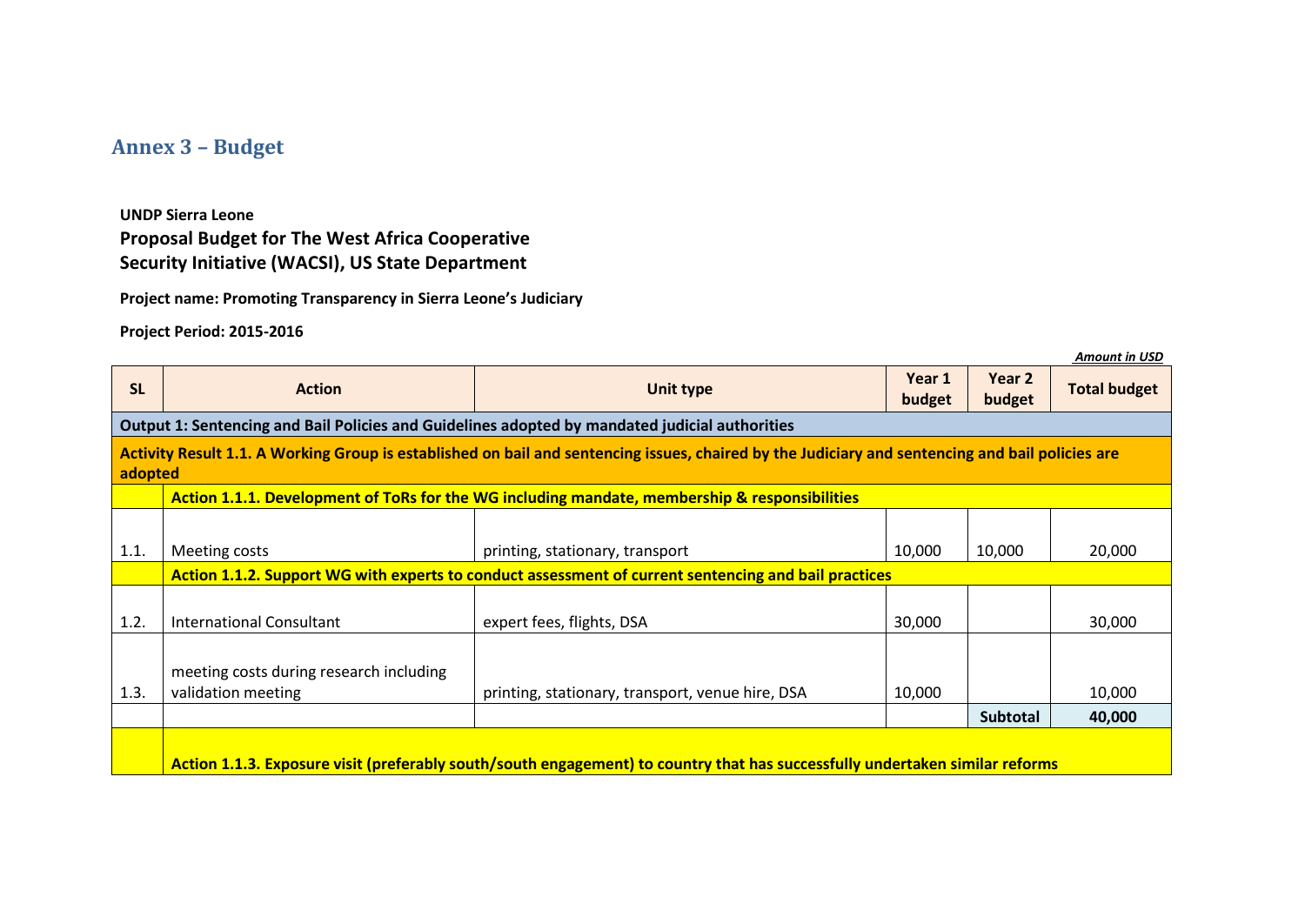## Annex 3 – Budget

**UNDP Sierra Leone**

**Proposal Budget for The West Africa Cooperative Security Initiative (WACSI), US State Department**

**Project name: Promoting Transparency in Sierra Leone's Judiciary**

**Project Period: 2015-2016**

***Amount in USD***

| SL | Action | Unit type | Year 1 budget | Year 2 budget | Total budget |
|---|---|---|---|---|---|
| **Output 1: Sentencing and Bail Policies and Guidelines adopted by mandated judicial authorities** | | | | | |
| **Activity Result 1.1. A Working Group is established on bail and sentencing issues, chaired by the Judiciary and sentencing and bail policies are adopted** | | | | | |
| | **Action 1.1.1. Development of ToRs for the WG including mandate, membership & responsibilities** | | | | |
| 1.1. | Meeting costs | printing, stationary, transport | 10,000 | 10,000 | 20,000 |
| | **Action 1.1.2. Support WG with experts to conduct assessment of current sentencing and bail practices** | | | | |
| 1.2. | International Consultant | expert fees, flights, DSA | 30,000 | | 30,000 |
| 1.3. | meeting costs during research including validation meeting | printing, stationary, transport, venue hire, DSA | 10,000 | | 10,000 |
| | | | | **Subtotal** | **40,000** |
| | **Action 1.1.3. Exposure visit (preferably south/south engagement) to country that has successfully undertaken similar reforms** | | | | |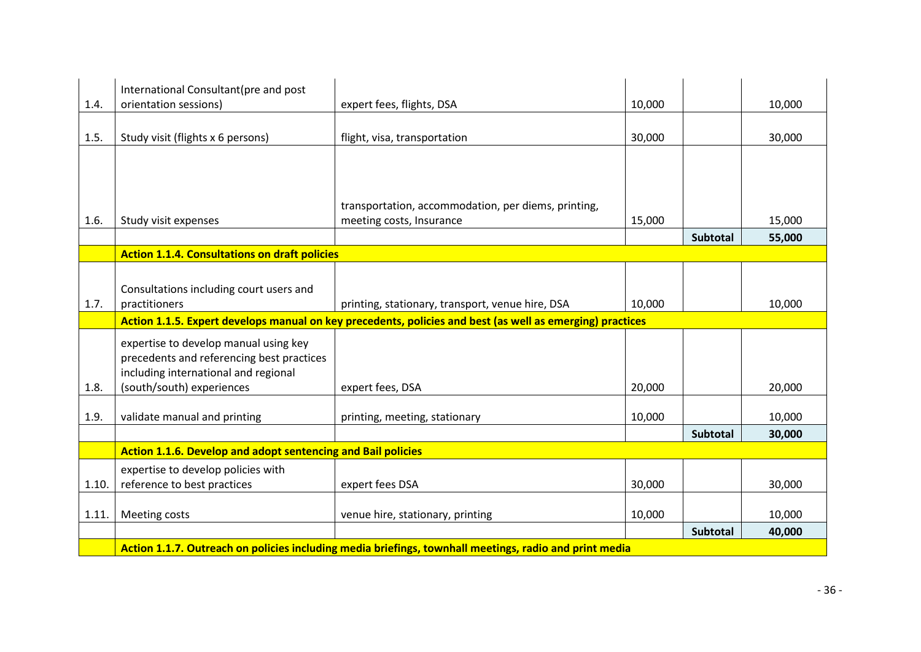| | | | | | |
|---|---|---|---|---|---|
| 1.4. | International Consultant(pre and post orientation sessions) | expert fees, flights, DSA | 10,000 | | 10,000 |
| 1.5. | Study visit (flights x 6 persons) | flight, visa, transportation | 30,000 | | 30,000 |
| 1.6. | Study visit expenses | transportation, accommodation, per diems, printing, meeting costs, Insurance | 15,000 | | 15,000 |
| | | | | **Subtotal** | **55,000** |
| | **Action 1.1.4. Consultations on draft policies** | | | | |
| 1.7. | Consultations including court users and practitioners | printing, stationary, transport, venue hire, DSA | 10,000 | | 10,000 |
| | **Action 1.1.5. Expert develops manual on key precedents, policies and best (as well as emerging) practices** | | | | |
| 1.8. | expertise to develop manual using key precedents and referencing best practices including international and regional (south/south) experiences | expert fees, DSA | 20,000 | | 20,000 |
| 1.9. | validate manual and printing | printing, meeting, stationary | 10,000 | | 10,000 |
| | | | | **Subtotal** | **30,000** |
| | **Action 1.1.6. Develop and adopt sentencing and Bail policies** | | | | |
| 1.10. | expertise to develop policies with reference to best practices | expert fees DSA | 30,000 | | 30,000 |
| 1.11. | Meeting costs | venue hire, stationary, printing | 10,000 | | 10,000 |
| | | | | **Subtotal** | **40,000** |
| | **Action 1.1.7. Outreach on policies including media briefings, townhall meetings, radio and print media** | | | | |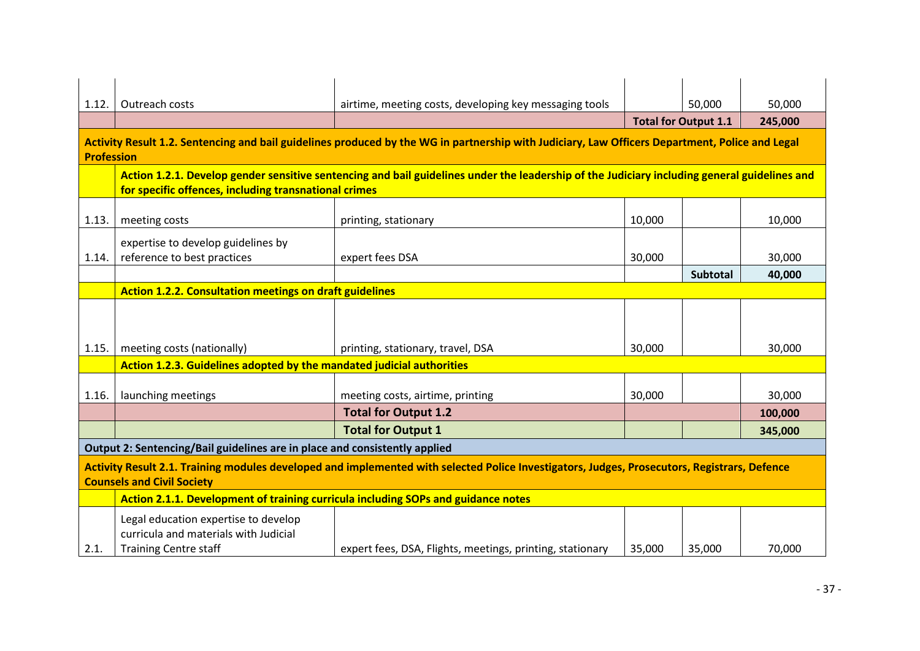| | | | | | |
|---|---|---|---|---|---|
| 1.12. | Outreach costs | airtime, meeting costs, developing key messaging tools | | 50,000 | 50,000 |
| | | | **Total for Output 1.1** | | **245,000** |
| **Activity Result 1.2. Sentencing and bail guidelines produced by the WG in partnership with Judiciary, Law Officers Department, Police and Legal Profession** | | | | | |
| | **Action 1.2.1. Develop gender sensitive sentencing and bail guidelines under the leadership of the Judiciary including general guidelines and for specific offences, including transnational crimes** | | | | |
| 1.13. | meeting costs | printing, stationary | 10,000 | | 10,000 |
| 1.14. | expertise to develop guidelines by reference to best practices | expert fees DSA | 30,000 | | 30,000 |
| | | | | **Subtotal** | **40,000** |
| | **Action 1.2.2. Consultation meetings on draft guidelines** | | | | |
| 1.15. | meeting costs (nationally) | printing, stationary, travel, DSA | 30,000 | | 30,000 |
| | **Action 1.2.3. Guidelines adopted by the mandated judicial authorities** | | | | |
| 1.16. | launching meetings | meeting costs, airtime, printing | 30,000 | | 30,000 |
| | | **Total for Output 1.2** | | | **100,000** |
| | | **Total for Output 1** | | | **345,000** |
| **Output 2: Sentencing/Bail guidelines are in place and consistently applied** | | | | | |
| **Activity Result 2.1. Training modules developed and implemented with selected Police Investigators, Judges, Prosecutors, Registrars, Defence Counsels and Civil Society** | | | | | |
| | **Action 2.1.1. Development of training curricula including SOPs and guidance notes** | | | | |
| 2.1. | Legal education expertise to develop curricula and materials with Judicial Training Centre staff | expert fees, DSA, Flights, meetings, printing, stationary | 35,000 | 35,000 | 70,000 |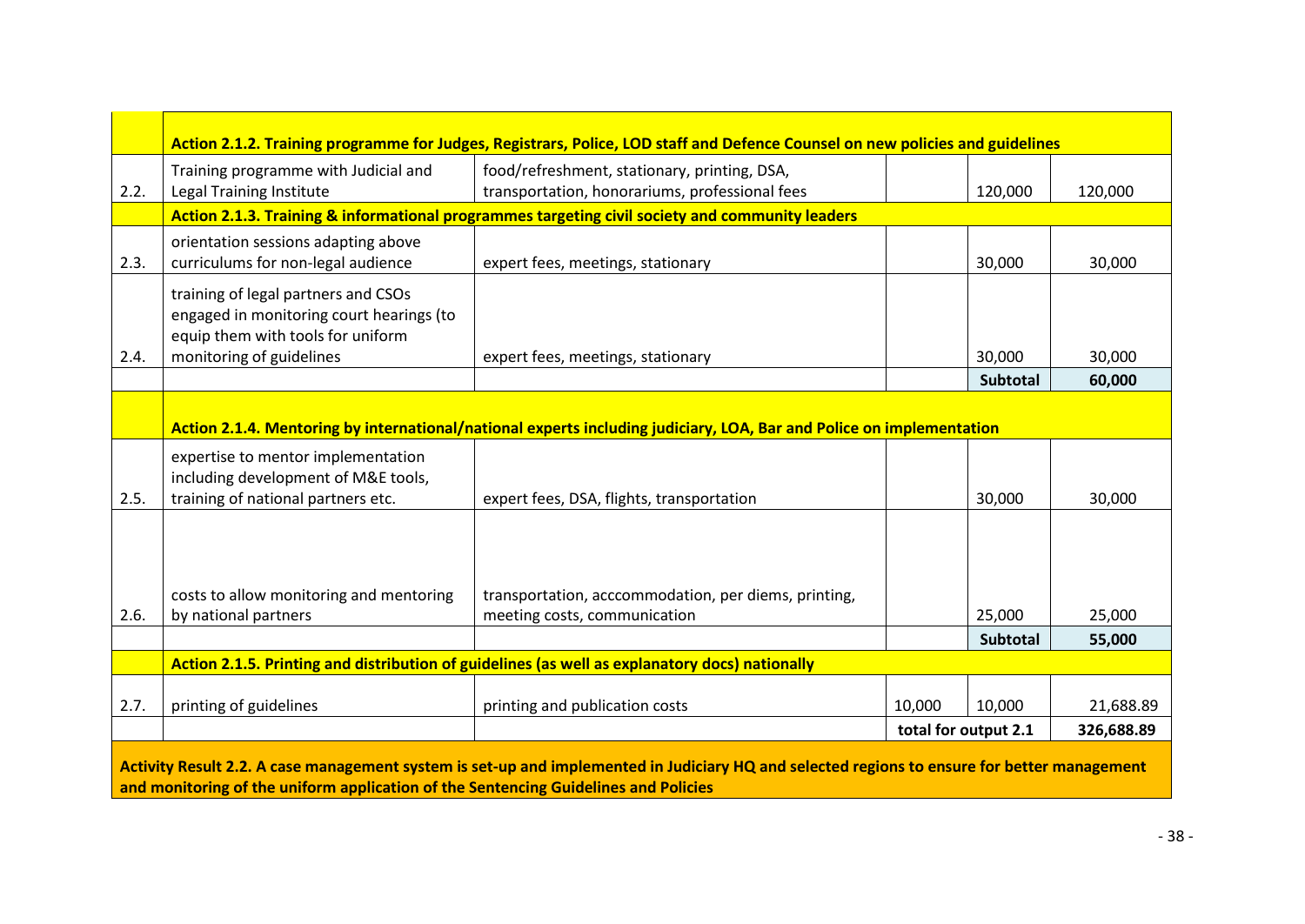| | | | | | |
|---|---|---|---|---|---|
| | **Action 2.1.2. Training programme for Judges, Registrars, Police, LOD staff and Defence Counsel on new policies and guidelines** | | | | |
| 2.2. | Training programme with Judicial and Legal Training Institute | food/refreshment, stationary, printing, DSA, transportation, honorariums, professional fees | | 120,000 | 120,000 |
| | **Action 2.1.3. Training & informational programmes targeting civil society and community leaders** | | | | |
| 2.3. | orientation sessions adapting above curriculums for non-legal audience | expert fees, meetings, stationary | | 30,000 | 30,000 |
| 2.4. | training of legal partners and CSOs engaged in monitoring court hearings (to equip them with tools for uniform monitoring of guidelines | expert fees, meetings, stationary | | 30,000 | 30,000 |
| | | | | **Subtotal** | **60,000** |
| | **Action 2.1.4. Mentoring by international/national experts including judiciary, LOA, Bar and Police on implementation** | | | | |
| 2.5. | expertise to mentor implementation including development of M&E tools, training of national partners etc. | expert fees, DSA, flights, transportation | | 30,000 | 30,000 |
| 2.6. | costs to allow monitoring and mentoring by national partners | transportation, acccommodation, per diems, printing, meeting costs, communication | | 25,000 | 25,000 |
| | | | | **Subtotal** | **55,000** |
| | **Action 2.1.5. Printing and distribution of guidelines (as well as explanatory docs) nationally** | | | | |
| 2.7. | printing of guidelines | printing and publication costs | 10,000 | 10,000 | 21,688.89 |
| | | | total for output 2.1 | | **326,688.89** |
| **Activity Result 2.2. A case management system is set-up and implemented in Judiciary HQ and selected regions to ensure for better management and monitoring of the uniform application of the Sentencing Guidelines and Policies** | | | | | |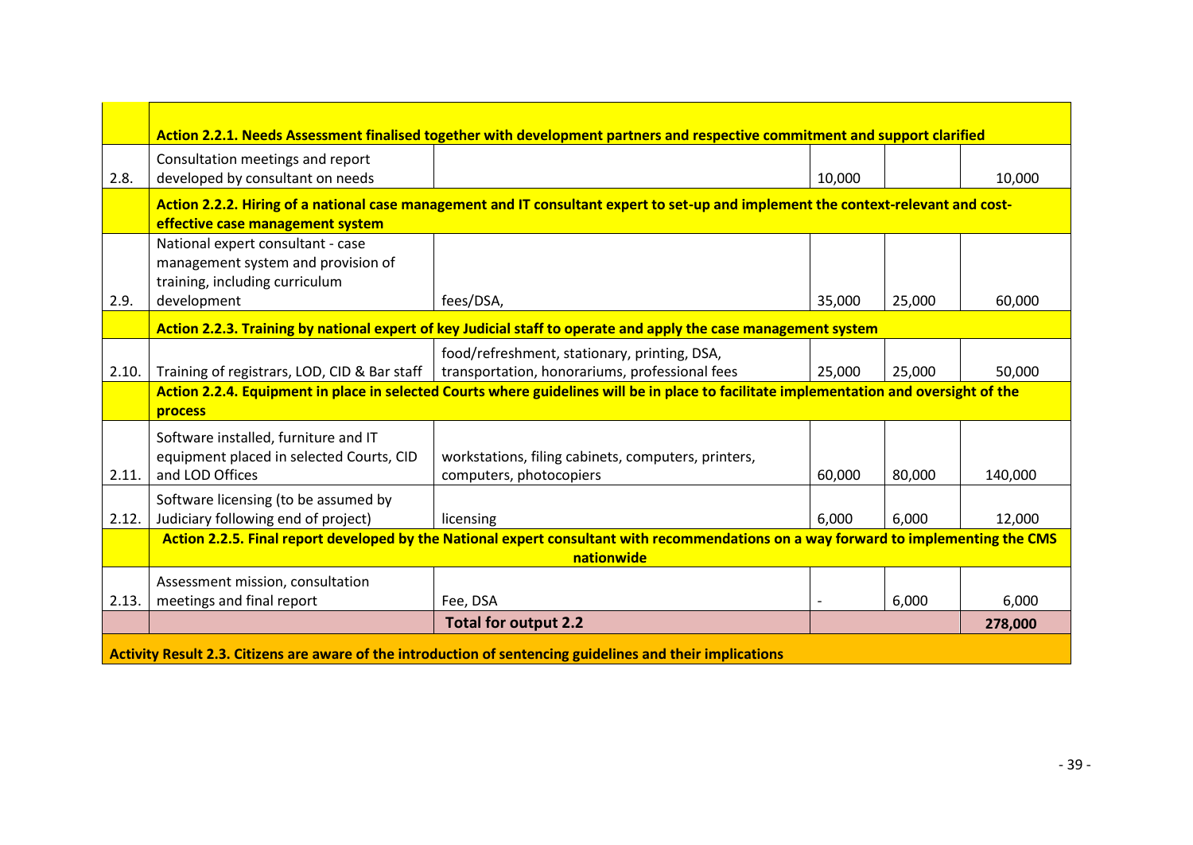| | | | | | |
|---|---|---|---|---|---|
| | **Action 2.2.1. Needs Assessment finalised together with development partners and respective commitment and support clarified** | | | | |
| 2.8. | Consultation meetings and report developed by consultant on needs | | 10,000 | | 10,000 |
| | **Action 2.2.2. Hiring of a national case management and IT consultant expert to set-up and implement the context-relevant and cost-effective case management system** | | | | |
| 2.9. | National expert consultant - case management system and provision of training, including curriculum development | fees/DSA, | 35,000 | 25,000 | 60,000 |
| | **Action 2.2.3. Training by national expert of key Judicial staff to operate and apply the case management system** | | | | |
| 2.10. | Training of registrars, LOD, CID & Bar staff | food/refreshment, stationary, printing, DSA, transportation, honorariums, professional fees | 25,000 | 25,000 | 50,000 |
| | **Action 2.2.4. Equipment in place in selected Courts where guidelines will be in place to facilitate implementation and oversight of the process** | | | | |
| 2.11. | Software installed, furniture and IT equipment placed in selected Courts, CID and LOD Offices | workstations, filing cabinets, computers, printers, computers, photocopiers | 60,000 | 80,000 | 140,000 |
| 2.12. | Software licensing (to be assumed by Judiciary following end of project) | licensing | 6,000 | 6,000 | 12,000 |
| | **Action 2.2.5. Final report developed by the National expert consultant with recommendations on a way forward to implementing the CMS nationwide** | | | | |
| 2.13. | Assessment mission, consultation meetings and final report | Fee, DSA | - | 6,000 | 6,000 |
| | | **Total for output 2.2** | | | **278,000** |
| **Activity Result 2.3. Citizens are aware of the introduction of sentencing guidelines and their implications** | | | | | |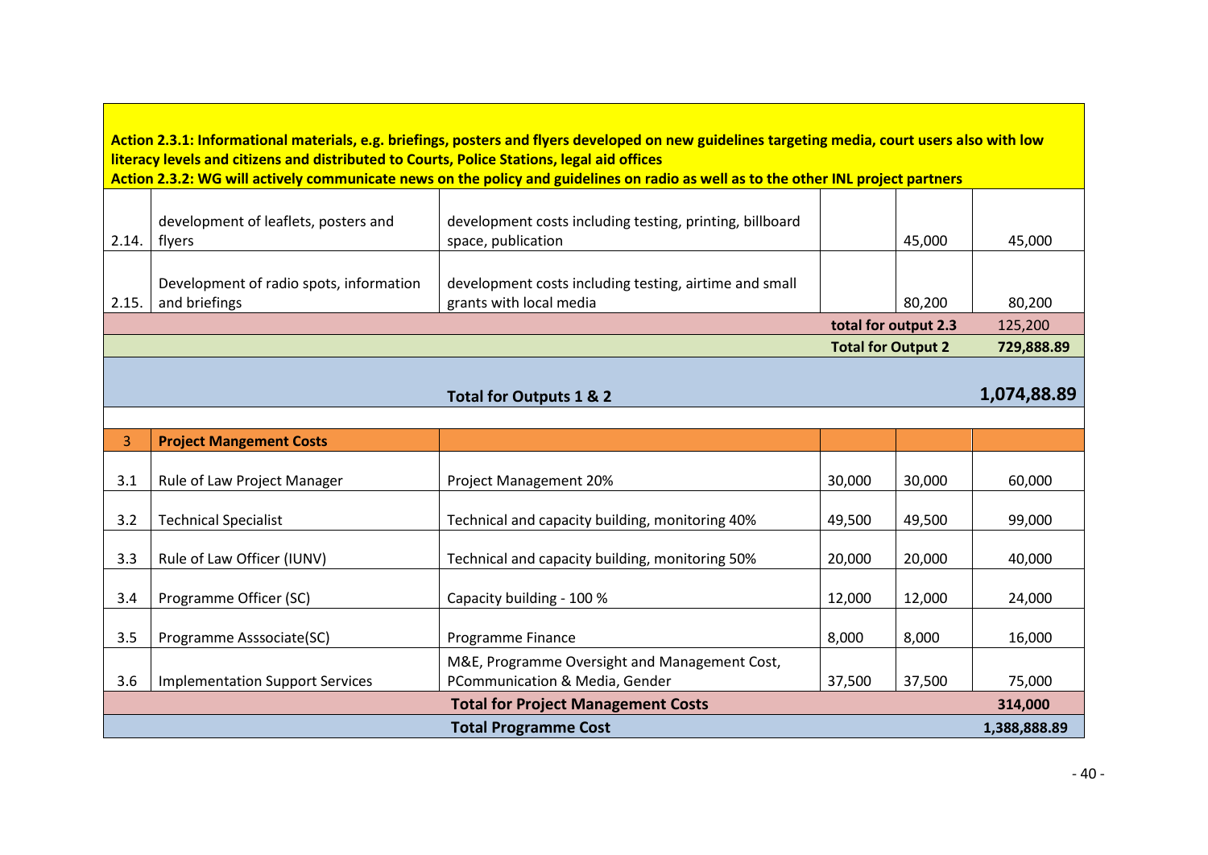| | | | | | |
|---|---|---|---|---|---|
| **Action 2.3.1: Informational materials, e.g. briefings, posters and flyers developed on new guidelines targeting media, court users also with low literacy levels and citizens and distributed to Courts, Police Stations, legal aid offices**<br>**Action 2.3.2: WG will actively communicate news on the policy and guidelines on radio as well as to the other INL project partners** | | | | | |
| 2.14. | development of leaflets, posters and flyers | development costs including testing, printing, billboard space, publication | | 45,000 | 45,000 |
| 2.15. | Development of radio spots, information and briefings | development costs including testing, airtime and small grants with local media | | 80,200 | 80,200 |
| | | | **total for output 2.3** | | 125,200 |
| | | | **Total for Output 2** | | **729,888.89** |
| | | **Total for Outputs 1 & 2** | | | **1,074,88.89** |
| 3 | **Project Mangement Costs** | | | | |
| 3.1 | Rule of Law Project Manager | Project Management 20% | 30,000 | 30,000 | 60,000 |
| 3.2 | Technical Specialist | Technical and capacity building, monitoring 40% | 49,500 | 49,500 | 99,000 |
| 3.3 | Rule of Law Officer (IUNV) | Technical and capacity building, monitoring 50% | 20,000 | 20,000 | 40,000 |
| 3.4 | Programme Officer (SC) | Capacity building - 100 % | 12,000 | 12,000 | 24,000 |
| 3.5 | Programme Asssociate(SC) | Programme Finance | 8,000 | 8,000 | 16,000 |
| 3.6 | Implementation Support Services | M&E, Programme Oversight and Management Cost, PCommunication & Media, Gender | 37,500 | 37,500 | 75,000 |
| | | **Total for Project Management Costs** | | | **314,000** |
| | | **Total Programme Cost** | | | **1,388,888.89** |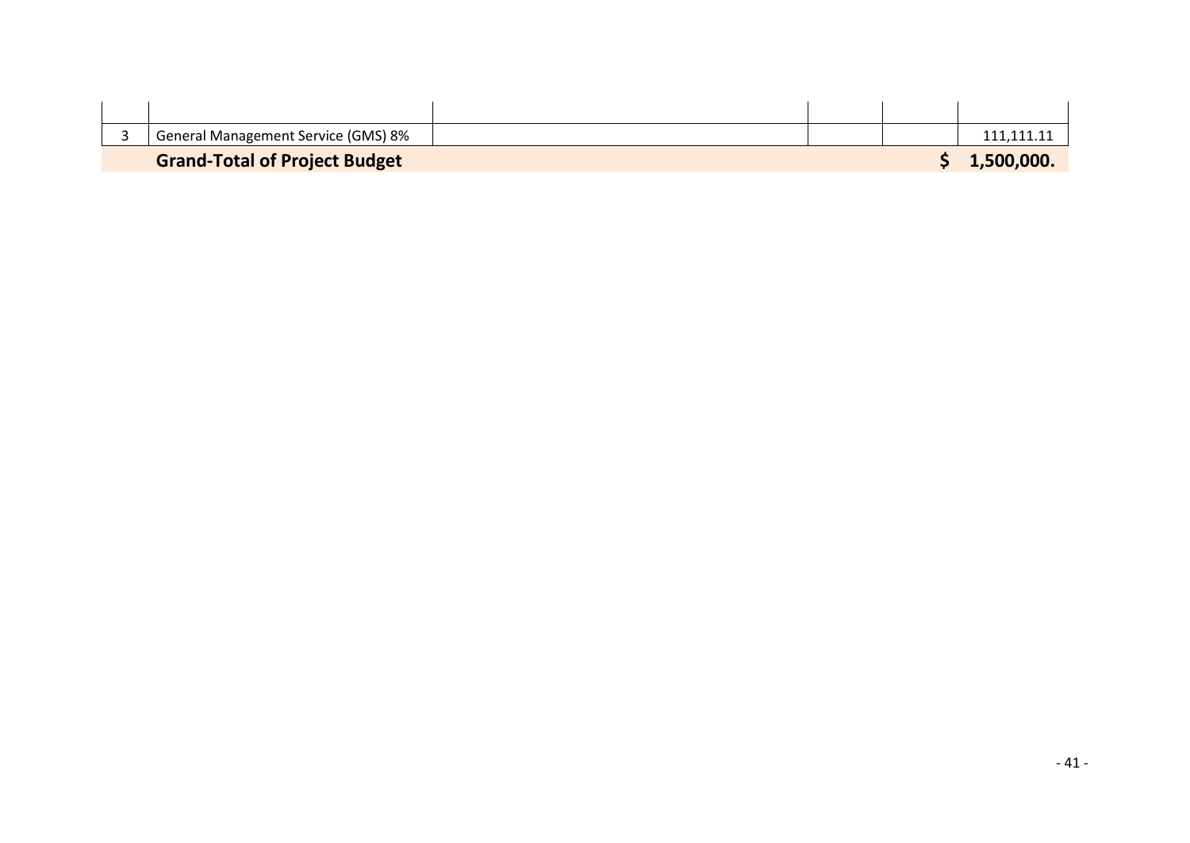| | | | | | |
|---|---|---|---|---|---|
| | | | | | |
| 3 | General Management Service (GMS) 8% | | | | 111,111.11 |
| | **Grand-Total of Project Budget** | | | | **$ 1,500,000.** |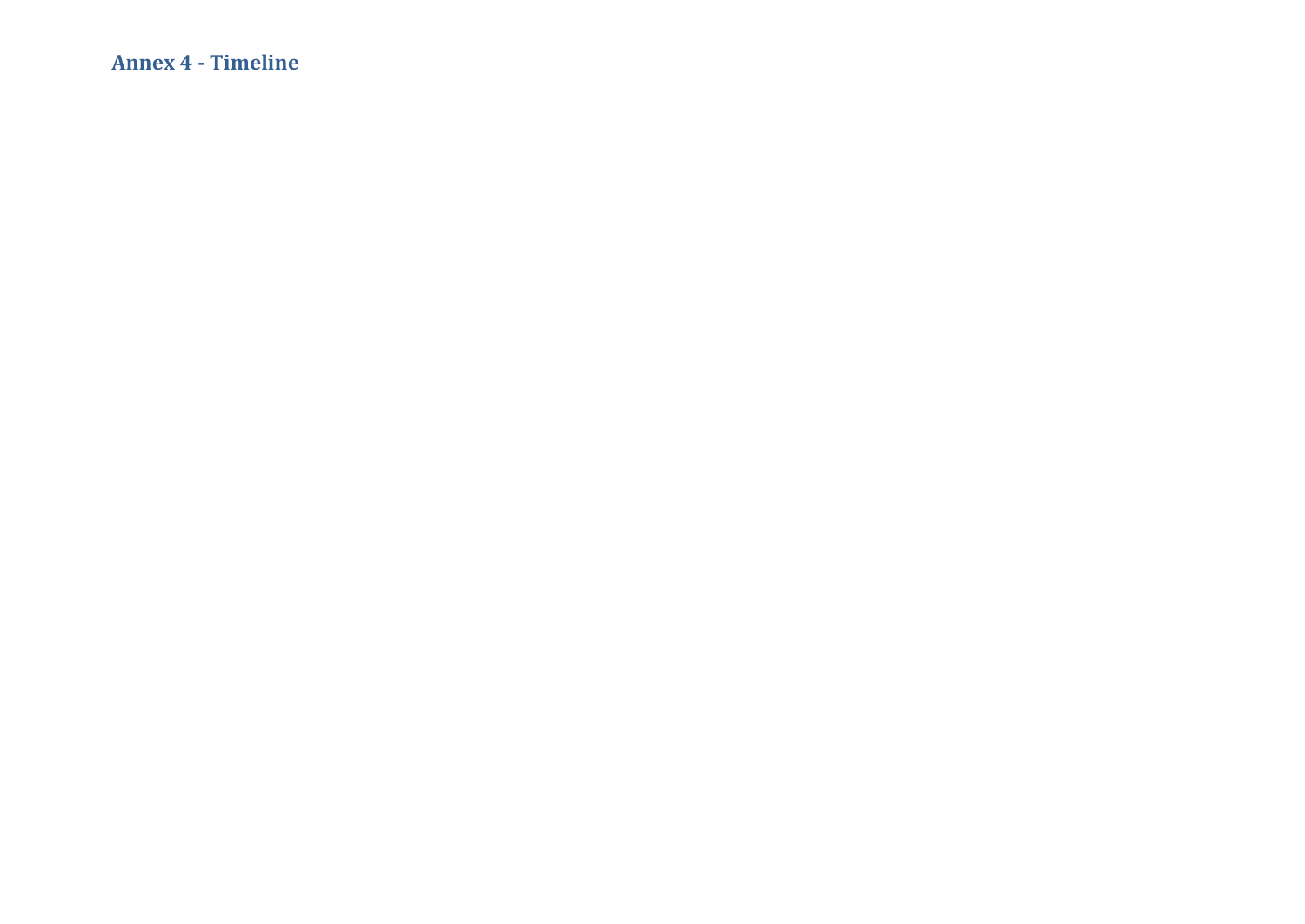## Annex 4 - Timeline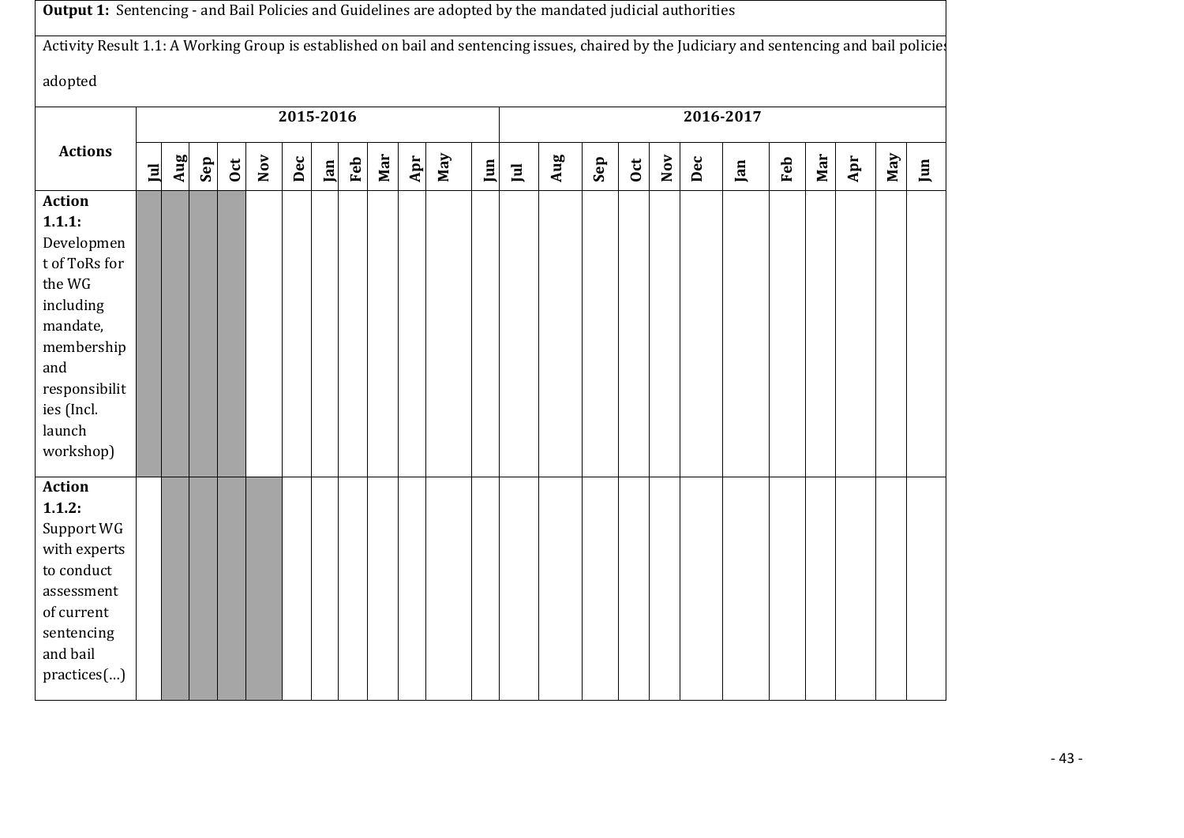**Output 1:** Sentencing - and Bail Policies and Guidelines are adopted by the mandated judicial authorities

Activity Result 1.1: A Working Group is established on bail and sentencing issues, chaired by the Judiciary and sentencing and bail policies adopted

Shaded cells in the chart are marked ■.

| Actions | 2015-2016 | | | | | | | | | | | | 2016-2017 | | | | | | | | | | | |
|---|---|---|---|---|---|---|---|---|---|---|---|---|---|---|---|---|---|---|---|---|---|---|---|---|
| | Jul | Aug | Sep | Oct | Nov | Dec | Jan | Feb | Mar | Apr | May | Jun | Jul | Aug | Sep | Oct | Nov | Dec | Jan | Feb | Mar | Apr | May | Jun |
| **Action 1.1.1:** Development of ToRs for the WG including mandate, membership and responsibilities (Incl. launch workshop) | ■ | ■ | ■ | ■ | | | | | | | | | | | | | | | | | | | | |
| **Action 1.1.2:** Support WG with experts to conduct assessment of current sentencing and bail practices(…) | | ■ | ■ | ■ | ■ | | | | | | | | | | | | | | | | | | | |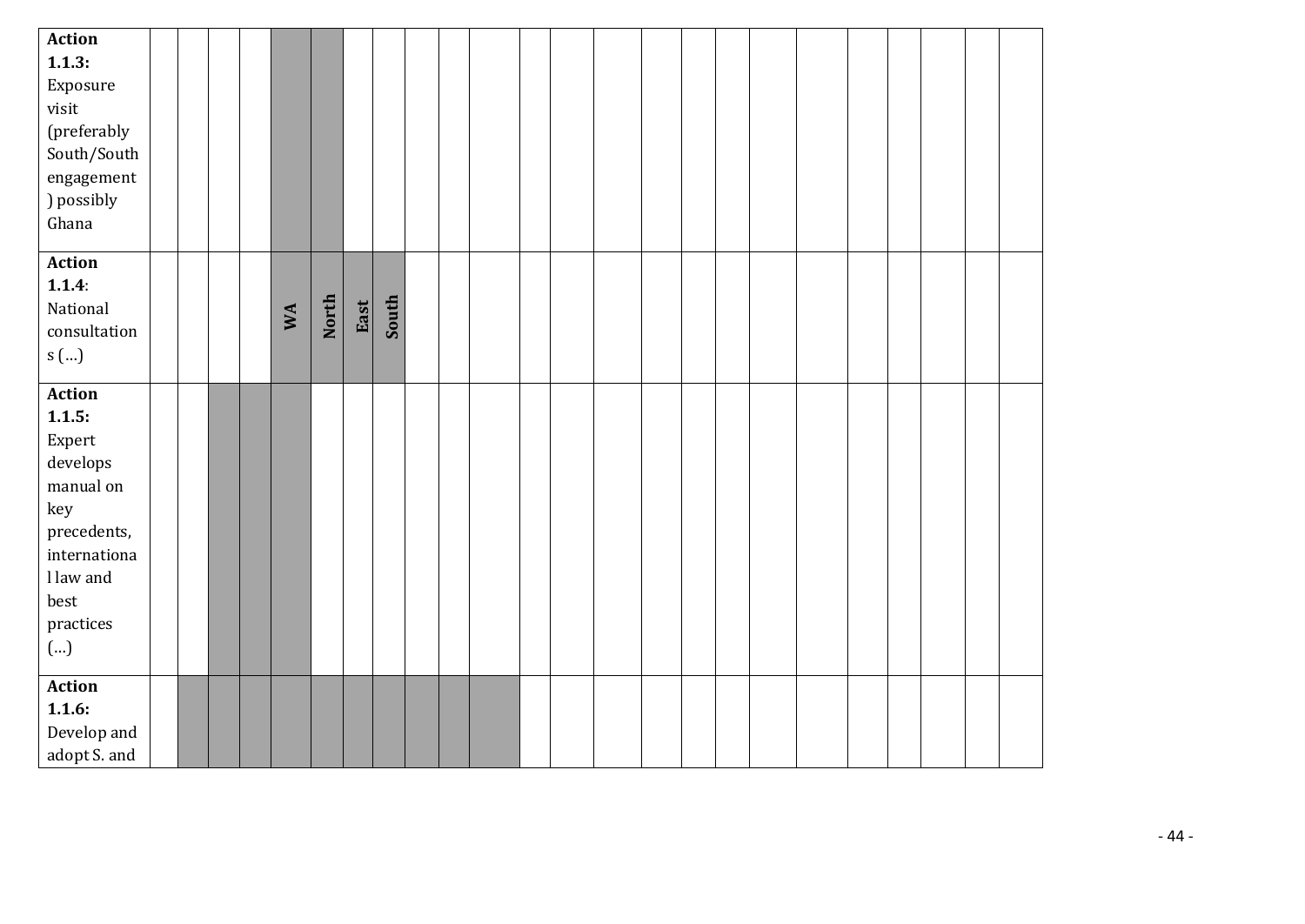| **Action 1.1.3:** Exposure visit (preferably South/South engagement) possibly Ghana | | | | | | | | | | | | | | | | | | | | | | | | |
|---|---|---|---|---|---|---|---|---|---|---|---|---|---|---|---|---|---|---|---|---|---|---|---|---|
| **Action 1.1.4**: National consultations (…) | | | | | **WA** | **North** | **East** | **South** | | | | | | | | | | | | | | | | |
| **Action 1.1.5:** Expert develops manual on key precedents, international law and best practices (…) | | | | | | | | | | | | | | | | | | | | | | | | |
| **Action 1.1.6:** Develop and adopt S. and | | | | | | | | | | | | | | | | | | | | | | | | |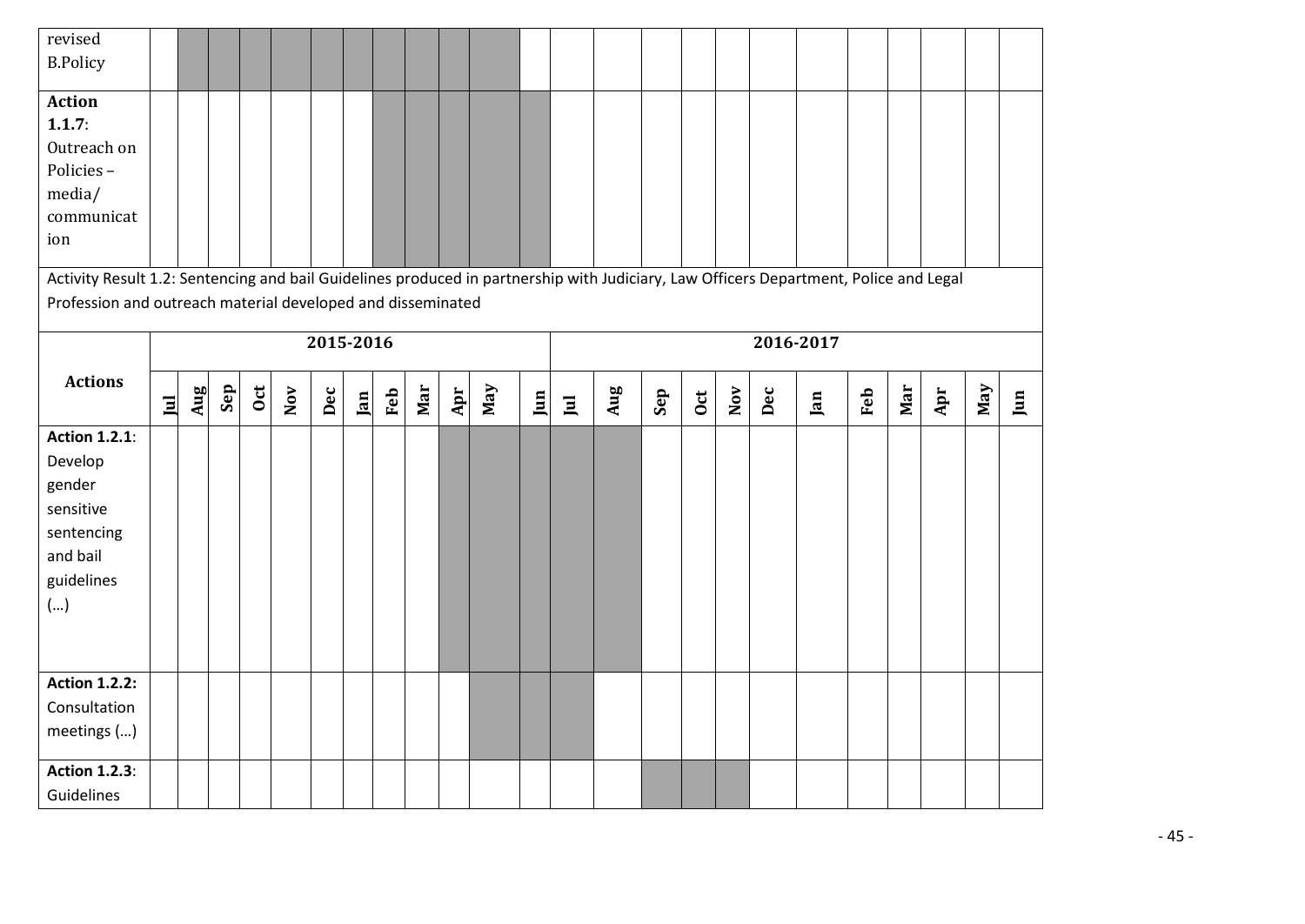| | Jul | Aug | Sep | Oct | Nov | Dec | Jan | Feb | Mar | Apr | May | Jun | Jul | Aug | Sep | Oct | Nov | Dec | Jan | Feb | Mar | Apr | May | Jun |
|---|---|---|---|---|---|---|---|---|---|---|---|---|---|---|---|---|---|---|---|---|---|---|---|---|
| revised B.Policy | | X | X | X | X | X | X | X | X | X | X | | | | | | | | | | | | | |
| **Action 1.1.7**: Outreach on Policies – media/ communication | | | | | | | | X | X | X | X | X | | | | | | | | | | | | |

Activity Result 1.2: Sentencing and bail Guidelines produced in partnership with Judiciary, Law Officers Department, Police and Legal Profession and outreach material developed and disseminated

| **Actions** | **2015-2016** | | | | | | | | | | | | **2016-2017** | | | | | | | | | | | |
|---|---|---|---|---|---|---|---|---|---|---|---|---|---|---|---|---|---|---|---|---|---|---|---|---|
| | **Jul** | **Aug** | **Sep** | **Oct** | **Nov** | **Dec** | **Jan** | **Feb** | **Mar** | **Apr** | **May** | **Jun** | **Jul** | **Aug** | **Sep** | **Oct** | **Nov** | **Dec** | **Jan** | **Feb** | **Mar** | **Apr** | **May** | **Jun** |
| **Action 1.2.1**: Develop gender sensitive sentencing and bail guidelines (…) | | | | | | | | | | X | X | X | X | X | | | | | | | | | | |
| **Action 1.2.2:** Consultation meetings (…) | | | | | | | | | | | X | X | X | | | | | | | | | | | |
| **Action 1.2.3**: Guidelines | | | | | | | | | | | | | | | X | X | X | | | | | | | |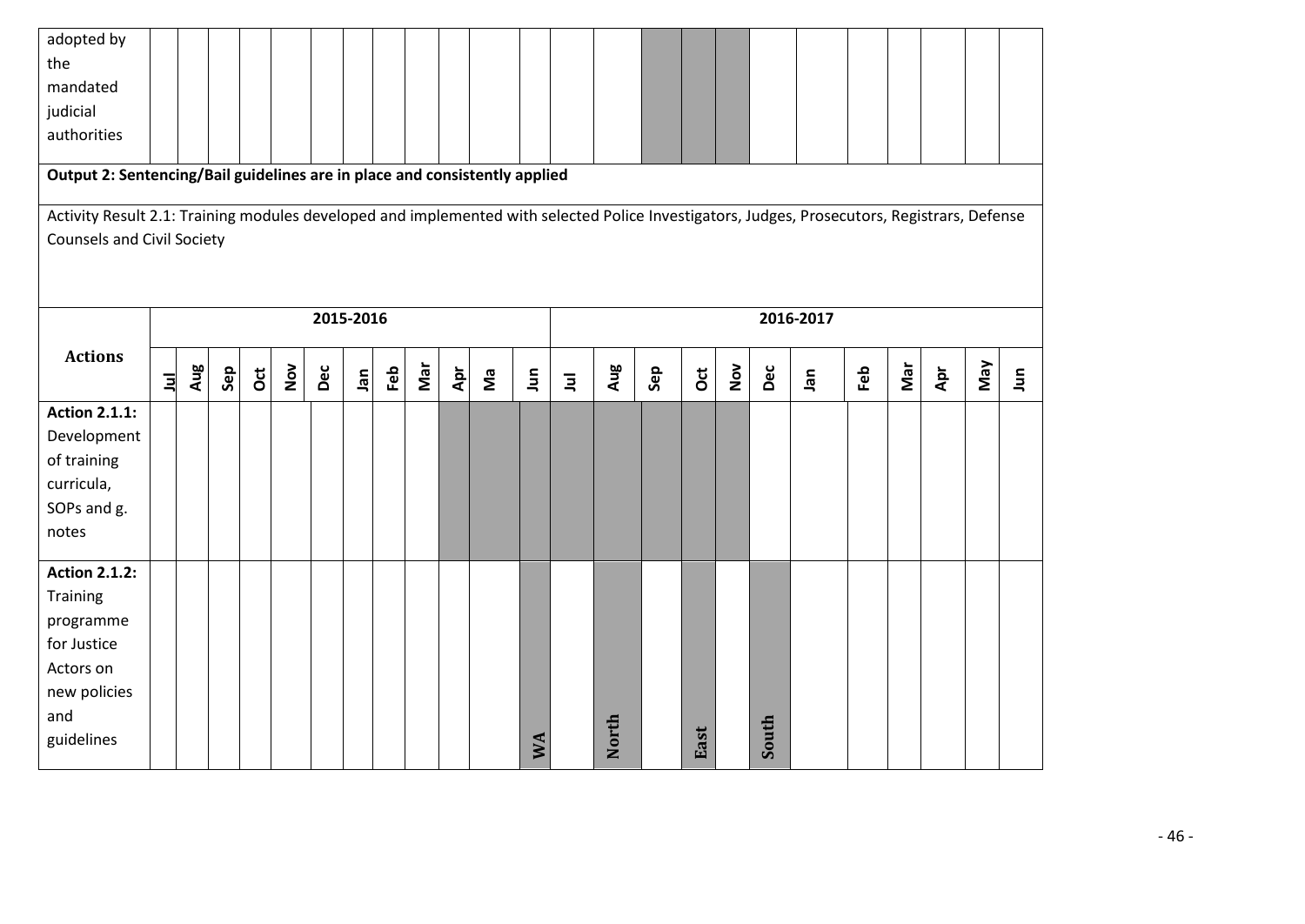| adopted by the mandated judicial authorities | | | | | | | | | | | | | | | | | | | | | | | | |
|---|---|---|---|---|---|---|---|---|---|---|---|---|---|---|---|---|---|---|---|---|---|---|---|---|

**Output 2: Sentencing/Bail guidelines are in place and consistently applied**

Activity Result 2.1: Training modules developed and implemented with selected Police Investigators, Judges, Prosecutors, Registrars, Defense Counsels and Civil Society

| Actions | 2015-2016 | | | | | | | | | | | | 2016-2017 | | | | | | | | | | | |
|---|---|---|---|---|---|---|---|---|---|---|---|---|---|---|---|---|---|---|---|---|---|---|---|---|
| | Jul | Aug | Sep | Oct | Nov | Dec | Jan | Feb | Mar | Apr | Ma | Jun | Jul | Aug | Sep | Oct | Nov | Dec | Jan | Feb | Mar | Apr | May | Jun |
| **Action 2.1.1:** Development of training curricula, SOPs and g. notes | | | | | | | | | | | | | | | | | | | | | | | | |
| **Action 2.1.2:** Training programme for Justice Actors on new policies and guidelines | | | | | | | | | | | | WA | | North | | East | | South | | | | | | |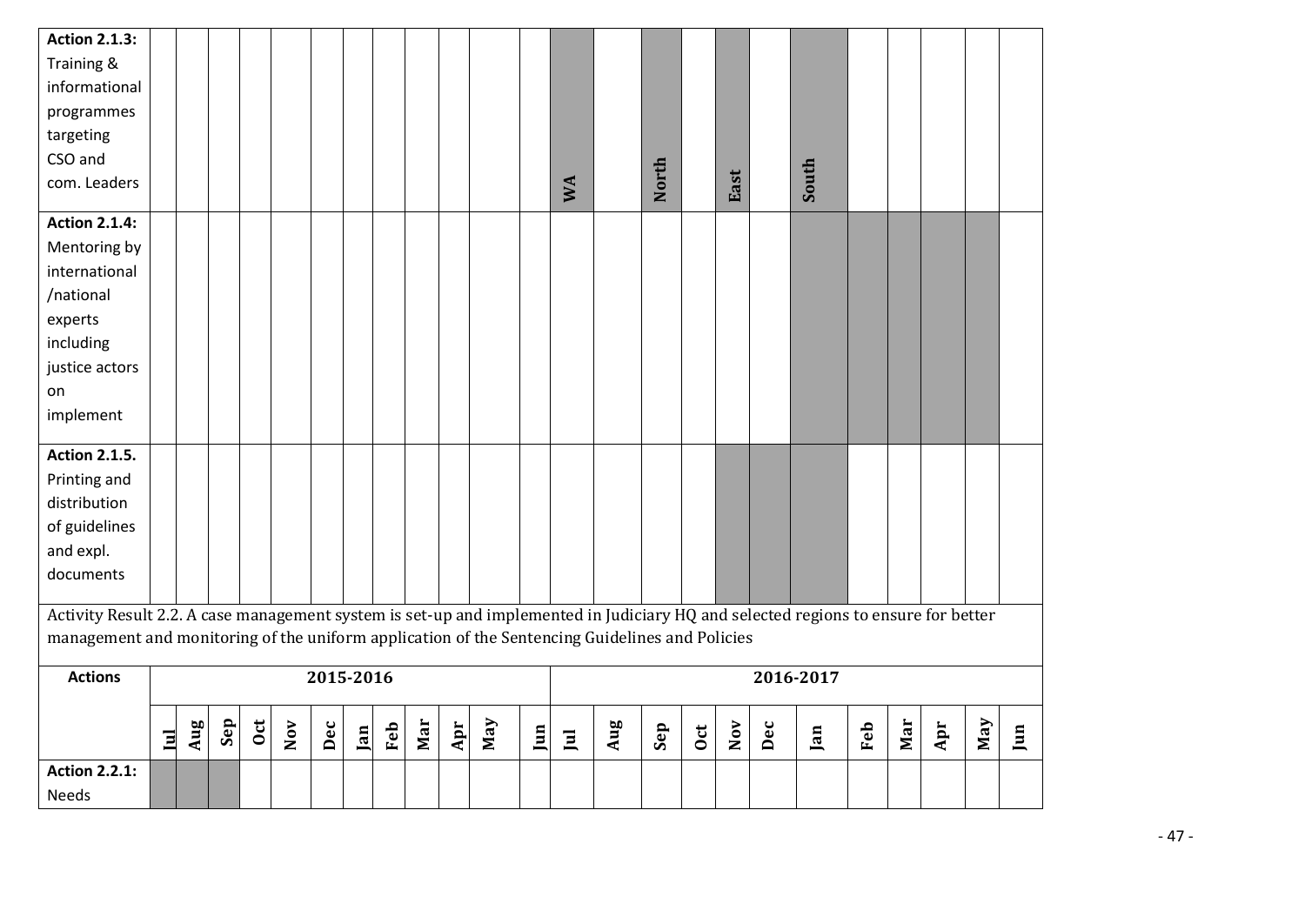| Action 2.1.3: Training & informational programmes targeting CSO and com. Leaders | | | | | | | | | | | | | WA | | North | | East | | South | | | | | |
|---|---|---|---|---|---|---|---|---|---|---|---|---|---|---|---|---|---|---|---|---|---|---|---|---|
| **Action 2.1.4:** Mentoring by international /national experts including justice actors on implement | | | | | | | | | | | | | | | | | | | ■ | ■ | ■ | ■ | ■ | |
| **Action 2.1.5.** Printing and distribution of guidelines and expl. documents | | | | | | | | | | | | | | | | | ■ | ■ | ■ | | | | | |

Activity Result 2.2. A case management system is set-up and implemented in Judiciary HQ and selected regions to ensure for better management and monitoring of the uniform application of the Sentencing Guidelines and Policies

| Actions | 2015-2016 | | | | | | | | | | | | 2016-2017 | | | | | | | | | | | |
|---|---|---|---|---|---|---|---|---|---|---|---|---|---|---|---|---|---|---|---|---|---|---|---|---|
| | Jul | Aug | Sep | Oct | Nov | Dec | Jan | Feb | Mar | Apr | May | Jun | Jul | Aug | Sep | Oct | Nov | Dec | Jan | Feb | Mar | Apr | May | Jun |
| **Action 2.2.1:** Needs | ■ | ■ | ■ | | | | | | | | | | | | | | | | | | | | | |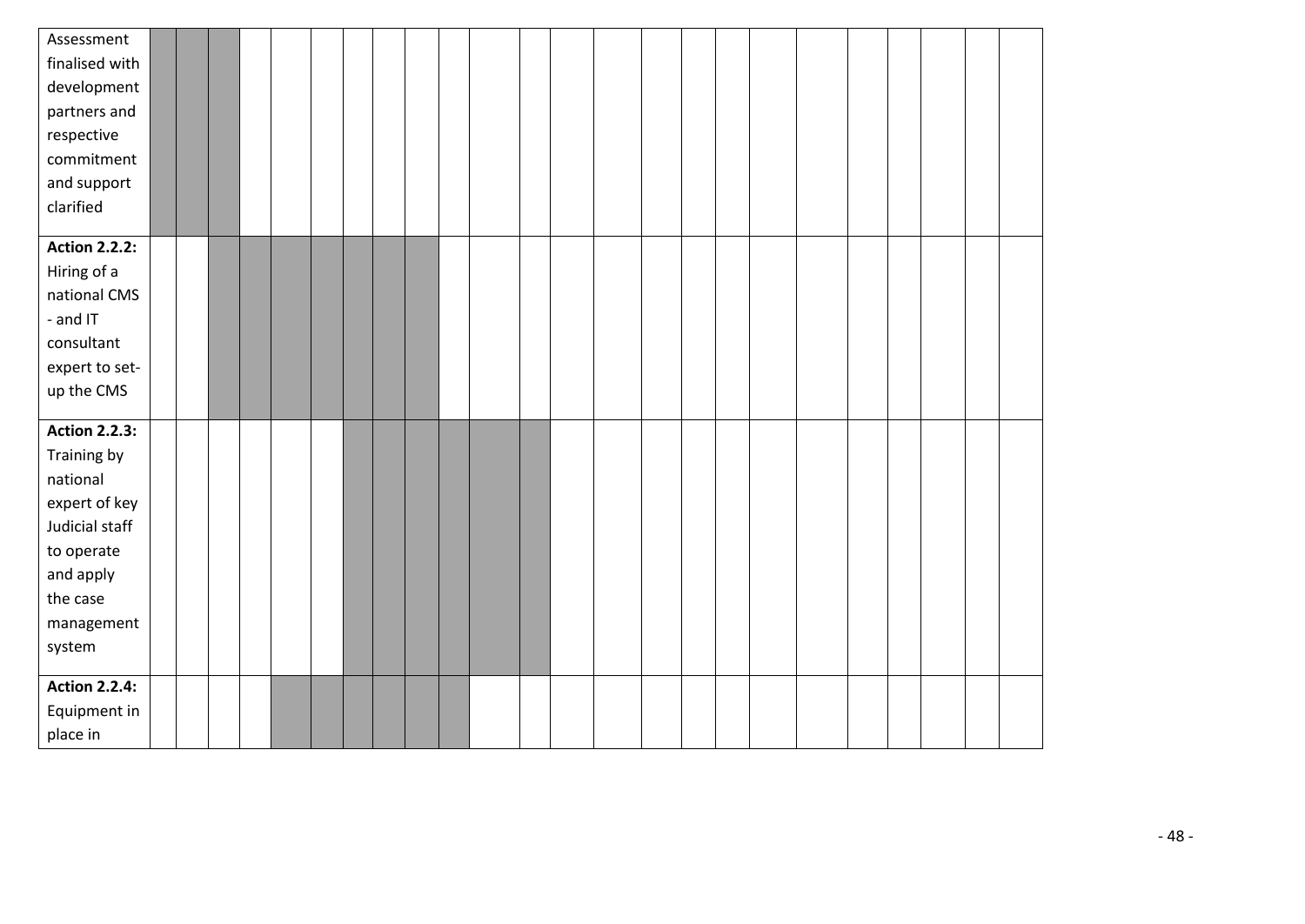| | | | | | | | | | | | | | | | | | | | | | | | | |
|---|---|---|---|---|---|---|---|---|---|---|---|---|---|---|---|---|---|---|---|---|---|---|---|---|
| Assessment finalised with development partners and respective commitment and support clarified | ■ | ■ | ■ | | | | | | | | | | | | | | | | | | | | | |
| **Action 2.2.2:** Hiring of a national CMS - and IT consultant expert to set-up the CMS | | | ■ | ■ | ■ | ■ | ■ | ■ | ■ | | | | | | | | | | | | | | | |
| **Action 2.2.3:** Training by national expert of key Judicial staff to operate and apply the case management system | | | | | | | ■ | ■ | ■ | ■ | ■ | ■ | | | | | | | | | | | | |
| **Action 2.2.4:** Equipment in place in | | | | | ■ | ■ | ■ | ■ | ■ | ■ | | | | | | | | | | | | | | |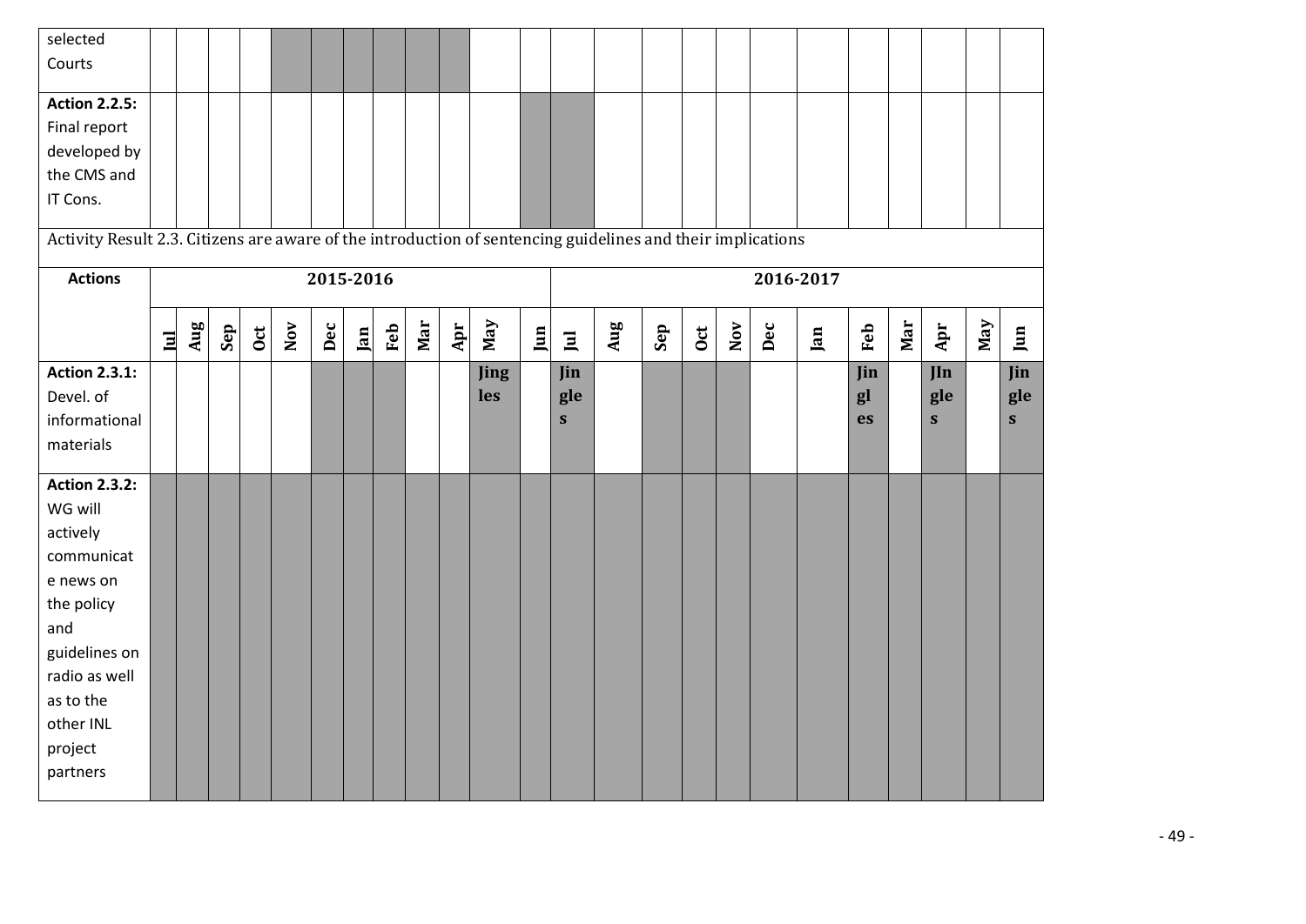| | | | | | | | | | | | | | | | | | | | | | | | | |
|---|---|---|---|---|---|---|---|---|---|---|---|---|---|---|---|---|---|---|---|---|---|---|---|---|
| selected Courts | | | | | | | | | | | | | | | | | | | | | | | | |
| **Action 2.2.5:** Final report developed by the CMS and IT Cons. | | | | | | | | | | | | | | | | | | | | | | | | |
| Activity Result 2.3. Citizens are aware of the introduction of sentencing guidelines and their implications | | | | | | | | | | | | | | | | | | | | | | | | |
| **Actions** | **2015-2016** | | | | | | | | | | | | **2016-2017** | | | | | | | | | | | |
| | **Jul** | **Aug** | **Sep** | **Oct** | **Nov** | **Dec** | **Jan** | **Feb** | **Mar** | **Apr** | **May** | **Jun** | **Jul** | **Aug** | **Sep** | **Oct** | **Nov** | **Dec** | **Jan** | **Feb** | **Mar** | **Apr** | **May** | **Jun** |
| **Action 2.3.1:** Devel. of informational materials | | | | | | | | | | | **Jingles** | | **Jingles** | | | | | | | **Jingles** | | **JIngles** | | **Jingles** |
| **Action 2.3.2:** WG will actively communicate news on the policy and guidelines on radio as well as to the other INL project partners | | | | | | | | | | | | | | | | | | | | | | | | |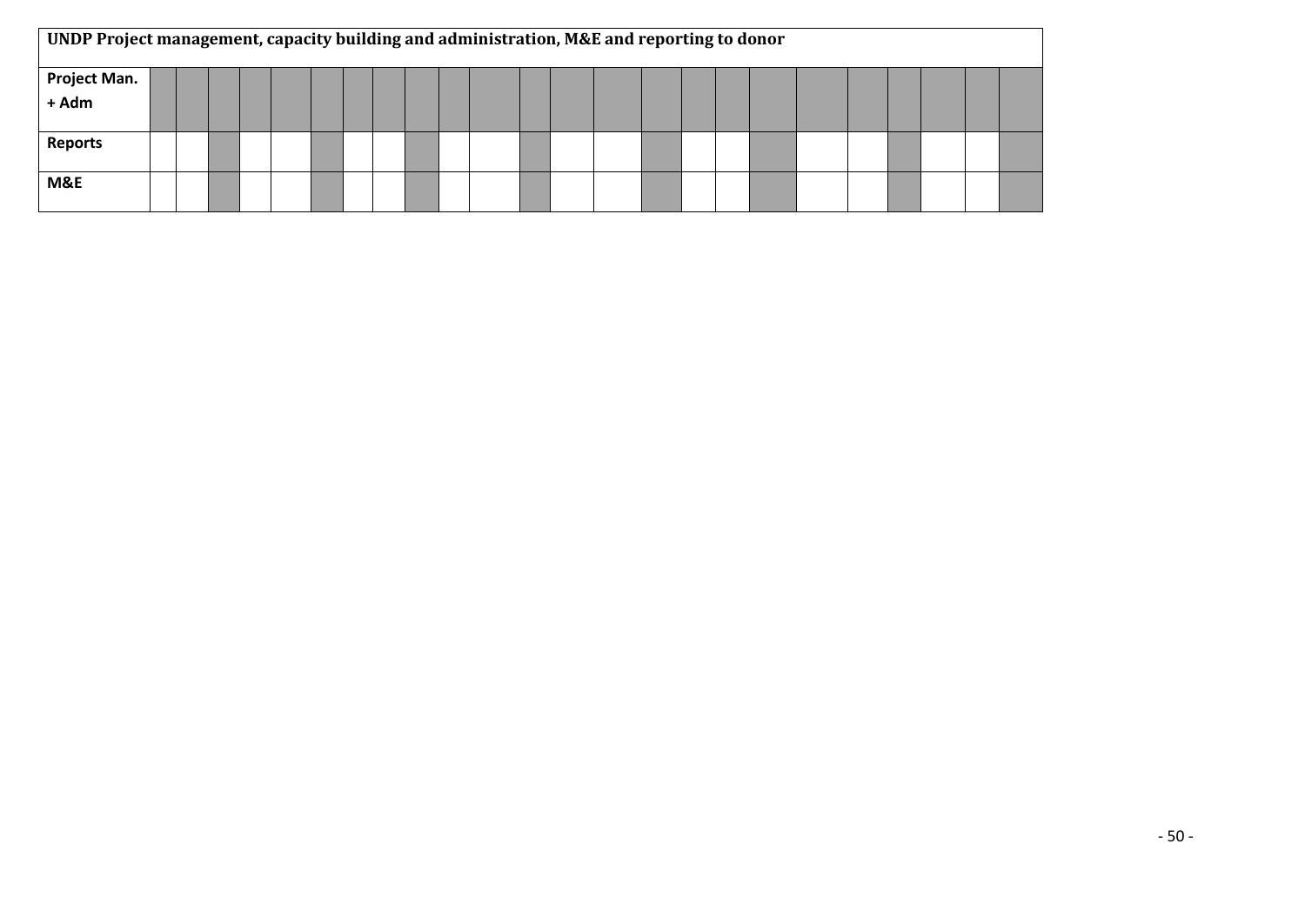**UNDP Project management, capacity building and administration, M&E and reporting to donor**

| Project Man. + Adm | | | | | | | | | | | | | | | | | | | | | | | | |
|---|---|---|---|---|---|---|---|---|---|---|---|---|---|---|---|---|---|---|---|---|---|---|---|---|
| Reports | | | | | | | | | | | | | | | | | | | | | | | | |
| M&E | | | | | | | | | | | | | | | | | | | | | | | | |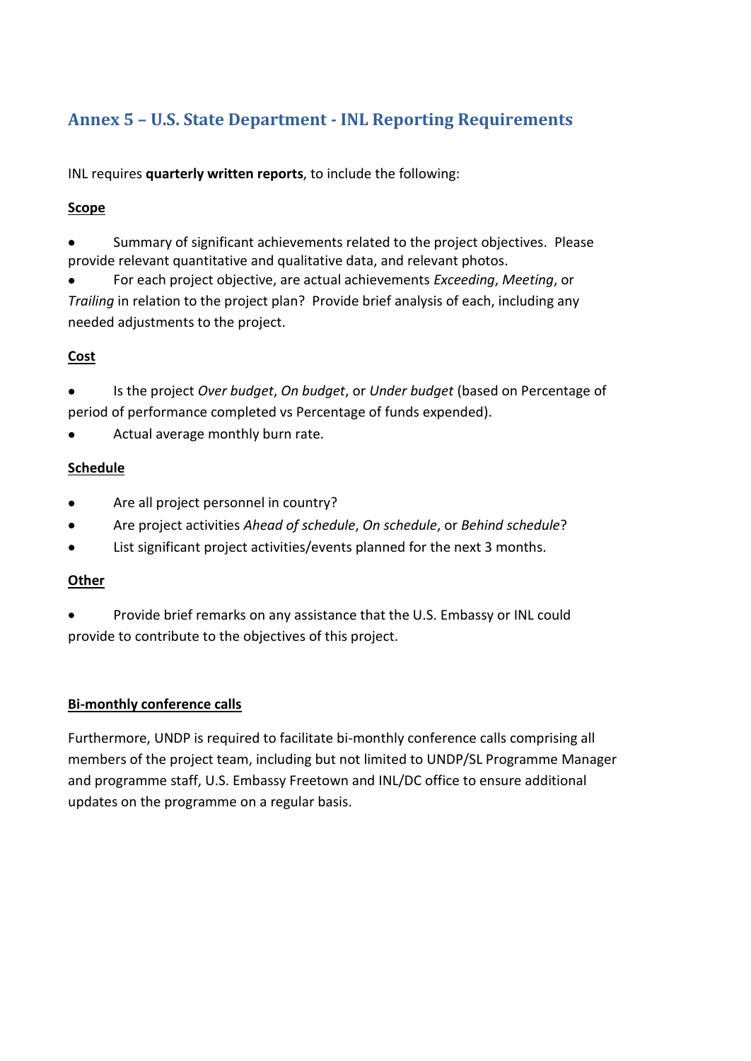## Annex 5 – U.S. State Department - INL Reporting Requirements

INL requires **quarterly written reports**, to include the following:

**Scope**

- Summary of significant achievements related to the project objectives. Please provide relevant quantitative and qualitative data, and relevant photos.
- For each project objective, are actual achievements *Exceeding*, *Meeting*, or *Trailing* in relation to the project plan? Provide brief analysis of each, including any needed adjustments to the project.

**Cost**

- Is the project *Over budget*, *On budget*, or *Under budget* (based on Percentage of period of performance completed vs Percentage of funds expended).
- Actual average monthly burn rate.

**Schedule**

- Are all project personnel in country?
- Are project activities *Ahead of schedule*, *On schedule*, or *Behind schedule*?
- List significant project activities/events planned for the next 3 months.

**Other**

- Provide brief remarks on any assistance that the U.S. Embassy or INL could provide to contribute to the objectives of this project.

**Bi-monthly conference calls**

Furthermore, UNDP is required to facilitate bi-monthly conference calls comprising all members of the project team, including but not limited to UNDP/SL Programme Manager and programme staff, U.S. Embassy Freetown and INL/DC office to ensure additional updates on the programme on a regular basis.